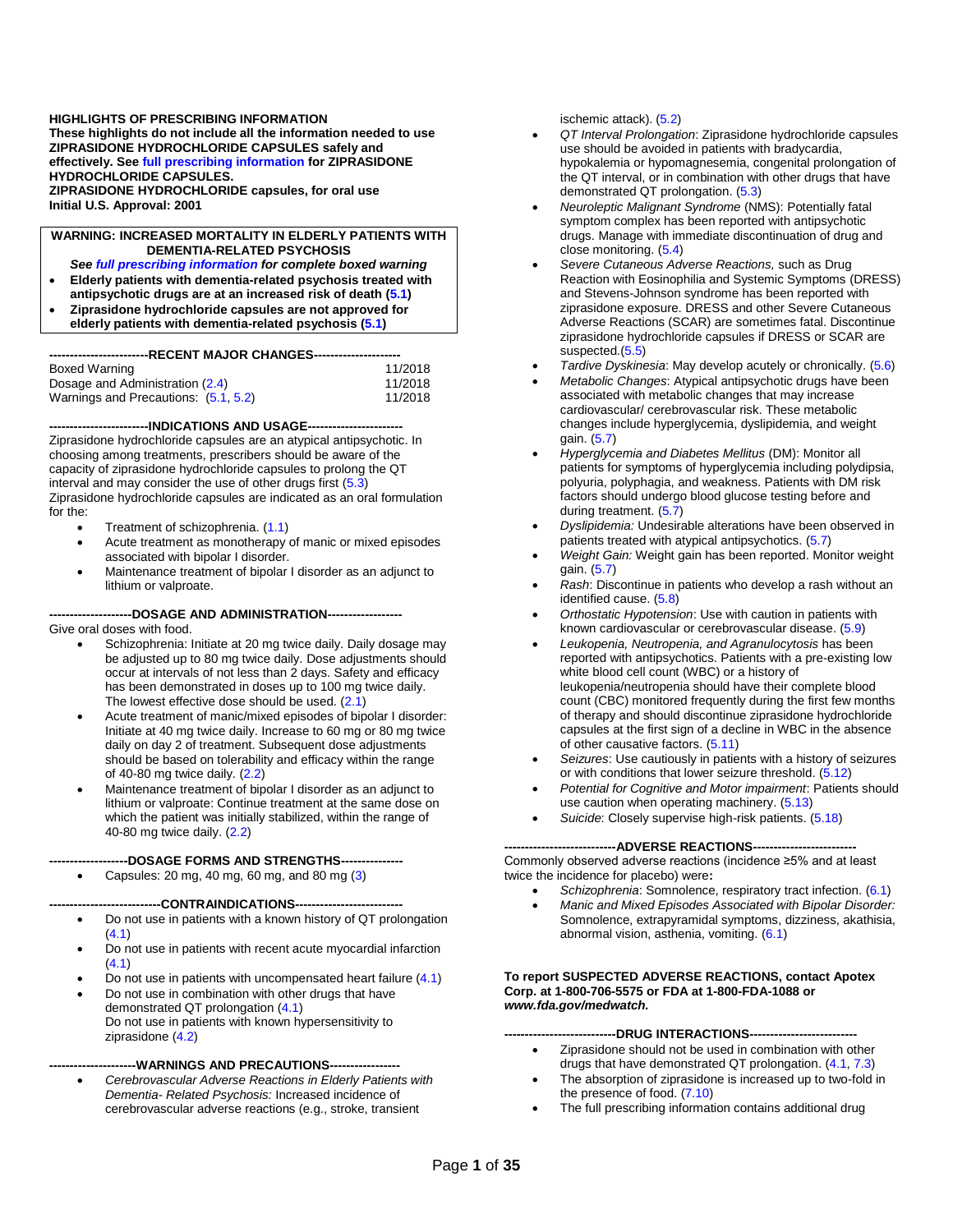**HIGHLIGHTS OF PRESCRIBING INFORMATION**
**These highlights do not include all the information needed to use ZIPRASIDONE HYDROCHLORIDE CAPSULES safely and effectively. See full prescribing information for ZIPRASIDONE HYDROCHLORIDE CAPSULES.**
**ZIPRASIDONE HYDROCHLORIDE capsules, for oral use**
**Initial U.S. Approval: 2001**

**WARNING: INCREASED MORTALITY IN ELDERLY PATIENTS WITH DEMENTIA-RELATED PSYCHOSIS**
***See full prescribing information for complete boxed warning***
- **Elderly patients with dementia-related psychosis treated with antipsychotic drugs are at an increased risk of death (5.1)**
- **Ziprasidone hydrochloride capsules are not approved for elderly patients with dementia-related psychosis (5.1)**

**------------------------RECENT MAJOR CHANGES---------------------**

| | |
|---|---|
| Boxed Warning | 11/2018 |
| Dosage and Administration (2.4) | 11/2018 |
| Warnings and Precautions: (5.1, 5.2) | 11/2018 |

**------------------------INDICATIONS AND USAGE-----------------------**
Ziprasidone hydrochloride capsules are an atypical antipsychotic. In choosing among treatments, prescribers should be aware of the capacity of ziprasidone hydrochloride capsules to prolong the QT interval and may consider the use of other drugs first (5.3)
Ziprasidone hydrochloride capsules are indicated as an oral formulation for the:
- Treatment of schizophrenia. (1.1)
- Acute treatment as monotherapy of manic or mixed episodes associated with bipolar I disorder.
- Maintenance treatment of bipolar I disorder as an adjunct to lithium or valproate.

**--------------------DOSAGE AND ADMINISTRATION------------------**
Give oral doses with food.
- Schizophrenia: Initiate at 20 mg twice daily. Daily dosage may be adjusted up to 80 mg twice daily. Dose adjustments should occur at intervals of not less than 2 days. Safety and efficacy has been demonstrated in doses up to 100 mg twice daily. The lowest effective dose should be used. (2.1)
- Acute treatment of manic/mixed episodes of bipolar I disorder: Initiate at 40 mg twice daily. Increase to 60 mg or 80 mg twice daily on day 2 of treatment. Subsequent dose adjustments should be based on tolerability and efficacy within the range of 40-80 mg twice daily. (2.2)
- Maintenance treatment of bipolar I disorder as an adjunct to lithium or valproate: Continue treatment at the same dose on which the patient was initially stabilized, within the range of 40-80 mg twice daily. (2.2)

**-------------------DOSAGE FORMS AND STRENGTHS---------------**
- Capsules: 20 mg, 40 mg, 60 mg, and 80 mg (3)

**---------------------------CONTRAINDICATIONS--------------------------**
- Do not use in patients with a known history of QT prolongation (4.1)
- Do not use in patients with recent acute myocardial infarction (4.1)
- Do not use in patients with uncompensated heart failure (4.1)
- Do not use in combination with other drugs that have demonstrated QT prolongation (4.1)
  Do not use in patients with known hypersensitivity to ziprasidone (4.2)

**---------------------WARNINGS AND PRECAUTIONS-----------------**
- *Cerebrovascular Adverse Reactions in Elderly Patients with Dementia- Related Psychosis:* Increased incidence of cerebrovascular adverse reactions (e.g., stroke, transient ischemic attack). (5.2)
- *QT Interval Prolongation*: Ziprasidone hydrochloride capsules use should be avoided in patients with bradycardia, hypokalemia or hypomagnesemia, congenital prolongation of the QT interval, or in combination with other drugs that have demonstrated QT prolongation. (5.3)
- *Neuroleptic Malignant Syndrome* (NMS): Potentially fatal symptom complex has been reported with antipsychotic drugs. Manage with immediate discontinuation of drug and close monitoring. (5.4)
- *Severe Cutaneous Adverse Reactions,* such as Drug Reaction with Eosinophilia and Systemic Symptoms (DRESS) and Stevens-Johnson syndrome has been reported with ziprasidone exposure. DRESS and other Severe Cutaneous Adverse Reactions (SCAR) are sometimes fatal. Discontinue ziprasidone hydrochloride capsules if DRESS or SCAR are suspected.(5.5)
- *Tardive Dyskinesia*: May develop acutely or chronically. (5.6)
- *Metabolic Changes*: Atypical antipsychotic drugs have been associated with metabolic changes that may increase cardiovascular/ cerebrovascular risk. These metabolic changes include hyperglycemia, dyslipidemia, and weight gain. (5.7)
- *Hyperglycemia and Diabetes Mellitus* (DM): Monitor all patients for symptoms of hyperglycemia including polydipsia, polyuria, polyphagia, and weakness. Patients with DM risk factors should undergo blood glucose testing before and during treatment. (5.7)
- *Dyslipidemia:* Undesirable alterations have been observed in patients treated with atypical antipsychotics. (5.7)
- *Weight Gain:* Weight gain has been reported. Monitor weight gain. (5.7)
- *Rash*: Discontinue in patients who develop a rash without an identified cause. (5.8)
- *Orthostatic Hypotension*: Use with caution in patients with known cardiovascular or cerebrovascular disease. (5.9)
- *Leukopenia, Neutropenia, and Agranulocytosis* has been reported with antipsychotics. Patients with a pre-existing low white blood cell count (WBC) or a history of leukopenia/neutropenia should have their complete blood count (CBC) monitored frequently during the first few months of therapy and should discontinue ziprasidone hydrochloride capsules at the first sign of a decline in WBC in the absence of other causative factors. (5.11)
- *Seizures*: Use cautiously in patients with a history of seizures or with conditions that lower seizure threshold. (5.12)
- *Potential for Cognitive and Motor impairment*: Patients should use caution when operating machinery. (5.13)
- *Suicide*: Closely supervise high-risk patients. (5.18)

**---------------------------ADVERSE REACTIONS------------------------**
Commonly observed adverse reactions (incidence ≥5% and at least twice the incidence for placebo) were**:**
- *Schizophrenia*: Somnolence, respiratory tract infection. (6.1)
- *Manic and Mixed Episodes Associated with Bipolar Disorder:* Somnolence, extrapyramidal symptoms, dizziness, akathisia, abnormal vision, asthenia, vomiting. (6.1)

**To report SUSPECTED ADVERSE REACTIONS, contact Apotex Corp. at 1-800-706-5575 or FDA at 1-800-FDA-1088 or *www.fda.gov/medwatch.***

**---------------------------DRUG INTERACTIONS--------------------------**
- Ziprasidone should not be used in combination with other drugs that have demonstrated QT prolongation. (4.1, 7.3)
- The absorption of ziprasidone is increased up to two-fold in the presence of food. (7.10)
- The full prescribing information contains additional drug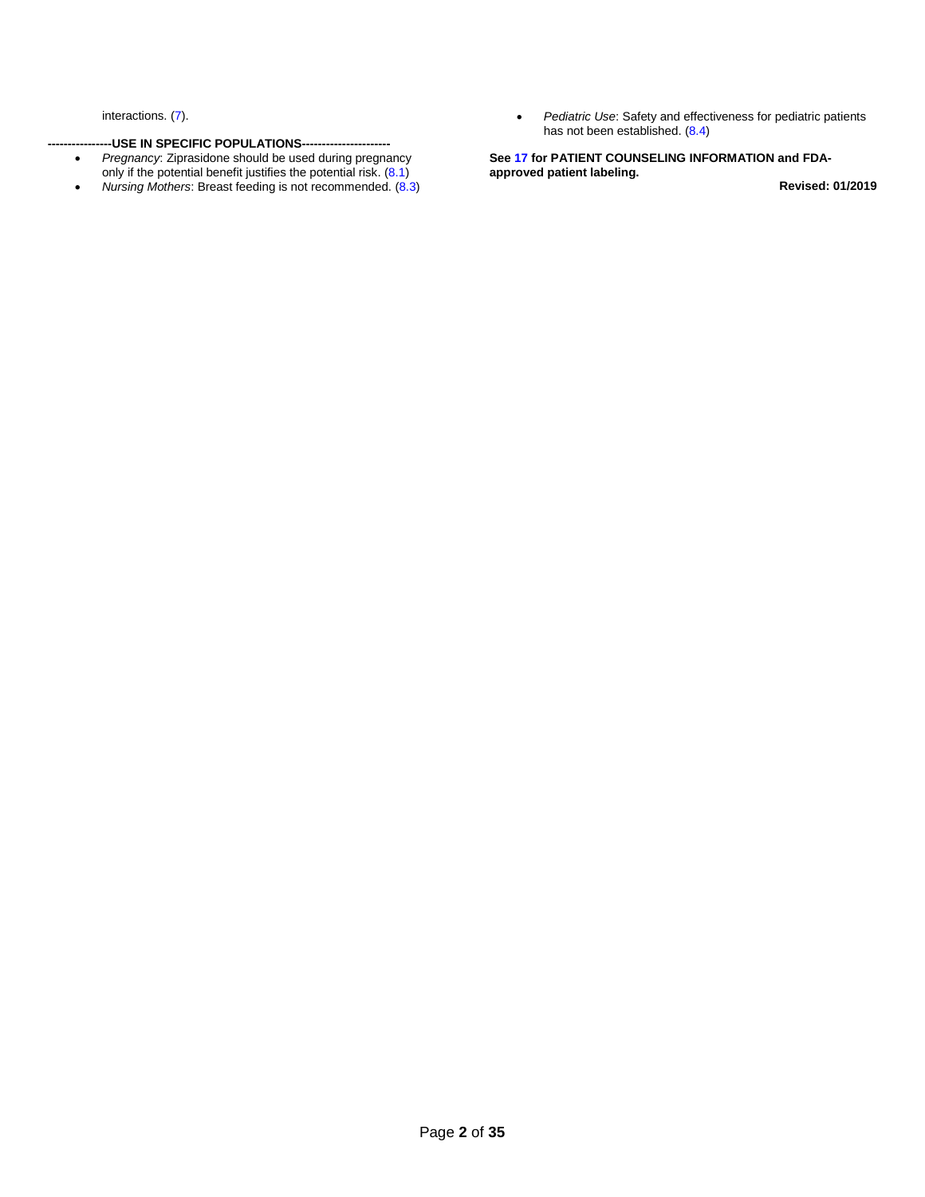interactions. (7).

**----------------USE IN SPECIFIC POPULATIONS----------------------**

- *Pregnancy*: Ziprasidone should be used during pregnancy only if the potential benefit justifies the potential risk. (8.1)
- *Nursing Mothers*: Breast feeding is not recommended. (8.3)
- *Pediatric Use*: Safety and effectiveness for pediatric patients has not been established. (8.4)

**See 17 for PATIENT COUNSELING INFORMATION and FDA-approved patient labeling.**

**Revised: 01/2019**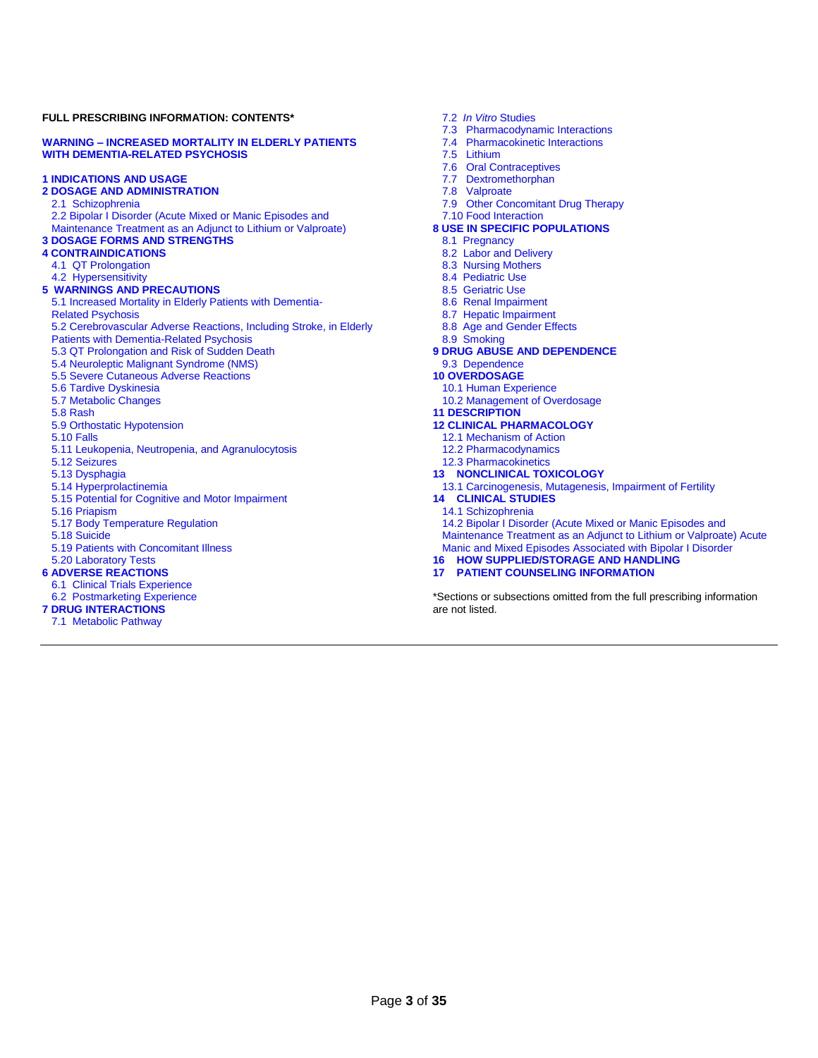**FULL PRESCRIBING INFORMATION: CONTENTS***

**WARNING – INCREASED MORTALITY IN ELDERLY PATIENTS WITH DEMENTIA-RELATED PSYCHOSIS**

**1 INDICATIONS AND USAGE**

**2 DOSAGE AND ADMINISTRATION**

- 2.1 Schizophrenia
- 2.2 Bipolar I Disorder (Acute Mixed or Manic Episodes and Maintenance Treatment as an Adjunct to Lithium or Valproate)

**3 DOSAGE FORMS AND STRENGTHS**

**4 CONTRAINDICATIONS**

- 4.1 QT Prolongation
- 4.2 Hypersensitivity

**5 WARNINGS AND PRECAUTIONS**

- 5.1 Increased Mortality in Elderly Patients with Dementia-Related Psychosis
- 5.2 Cerebrovascular Adverse Reactions, Including Stroke, in Elderly Patients with Dementia-Related Psychosis
- 5.3 QT Prolongation and Risk of Sudden Death
- 5.4 Neuroleptic Malignant Syndrome (NMS)
- 5.5 Severe Cutaneous Adverse Reactions
- 5.6 Tardive Dyskinesia
- 5.7 Metabolic Changes
- 5.8 Rash
- 5.9 Orthostatic Hypotension
- 5.10 Falls
- 5.11 Leukopenia, Neutropenia, and Agranulocytosis
- 5.12 Seizures
- 5.13 Dysphagia
- 5.14 Hyperprolactinemia
- 5.15 Potential for Cognitive and Motor Impairment
- 5.16 Priapism
- 5.17 Body Temperature Regulation
- 5.18 Suicide
- 5.19 Patients with Concomitant Illness
- 5.20 Laboratory Tests

**6 ADVERSE REACTIONS**

- 6.1 Clinical Trials Experience
- 6.2 Postmarketing Experience

**7 DRUG INTERACTIONS**

- 7.1 Metabolic Pathway
- 7.2 *In Vitro* Studies
- 7.3 Pharmacodynamic Interactions
- 7.4 Pharmacokinetic Interactions
- 7.5 Lithium
- 7.6 Oral Contraceptives
- 7.7 Dextromethorphan
- 7.8 Valproate
- 7.9 Other Concomitant Drug Therapy
- 7.10 Food Interaction

**8 USE IN SPECIFIC POPULATIONS**

- 8.1 Pregnancy
- 8.2 Labor and Delivery
- 8.3 Nursing Mothers
- 8.4 Pediatric Use
- 8.5 Geriatric Use
- 8.6 Renal Impairment
- 8.7 Hepatic Impairment
- 8.8 Age and Gender Effects
- 8.9 Smoking

**9 DRUG ABUSE AND DEPENDENCE**

- 9.3 Dependence

**10 OVERDOSAGE**

- 10.1 Human Experience
- 10.2 Management of Overdosage

**11 DESCRIPTION**

**12 CLINICAL PHARMACOLOGY**

- 12.1 Mechanism of Action
- 12.2 Pharmacodynamics
- 12.3 Pharmacokinetics

**13 NONCLINICAL TOXICOLOGY**

- 13.1 Carcinogenesis, Mutagenesis, Impairment of Fertility

**14 CLINICAL STUDIES**

- 14.1 Schizophrenia
- 14.2 Bipolar I Disorder (Acute Mixed or Manic Episodes and Maintenance Treatment as an Adjunct to Lithium or Valproate) Acute Manic and Mixed Episodes Associated with Bipolar I Disorder

**16 HOW SUPPLIED/STORAGE AND HANDLING**

**17 PATIENT COUNSELING INFORMATION**

*Sections or subsections omitted from the full prescribing information are not listed.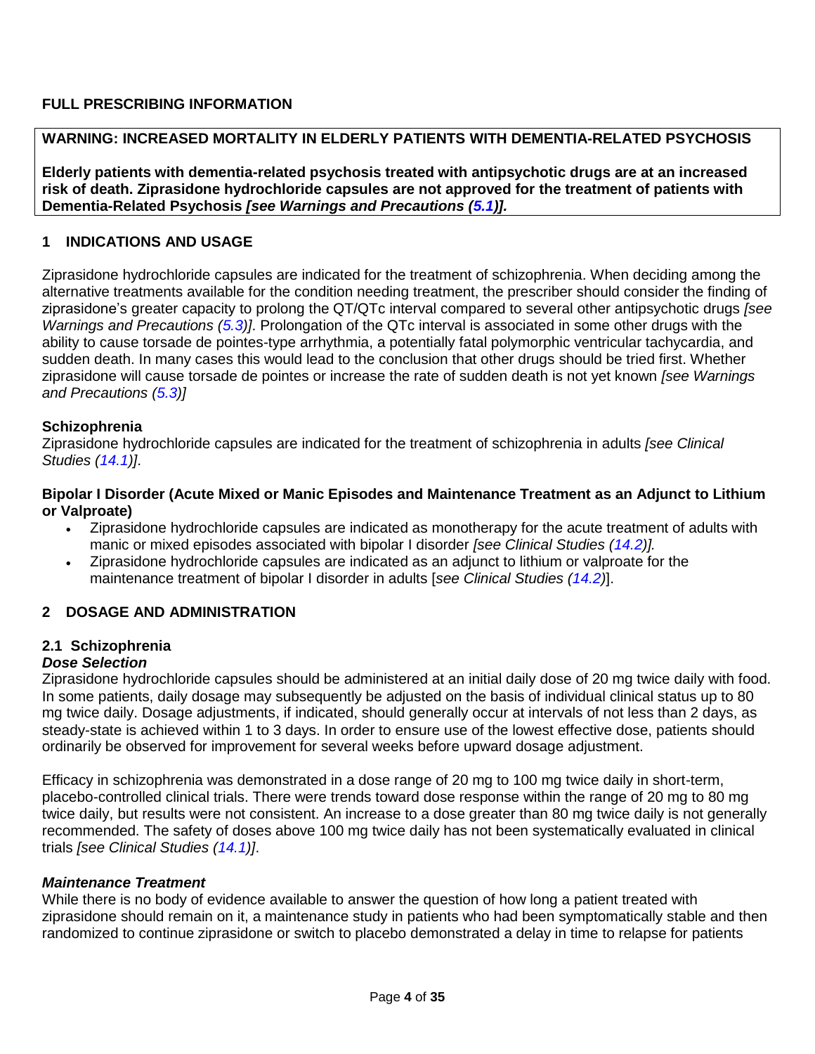# FULL PRESCRIBING INFORMATION

**WARNING: INCREASED MORTALITY IN ELDERLY PATIENTS WITH DEMENTIA-RELATED PSYCHOSIS**

**Elderly patients with dementia-related psychosis treated with antipsychotic drugs are at an increased risk of death. Ziprasidone hydrochloride capsules are not approved for the treatment of patients with Dementia-Related Psychosis *[see Warnings and Precautions (5.1)].***

## 1 INDICATIONS AND USAGE

Ziprasidone hydrochloride capsules are indicated for the treatment of schizophrenia. When deciding among the alternative treatments available for the condition needing treatment, the prescriber should consider the finding of ziprasidone's greater capacity to prolong the QT/QTc interval compared to several other antipsychotic drugs *[see Warnings and Precautions (5.3)]*. Prolongation of the QTc interval is associated in some other drugs with the ability to cause torsade de pointes-type arrhythmia, a potentially fatal polymorphic ventricular tachycardia, and sudden death. In many cases this would lead to the conclusion that other drugs should be tried first. Whether ziprasidone will cause torsade de pointes or increase the rate of sudden death is not yet known *[see Warnings and Precautions (5.3)]*

**Schizophrenia**

Ziprasidone hydrochloride capsules are indicated for the treatment of schizophrenia in adults *[see Clinical Studies (14.1)]*.

**Bipolar I Disorder (Acute Mixed or Manic Episodes and Maintenance Treatment as an Adjunct to Lithium or Valproate)**

- Ziprasidone hydrochloride capsules are indicated as monotherapy for the acute treatment of adults with manic or mixed episodes associated with bipolar I disorder *[see Clinical Studies (14.2)].*
- Ziprasidone hydrochloride capsules are indicated as an adjunct to lithium or valproate for the maintenance treatment of bipolar I disorder in adults [*see Clinical Studies (14.2)*].

## 2 DOSAGE AND ADMINISTRATION

### 2.1 Schizophrenia

***Dose Selection***

Ziprasidone hydrochloride capsules should be administered at an initial daily dose of 20 mg twice daily with food. In some patients, daily dosage may subsequently be adjusted on the basis of individual clinical status up to 80 mg twice daily. Dosage adjustments, if indicated, should generally occur at intervals of not less than 2 days, as steady-state is achieved within 1 to 3 days. In order to ensure use of the lowest effective dose, patients should ordinarily be observed for improvement for several weeks before upward dosage adjustment.

Efficacy in schizophrenia was demonstrated in a dose range of 20 mg to 100 mg twice daily in short-term, placebo-controlled clinical trials. There were trends toward dose response within the range of 20 mg to 80 mg twice daily, but results were not consistent. An increase to a dose greater than 80 mg twice daily is not generally recommended. The safety of doses above 100 mg twice daily has not been systematically evaluated in clinical trials *[see Clinical Studies (14.1)]*.

***Maintenance Treatment***

While there is no body of evidence available to answer the question of how long a patient treated with ziprasidone should remain on it, a maintenance study in patients who had been symptomatically stable and then randomized to continue ziprasidone or switch to placebo demonstrated a delay in time to relapse for patients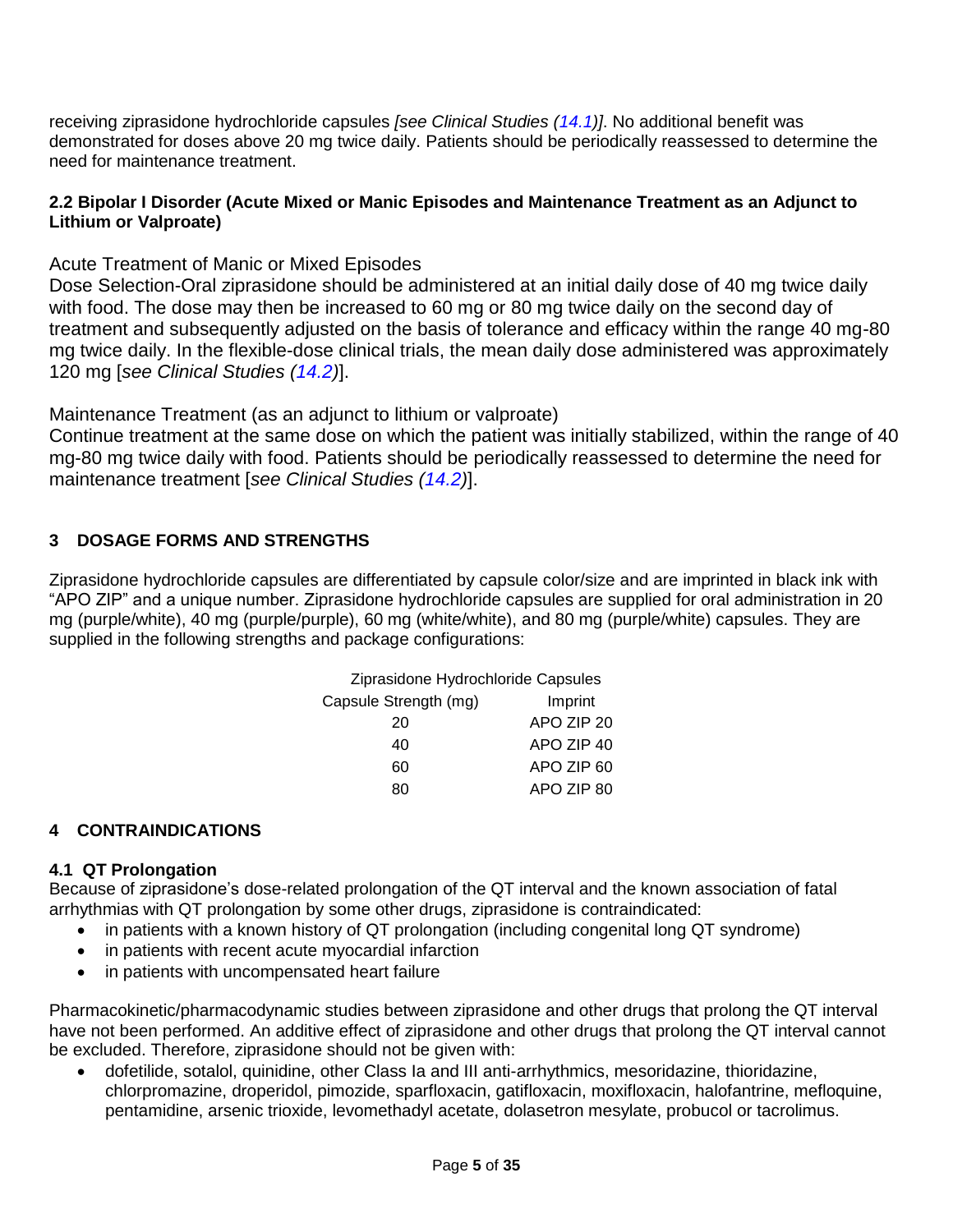receiving ziprasidone hydrochloride capsules *[see Clinical Studies (14.1)]*. No additional benefit was demonstrated for doses above 20 mg twice daily. Patients should be periodically reassessed to determine the need for maintenance treatment.

### 2.2 Bipolar I Disorder (Acute Mixed or Manic Episodes and Maintenance Treatment as an Adjunct to Lithium or Valproate)

Acute Treatment of Manic or Mixed Episodes

Dose Selection-Oral ziprasidone should be administered at an initial daily dose of 40 mg twice daily with food. The dose may then be increased to 60 mg or 80 mg twice daily on the second day of treatment and subsequently adjusted on the basis of tolerance and efficacy within the range 40 mg-80 mg twice daily. In the flexible-dose clinical trials, the mean daily dose administered was approximately 120 mg [*see Clinical Studies (14.2)*].

Maintenance Treatment (as an adjunct to lithium or valproate)

Continue treatment at the same dose on which the patient was initially stabilized, within the range of 40 mg-80 mg twice daily with food. Patients should be periodically reassessed to determine the need for maintenance treatment [*see Clinical Studies (14.2)*].

## 3 DOSAGE FORMS AND STRENGTHS

Ziprasidone hydrochloride capsules are differentiated by capsule color/size and are imprinted in black ink with “APO ZIP” and a unique number. Ziprasidone hydrochloride capsules are supplied for oral administration in 20 mg (purple/white), 40 mg (purple/purple), 60 mg (white/white), and 80 mg (purple/white) capsules. They are supplied in the following strengths and package configurations:

Ziprasidone Hydrochloride Capsules

| Capsule Strength (mg) | Imprint |
|---|---|
| 20 | APO ZIP 20 |
| 40 | APO ZIP 40 |
| 60 | APO ZIP 60 |
| 80 | APO ZIP 80 |

## 4 CONTRAINDICATIONS

### 4.1 QT Prolongation

Because of ziprasidone’s dose-related prolongation of the QT interval and the known association of fatal arrhythmias with QT prolongation by some other drugs, ziprasidone is contraindicated:

- in patients with a known history of QT prolongation (including congenital long QT syndrome)
- in patients with recent acute myocardial infarction
- in patients with uncompensated heart failure

Pharmacokinetic/pharmacodynamic studies between ziprasidone and other drugs that prolong the QT interval have not been performed. An additive effect of ziprasidone and other drugs that prolong the QT interval cannot be excluded. Therefore, ziprasidone should not be given with:

- dofetilide, sotalol, quinidine, other Class Ia and III anti-arrhythmics, mesoridazine, thioridazine, chlorpromazine, droperidol, pimozide, sparfloxacin, gatifloxacin, moxifloxacin, halofantrine, mefloquine, pentamidine, arsenic trioxide, levomethadyl acetate, dolasetron mesylate, probucol or tacrolimus.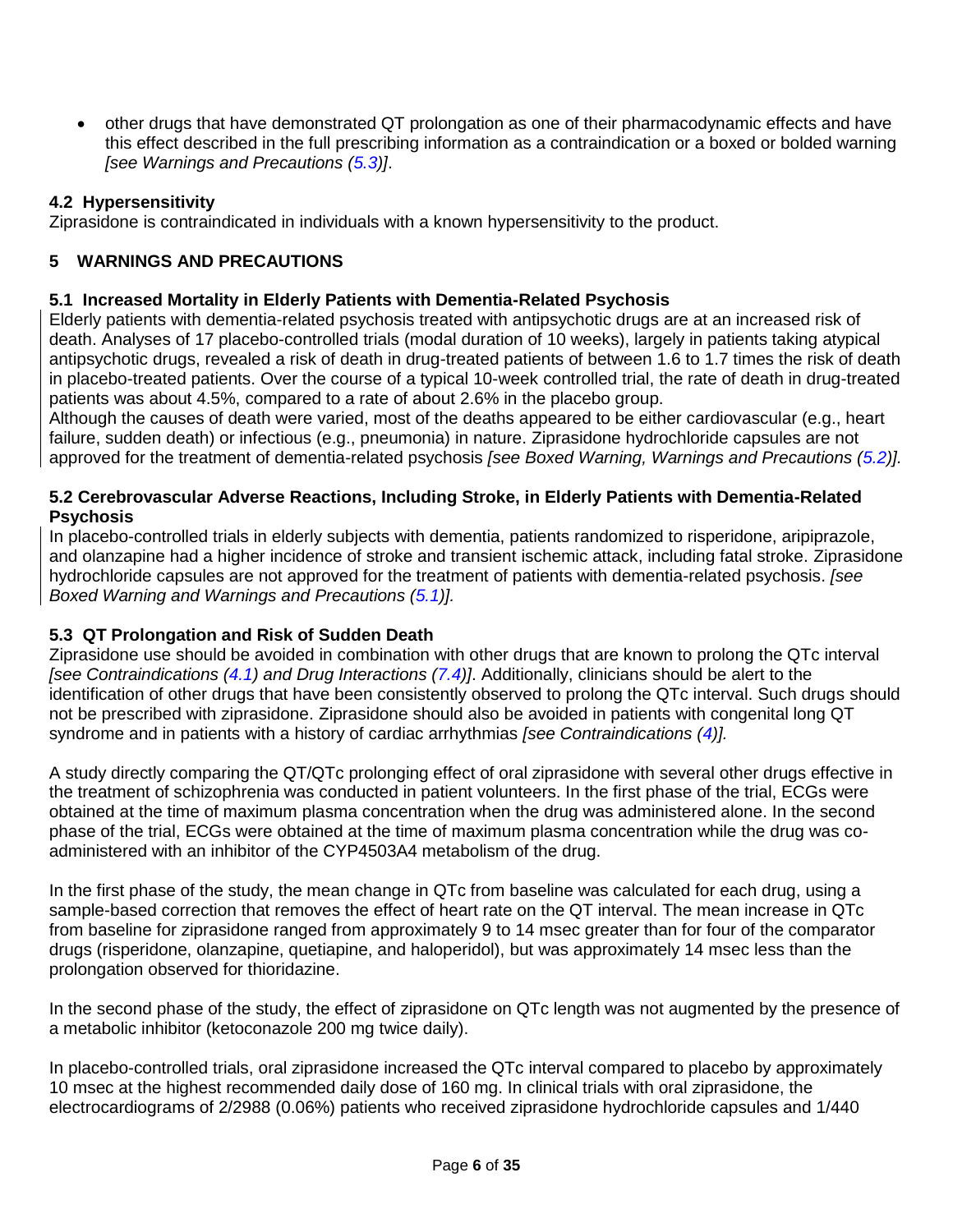- other drugs that have demonstrated QT prolongation as one of their pharmacodynamic effects and have this effect described in the full prescribing information as a contraindication or a boxed or bolded warning *[see Warnings and Precautions (5.3)]*.

### 4.2 Hypersensitivity

Ziprasidone is contraindicated in individuals with a known hypersensitivity to the product.

## 5 WARNINGS AND PRECAUTIONS

### 5.1 Increased Mortality in Elderly Patients with Dementia-Related Psychosis

Elderly patients with dementia-related psychosis treated with antipsychotic drugs are at an increased risk of death. Analyses of 17 placebo-controlled trials (modal duration of 10 weeks), largely in patients taking atypical antipsychotic drugs, revealed a risk of death in drug-treated patients of between 1.6 to 1.7 times the risk of death in placebo-treated patients. Over the course of a typical 10-week controlled trial, the rate of death in drug-treated patients was about 4.5%, compared to a rate of about 2.6% in the placebo group.
Although the causes of death were varied, most of the deaths appeared to be either cardiovascular (e.g., heart failure, sudden death) or infectious (e.g., pneumonia) in nature. Ziprasidone hydrochloride capsules are not approved for the treatment of dementia-related psychosis *[see Boxed Warning, Warnings and Precautions (5.2)].*

### 5.2 Cerebrovascular Adverse Reactions, Including Stroke, in Elderly Patients with Dementia-Related Psychosis

In placebo-controlled trials in elderly subjects with dementia, patients randomized to risperidone, aripiprazole, and olanzapine had a higher incidence of stroke and transient ischemic attack, including fatal stroke. Ziprasidone hydrochloride capsules are not approved for the treatment of patients with dementia-related psychosis. *[see Boxed Warning and Warnings and Precautions (5.1)].*

### 5.3 QT Prolongation and Risk of Sudden Death

Ziprasidone use should be avoided in combination with other drugs that are known to prolong the QTc interval *[see Contraindications (4.1) and Drug Interactions (7.4)]*. Additionally, clinicians should be alert to the identification of other drugs that have been consistently observed to prolong the QTc interval. Such drugs should not be prescribed with ziprasidone. Ziprasidone should also be avoided in patients with congenital long QT syndrome and in patients with a history of cardiac arrhythmias *[see Contraindications (4)].*

A study directly comparing the QT/QTc prolonging effect of oral ziprasidone with several other drugs effective in the treatment of schizophrenia was conducted in patient volunteers. In the first phase of the trial, ECGs were obtained at the time of maximum plasma concentration when the drug was administered alone. In the second phase of the trial, ECGs were obtained at the time of maximum plasma concentration while the drug was co-administered with an inhibitor of the CYP4503A4 metabolism of the drug.

In the first phase of the study, the mean change in QTc from baseline was calculated for each drug, using a sample-based correction that removes the effect of heart rate on the QT interval. The mean increase in QTc from baseline for ziprasidone ranged from approximately 9 to 14 msec greater than for four of the comparator drugs (risperidone, olanzapine, quetiapine, and haloperidol), but was approximately 14 msec less than the prolongation observed for thioridazine.

In the second phase of the study, the effect of ziprasidone on QTc length was not augmented by the presence of a metabolic inhibitor (ketoconazole 200 mg twice daily).

In placebo-controlled trials, oral ziprasidone increased the QTc interval compared to placebo by approximately 10 msec at the highest recommended daily dose of 160 mg. In clinical trials with oral ziprasidone, the electrocardiograms of 2/2988 (0.06%) patients who received ziprasidone hydrochloride capsules and 1/440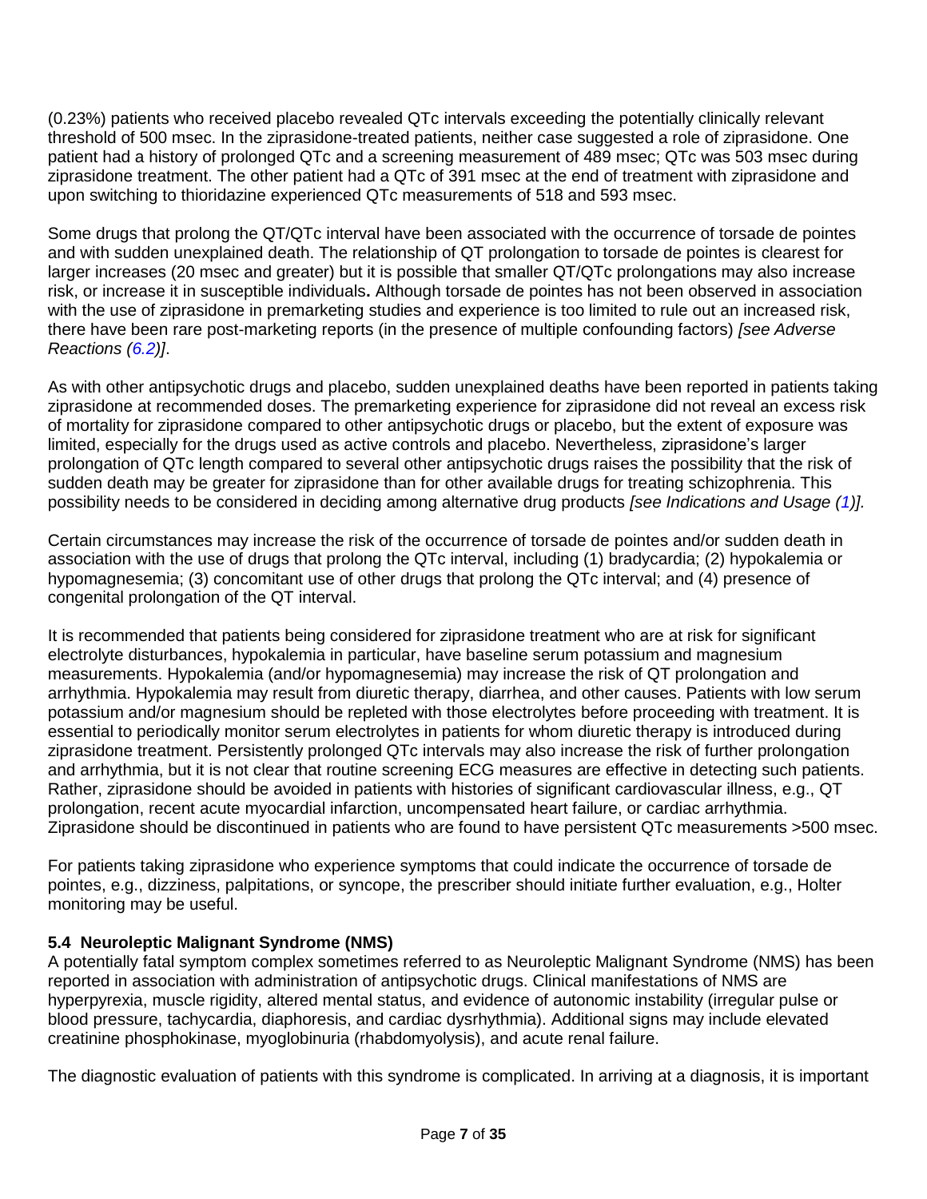(0.23%) patients who received placebo revealed QTc intervals exceeding the potentially clinically relevant threshold of 500 msec. In the ziprasidone-treated patients, neither case suggested a role of ziprasidone. One patient had a history of prolonged QTc and a screening measurement of 489 msec; QTc was 503 msec during ziprasidone treatment. The other patient had a QTc of 391 msec at the end of treatment with ziprasidone and upon switching to thioridazine experienced QTc measurements of 518 and 593 msec.

Some drugs that prolong the QT/QTc interval have been associated with the occurrence of torsade de pointes and with sudden unexplained death. The relationship of QT prolongation to torsade de pointes is clearest for larger increases (20 msec and greater) but it is possible that smaller QT/QTc prolongations may also increase risk, or increase it in susceptible individuals**.** Although torsade de pointes has not been observed in association with the use of ziprasidone in premarketing studies and experience is too limited to rule out an increased risk, there have been rare post-marketing reports (in the presence of multiple confounding factors) *[see Adverse Reactions (6.2)]*.

As with other antipsychotic drugs and placebo, sudden unexplained deaths have been reported in patients taking ziprasidone at recommended doses. The premarketing experience for ziprasidone did not reveal an excess risk of mortality for ziprasidone compared to other antipsychotic drugs or placebo, but the extent of exposure was limited, especially for the drugs used as active controls and placebo. Nevertheless, ziprasidone's larger prolongation of QTc length compared to several other antipsychotic drugs raises the possibility that the risk of sudden death may be greater for ziprasidone than for other available drugs for treating schizophrenia. This possibility needs to be considered in deciding among alternative drug products *[see Indications and Usage (1)].*

Certain circumstances may increase the risk of the occurrence of torsade de pointes and/or sudden death in association with the use of drugs that prolong the QTc interval, including (1) bradycardia; (2) hypokalemia or hypomagnesemia; (3) concomitant use of other drugs that prolong the QTc interval; and (4) presence of congenital prolongation of the QT interval.

It is recommended that patients being considered for ziprasidone treatment who are at risk for significant electrolyte disturbances, hypokalemia in particular, have baseline serum potassium and magnesium measurements. Hypokalemia (and/or hypomagnesemia) may increase the risk of QT prolongation and arrhythmia. Hypokalemia may result from diuretic therapy, diarrhea, and other causes. Patients with low serum potassium and/or magnesium should be repleted with those electrolytes before proceeding with treatment. It is essential to periodically monitor serum electrolytes in patients for whom diuretic therapy is introduced during ziprasidone treatment. Persistently prolonged QTc intervals may also increase the risk of further prolongation and arrhythmia, but it is not clear that routine screening ECG measures are effective in detecting such patients. Rather, ziprasidone should be avoided in patients with histories of significant cardiovascular illness, e.g., QT prolongation, recent acute myocardial infarction, uncompensated heart failure, or cardiac arrhythmia. Ziprasidone should be discontinued in patients who are found to have persistent QTc measurements >500 msec.

For patients taking ziprasidone who experience symptoms that could indicate the occurrence of torsade de pointes, e.g., dizziness, palpitations, or syncope, the prescriber should initiate further evaluation, e.g., Holter monitoring may be useful.

### 5.4 Neuroleptic Malignant Syndrome (NMS)

A potentially fatal symptom complex sometimes referred to as Neuroleptic Malignant Syndrome (NMS) has been reported in association with administration of antipsychotic drugs. Clinical manifestations of NMS are hyperpyrexia, muscle rigidity, altered mental status, and evidence of autonomic instability (irregular pulse or blood pressure, tachycardia, diaphoresis, and cardiac dysrhythmia). Additional signs may include elevated creatinine phosphokinase, myoglobinuria (rhabdomyolysis), and acute renal failure.

The diagnostic evaluation of patients with this syndrome is complicated. In arriving at a diagnosis, it is important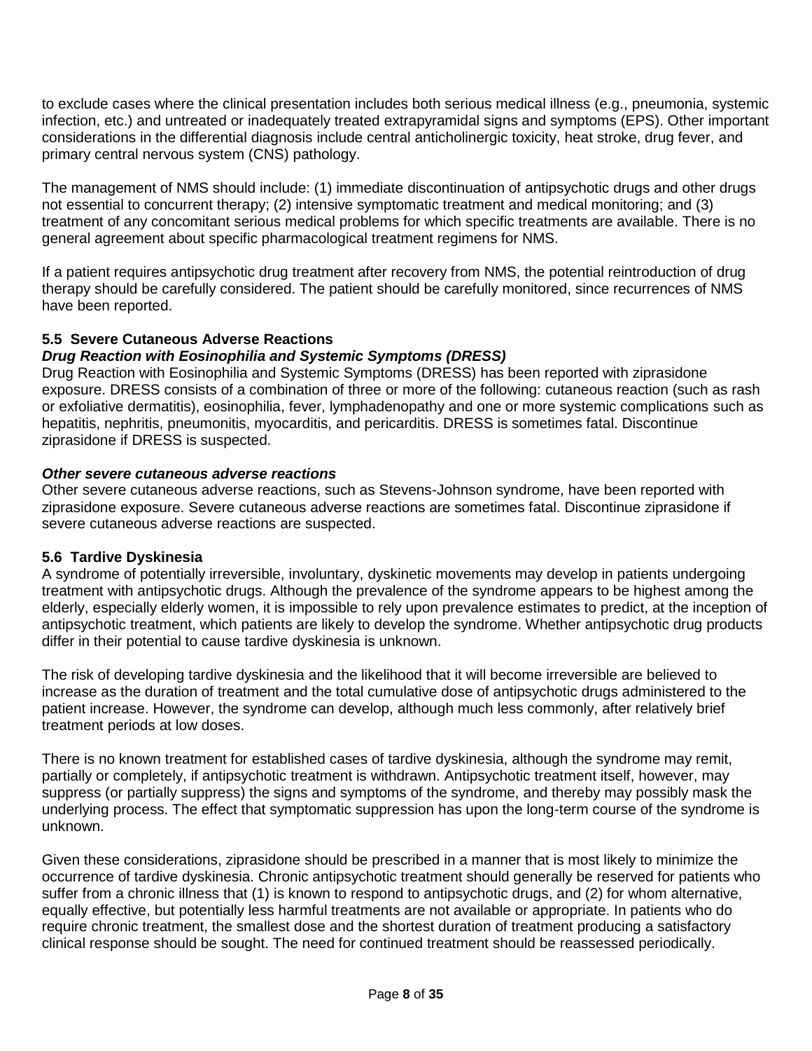to exclude cases where the clinical presentation includes both serious medical illness (e.g., pneumonia, systemic infection, etc.) and untreated or inadequately treated extrapyramidal signs and symptoms (EPS). Other important considerations in the differential diagnosis include central anticholinergic toxicity, heat stroke, drug fever, and primary central nervous system (CNS) pathology.

The management of NMS should include: (1) immediate discontinuation of antipsychotic drugs and other drugs not essential to concurrent therapy; (2) intensive symptomatic treatment and medical monitoring; and (3) treatment of any concomitant serious medical problems for which specific treatments are available. There is no general agreement about specific pharmacological treatment regimens for NMS.

If a patient requires antipsychotic drug treatment after recovery from NMS, the potential reintroduction of drug therapy should be carefully considered. The patient should be carefully monitored, since recurrences of NMS have been reported.

### 5.5 Severe Cutaneous Adverse Reactions

***Drug Reaction with Eosinophilia and Systemic Symptoms (DRESS)***

Drug Reaction with Eosinophilia and Systemic Symptoms (DRESS) has been reported with ziprasidone exposure. DRESS consists of a combination of three or more of the following: cutaneous reaction (such as rash or exfoliative dermatitis), eosinophilia, fever, lymphadenopathy and one or more systemic complications such as hepatitis, nephritis, pneumonitis, myocarditis, and pericarditis. DRESS is sometimes fatal. Discontinue ziprasidone if DRESS is suspected.

***Other severe cutaneous adverse reactions***

Other severe cutaneous adverse reactions, such as Stevens-Johnson syndrome, have been reported with ziprasidone exposure. Severe cutaneous adverse reactions are sometimes fatal. Discontinue ziprasidone if severe cutaneous adverse reactions are suspected.

### 5.6 Tardive Dyskinesia

A syndrome of potentially irreversible, involuntary, dyskinetic movements may develop in patients undergoing treatment with antipsychotic drugs. Although the prevalence of the syndrome appears to be highest among the elderly, especially elderly women, it is impossible to rely upon prevalence estimates to predict, at the inception of antipsychotic treatment, which patients are likely to develop the syndrome. Whether antipsychotic drug products differ in their potential to cause tardive dyskinesia is unknown.

The risk of developing tardive dyskinesia and the likelihood that it will become irreversible are believed to increase as the duration of treatment and the total cumulative dose of antipsychotic drugs administered to the patient increase. However, the syndrome can develop, although much less commonly, after relatively brief treatment periods at low doses.

There is no known treatment for established cases of tardive dyskinesia, although the syndrome may remit, partially or completely, if antipsychotic treatment is withdrawn. Antipsychotic treatment itself, however, may suppress (or partially suppress) the signs and symptoms of the syndrome, and thereby may possibly mask the underlying process. The effect that symptomatic suppression has upon the long-term course of the syndrome is unknown.

Given these considerations, ziprasidone should be prescribed in a manner that is most likely to minimize the occurrence of tardive dyskinesia. Chronic antipsychotic treatment should generally be reserved for patients who suffer from a chronic illness that (1) is known to respond to antipsychotic drugs, and (2) for whom alternative, equally effective, but potentially less harmful treatments are not available or appropriate. In patients who do require chronic treatment, the smallest dose and the shortest duration of treatment producing a satisfactory clinical response should be sought. The need for continued treatment should be reassessed periodically.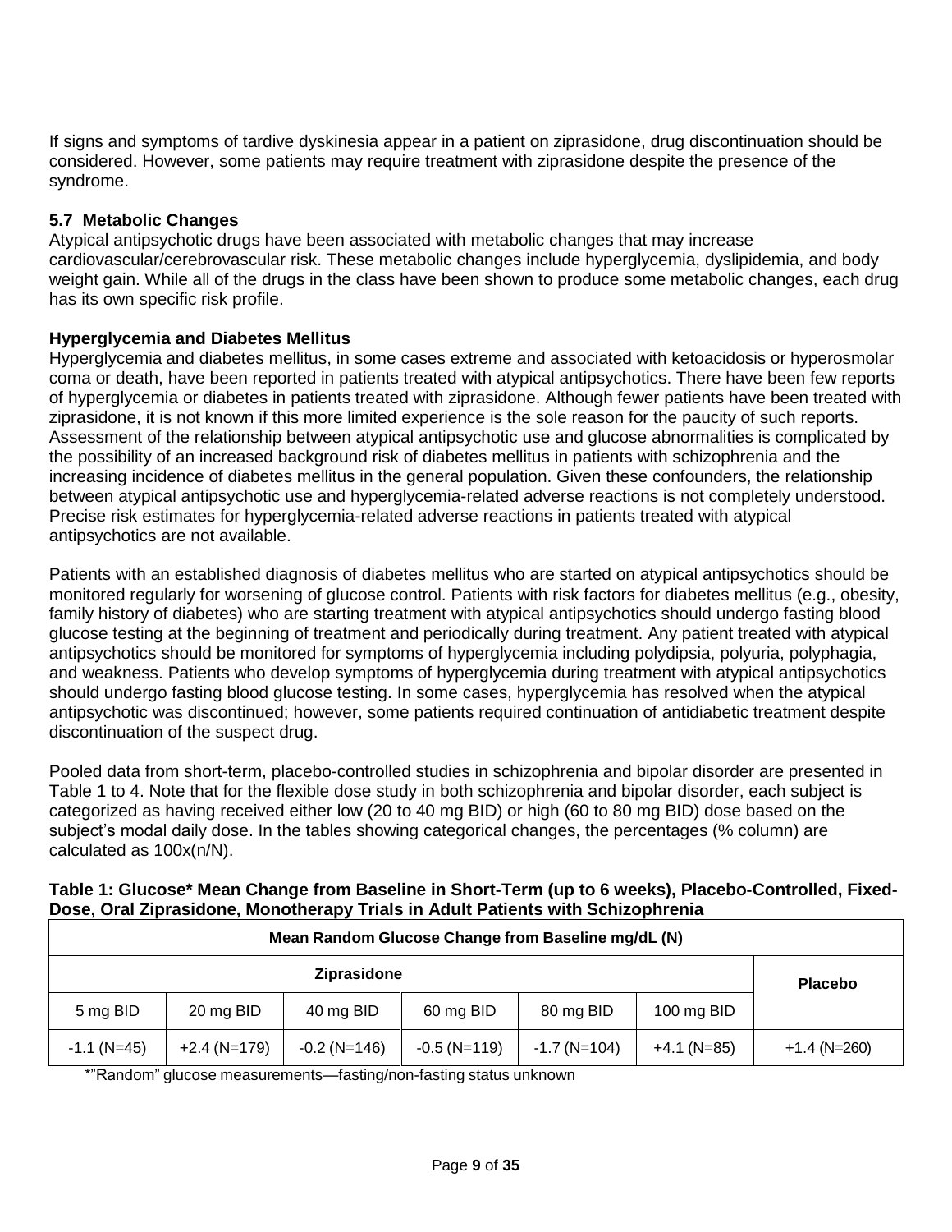If signs and symptoms of tardive dyskinesia appear in a patient on ziprasidone, drug discontinuation should be considered. However, some patients may require treatment with ziprasidone despite the presence of the syndrome.

### 5.7 Metabolic Changes

Atypical antipsychotic drugs have been associated with metabolic changes that may increase cardiovascular/cerebrovascular risk. These metabolic changes include hyperglycemia, dyslipidemia, and body weight gain. While all of the drugs in the class have been shown to produce some metabolic changes, each drug has its own specific risk profile.

#### Hyperglycemia and Diabetes Mellitus

Hyperglycemia and diabetes mellitus, in some cases extreme and associated with ketoacidosis or hyperosmolar coma or death, have been reported in patients treated with atypical antipsychotics. There have been few reports of hyperglycemia or diabetes in patients treated with ziprasidone. Although fewer patients have been treated with ziprasidone, it is not known if this more limited experience is the sole reason for the paucity of such reports. Assessment of the relationship between atypical antipsychotic use and glucose abnormalities is complicated by the possibility of an increased background risk of diabetes mellitus in patients with schizophrenia and the increasing incidence of diabetes mellitus in the general population. Given these confounders, the relationship between atypical antipsychotic use and hyperglycemia-related adverse reactions is not completely understood. Precise risk estimates for hyperglycemia-related adverse reactions in patients treated with atypical antipsychotics are not available.

Patients with an established diagnosis of diabetes mellitus who are started on atypical antipsychotics should be monitored regularly for worsening of glucose control. Patients with risk factors for diabetes mellitus (e.g., obesity, family history of diabetes) who are starting treatment with atypical antipsychotics should undergo fasting blood glucose testing at the beginning of treatment and periodically during treatment. Any patient treated with atypical antipsychotics should be monitored for symptoms of hyperglycemia including polydipsia, polyuria, polyphagia, and weakness. Patients who develop symptoms of hyperglycemia during treatment with atypical antipsychotics should undergo fasting blood glucose testing. In some cases, hyperglycemia has resolved when the atypical antipsychotic was discontinued; however, some patients required continuation of antidiabetic treatment despite discontinuation of the suspect drug.

Pooled data from short-term, placebo-controlled studies in schizophrenia and bipolar disorder are presented in Table 1 to 4. Note that for the flexible dose study in both schizophrenia and bipolar disorder, each subject is categorized as having received either low (20 to 40 mg BID) or high (60 to 80 mg BID) dose based on the subject's modal daily dose. In the tables showing categorical changes, the percentages (% column) are calculated as 100x(n/N).

**Table 1: Glucose* Mean Change from Baseline in Short-Term (up to 6 weeks), Placebo-Controlled, Fixed-Dose, Oral Ziprasidone, Monotherapy Trials in Adult Patients with Schizophrenia**

| Mean Random Glucose Change from Baseline mg/dL (N) | | | | | | |
|---|---|---|---|---|---|---|
| Ziprasidone | | | | | | Placebo |
| 5 mg BID | 20 mg BID | 40 mg BID | 60 mg BID | 80 mg BID | 100 mg BID | |
| -1.1 (N=45) | +2.4 (N=179) | -0.2 (N=146) | -0.5 (N=119) | -1.7 (N=104) | +4.1 (N=85) | +1.4 (N=260) |

*"Random" glucose measurements—fasting/non-fasting status unknown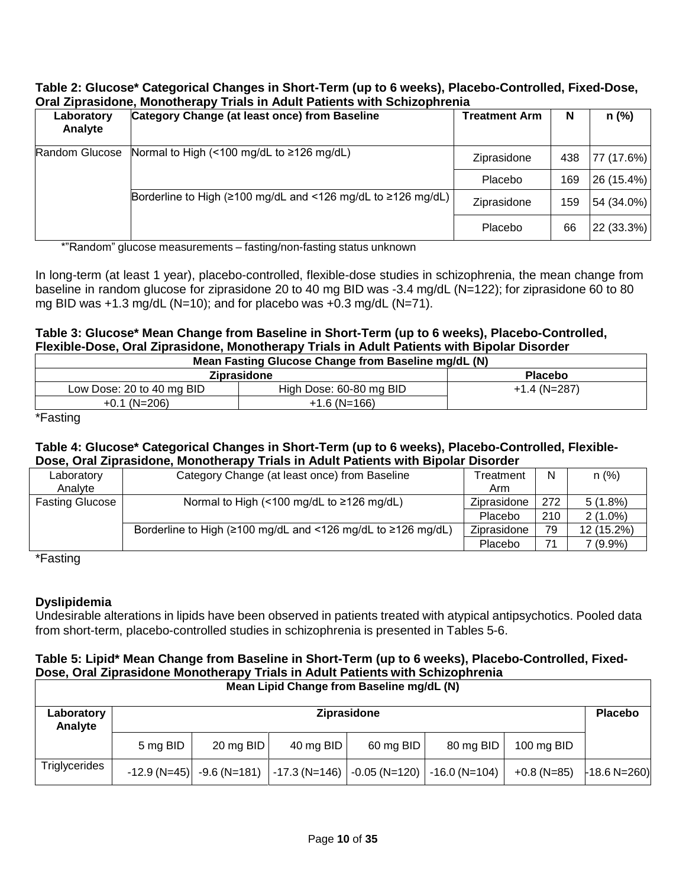**Table 2: Glucose* Categorical Changes in Short-Term (up to 6 weeks), Placebo-Controlled, Fixed-Dose, Oral Ziprasidone, Monotherapy Trials in Adult Patients with Schizophrenia**

| Laboratory Analyte | Category Change (at least once) from Baseline | Treatment Arm | N | n (%) |
|---|---|---|---|---|
| Random Glucose | Normal to High (<100 mg/dL to ≥126 mg/dL) | Ziprasidone | 438 | 77 (17.6%) |
| | | Placebo | 169 | 26 (15.4%) |
| | Borderline to High (≥100 mg/dL and <126 mg/dL to ≥126 mg/dL) | Ziprasidone | 159 | 54 (34.0%) |
| | | Placebo | 66 | 22 (33.3%) |

*"Random" glucose measurements – fasting/non-fasting status unknown

In long-term (at least 1 year), placebo-controlled, flexible-dose studies in schizophrenia, the mean change from baseline in random glucose for ziprasidone 20 to 40 mg BID was -3.4 mg/dL (N=122); for ziprasidone 60 to 80 mg BID was +1.3 mg/dL (N=10); and for placebo was +0.3 mg/dL (N=71).

**Table 3: Glucose* Mean Change from Baseline in Short-Term (up to 6 weeks), Placebo-Controlled, Flexible-Dose, Oral Ziprasidone, Monotherapy Trials in Adult Patients with Bipolar Disorder**

| Mean Fasting Glucose Change from Baseline mg/dL (N) | | |
|---|---|---|
| Ziprasidone | | Placebo |
| Low Dose: 20 to 40 mg BID | High Dose: 60-80 mg BID | +1.4 (N=287) |
| +0.1 (N=206) | +1.6 (N=166) | |

*Fasting

**Table 4: Glucose* Categorical Changes in Short-Term (up to 6 weeks), Placebo-Controlled, Flexible-Dose, Oral Ziprasidone, Monotherapy Trials in Adult Patients with Bipolar Disorder**

| Laboratory Analyte | Category Change (at least once) from Baseline | Treatment Arm | N | n (%) |
|---|---|---|---|---|
| Fasting Glucose | Normal to High (<100 mg/dL to ≥126 mg/dL) | Ziprasidone | 272 | 5 (1.8%) |
| | | Placebo | 210 | 2 (1.0%) |
| | Borderline to High (≥100 mg/dL and <126 mg/dL to ≥126 mg/dL) | Ziprasidone | 79 | 12 (15.2%) |
| | | Placebo | 71 | 7 (9.9%) |

*Fasting

**Dyslipidemia**

Undesirable alterations in lipids have been observed in patients treated with atypical antipsychotics. Pooled data from short-term, placebo-controlled studies in schizophrenia is presented in Tables 5-6.

**Table 5: Lipid* Mean Change from Baseline in Short-Term (up to 6 weeks), Placebo-Controlled, Fixed-Dose, Oral Ziprasidone Monotherapy Trials in Adult Patients with Schizophrenia**

| Mean Lipid Change from Baseline mg/dL (N) | | | | | | | |
|---|---|---|---|---|---|---|---|
| Laboratory Analyte | Ziprasidone | | | | | | Placebo |
| | 5 mg BID | 20 mg BID | 40 mg BID | 60 mg BID | 80 mg BID | 100 mg BID | |
| Triglycerides | -12.9 (N=45) | -9.6 (N=181) | -17.3 (N=146) | -0.05 (N=120) | -16.0 (N=104) | +0.8 (N=85) | -18.6 N=260) |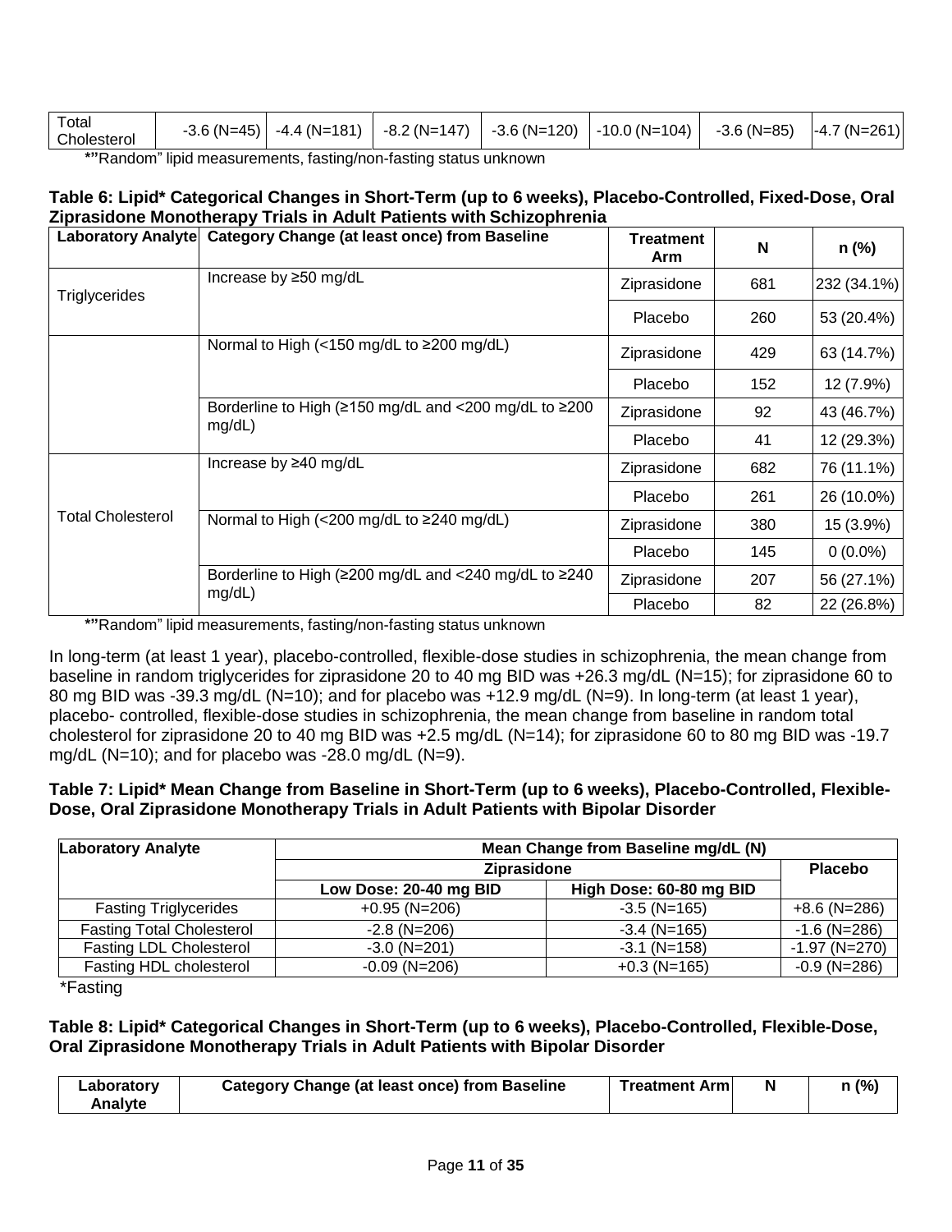| Total Cholesterol | -3.6 (N=45) | -4.4 (N=181) | -8.2 (N=147) | -3.6 (N=120) | -10.0 (N=104) | -3.6 (N=85) | -4.7 (N=261) |
|---|---|---|---|---|---|---|---|

*"Random" lipid measurements, fasting/non-fasting status unknown

**Table 6: Lipid* Categorical Changes in Short-Term (up to 6 weeks), Placebo-Controlled, Fixed-Dose, Oral Ziprasidone Monotherapy Trials in Adult Patients with Schizophrenia**

| Laboratory Analyte | Category Change (at least once) from Baseline | Treatment Arm | N | n (%) |
|---|---|---|---|---|
| Triglycerides | Increase by ≥50 mg/dL | Ziprasidone | 681 | 232 (34.1%) |
| | | Placebo | 260 | 53 (20.4%) |
| | Normal to High (<150 mg/dL to ≥200 mg/dL) | Ziprasidone | 429 | 63 (14.7%) |
| | | Placebo | 152 | 12 (7.9%) |
| | Borderline to High (≥150 mg/dL and <200 mg/dL to ≥200 mg/dL) | Ziprasidone | 92 | 43 (46.7%) |
| | | Placebo | 41 | 12 (29.3%) |
| Total Cholesterol | Increase by ≥40 mg/dL | Ziprasidone | 682 | 76 (11.1%) |
| | | Placebo | 261 | 26 (10.0%) |
| | Normal to High (<200 mg/dL to ≥240 mg/dL) | Ziprasidone | 380 | 15 (3.9%) |
| | | Placebo | 145 | 0 (0.0%) |
| | Borderline to High (≥200 mg/dL and <240 mg/dL to ≥240 mg/dL) | Ziprasidone | 207 | 56 (27.1%) |
| | | Placebo | 82 | 22 (26.8%) |

*"Random" lipid measurements, fasting/non-fasting status unknown

In long-term (at least 1 year), placebo-controlled, flexible-dose studies in schizophrenia, the mean change from baseline in random triglycerides for ziprasidone 20 to 40 mg BID was +26.3 mg/dL (N=15); for ziprasidone 60 to 80 mg BID was -39.3 mg/dL (N=10); and for placebo was +12.9 mg/dL (N=9). In long-term (at least 1 year), placebo- controlled, flexible-dose studies in schizophrenia, the mean change from baseline in random total cholesterol for ziprasidone 20 to 40 mg BID was +2.5 mg/dL (N=14); for ziprasidone 60 to 80 mg BID was -19.7 mg/dL (N=10); and for placebo was -28.0 mg/dL (N=9).

**Table 7: Lipid* Mean Change from Baseline in Short-Term (up to 6 weeks), Placebo-Controlled, Flexible-Dose, Oral Ziprasidone Monotherapy Trials in Adult Patients with Bipolar Disorder**

| Laboratory Analyte | Mean Change from Baseline mg/dL (N) | | |
|---|---|---|---|
| | Ziprasidone | | Placebo |
| | Low Dose: 20-40 mg BID | High Dose: 60-80 mg BID | |
| Fasting Triglycerides | +0.95 (N=206) | -3.5 (N=165) | +8.6 (N=286) |
| Fasting Total Cholesterol | -2.8 (N=206) | -3.4 (N=165) | -1.6 (N=286) |
| Fasting LDL Cholesterol | -3.0 (N=201) | -3.1 (N=158) | -1.97 (N=270) |
| Fasting HDL cholesterol | -0.09 (N=206) | +0.3 (N=165) | -0.9 (N=286) |

*Fasting

**Table 8: Lipid* Categorical Changes in Short-Term (up to 6 weeks), Placebo-Controlled, Flexible-Dose, Oral Ziprasidone Monotherapy Trials in Adult Patients with Bipolar Disorder**

| Laboratory Analyte | Category Change (at least once) from Baseline | Treatment Arm | N | n (%) |
|---|---|---|---|---|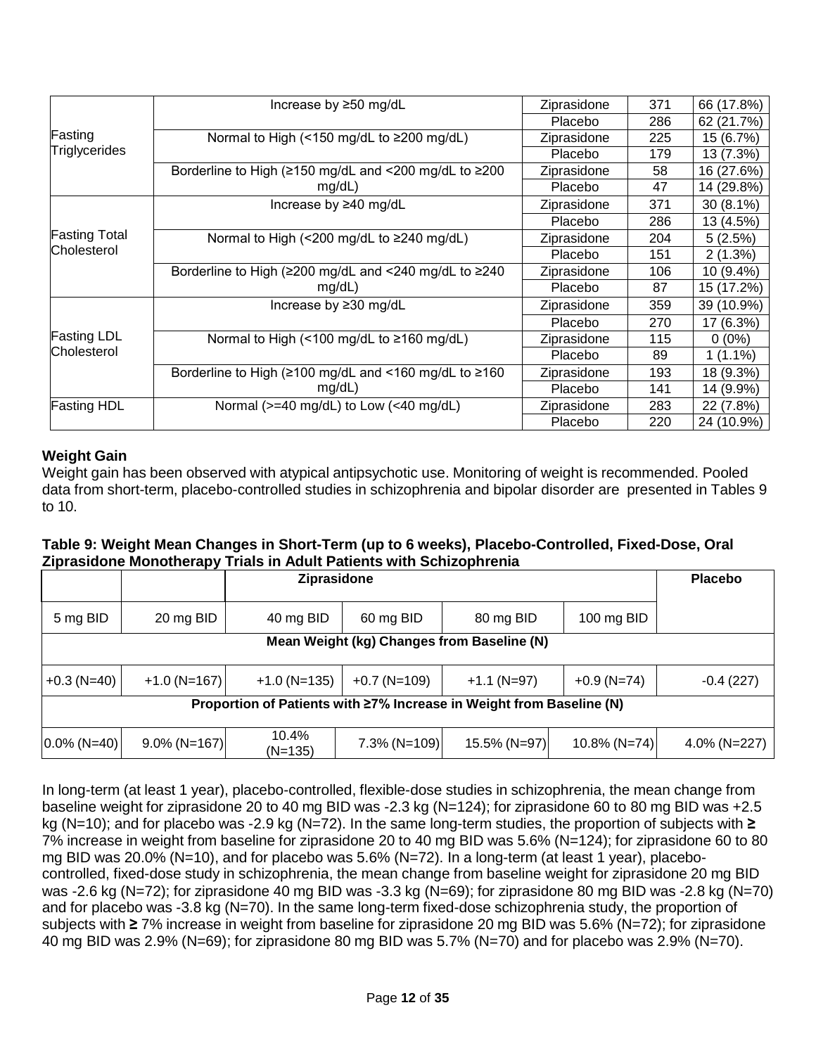| | | | | |
|---|---|---|---|---|
| Fasting Triglycerides | Increase by ≥50 mg/dL | Ziprasidone | 371 | 66 (17.8%) |
| | | Placebo | 286 | 62 (21.7%) |
| | Normal to High (<150 mg/dL to ≥200 mg/dL) | Ziprasidone | 225 | 15 (6.7%) |
| | | Placebo | 179 | 13 (7.3%) |
| | Borderline to High (≥150 mg/dL and <200 mg/dL to ≥200 mg/dL) | Ziprasidone | 58 | 16 (27.6%) |
| | | Placebo | 47 | 14 (29.8%) |
| Fasting Total Cholesterol | Increase by ≥40 mg/dL | Ziprasidone | 371 | 30 (8.1%) |
| | | Placebo | 286 | 13 (4.5%) |
| | Normal to High (<200 mg/dL to ≥240 mg/dL) | Ziprasidone | 204 | 5 (2.5%) |
| | | Placebo | 151 | 2 (1.3%) |
| | Borderline to High (≥200 mg/dL and <240 mg/dL to ≥240 mg/dL) | Ziprasidone | 106 | 10 (9.4%) |
| | | Placebo | 87 | 15 (17.2%) |
| Fasting LDL Cholesterol | Increase by ≥30 mg/dL | Ziprasidone | 359 | 39 (10.9%) |
| | | Placebo | 270 | 17 (6.3%) |
| | Normal to High (<100 mg/dL to ≥160 mg/dL) | Ziprasidone | 115 | 0 (0%) |
| | | Placebo | 89 | 1 (1.1%) |
| | Borderline to High (≥100 mg/dL and <160 mg/dL to ≥160 mg/dL) | Ziprasidone | 193 | 18 (9.3%) |
| | | Placebo | 141 | 14 (9.9%) |
| Fasting HDL | Normal (>=40 mg/dL) to Low (<40 mg/dL) | Ziprasidone | 283 | 22 (7.8%) |
| | | Placebo | 220 | 24 (10.9%) |

**Weight Gain**

Weight gain has been observed with atypical antipsychotic use. Monitoring of weight is recommended. Pooled data from short-term, placebo-controlled studies in schizophrenia and bipolar disorder are presented in Tables 9 to 10.

**Table 9: Weight Mean Changes in Short-Term (up to 6 weeks), Placebo-Controlled, Fixed-Dose, Oral Ziprasidone Monotherapy Trials in Adult Patients with Schizophrenia**

| | | Ziprasidone | | | | Placebo |
|---|---|---|---|---|---|---|
| 5 mg BID | 20 mg BID | 40 mg BID | 60 mg BID | 80 mg BID | 100 mg BID | |
| **Mean Weight (kg) Changes from Baseline (N)** | | | | | | |
| +0.3 (N=40) | +1.0 (N=167) | +1.0 (N=135) | +0.7 (N=109) | +1.1 (N=97) | +0.9 (N=74) | -0.4 (227) |
| **Proportion of Patients with ≥7% Increase in Weight from Baseline (N)** | | | | | | |
| 0.0% (N=40) | 9.0% (N=167) | 10.4% (N=135) | 7.3% (N=109) | 15.5% (N=97) | 10.8% (N=74) | 4.0% (N=227) |

In long-term (at least 1 year), placebo-controlled, flexible-dose studies in schizophrenia, the mean change from baseline weight for ziprasidone 20 to 40 mg BID was -2.3 kg (N=124); for ziprasidone 60 to 80 mg BID was +2.5 kg (N=10); and for placebo was -2.9 kg (N=72). In the same long-term studies, the proportion of subjects with **≥** 7% increase in weight from baseline for ziprasidone 20 to 40 mg BID was 5.6% (N=124); for ziprasidone 60 to 80 mg BID was 20.0% (N=10), and for placebo was 5.6% (N=72). In a long-term (at least 1 year), placebo-controlled, fixed-dose study in schizophrenia, the mean change from baseline weight for ziprasidone 20 mg BID was -2.6 kg (N=72); for ziprasidone 40 mg BID was -3.3 kg (N=69); for ziprasidone 80 mg BID was -2.8 kg (N=70) and for placebo was -3.8 kg (N=70). In the same long-term fixed-dose schizophrenia study, the proportion of subjects with **≥** 7% increase in weight from baseline for ziprasidone 20 mg BID was 5.6% (N=72); for ziprasidone 40 mg BID was 2.9% (N=69); for ziprasidone 80 mg BID was 5.7% (N=70) and for placebo was 2.9% (N=70).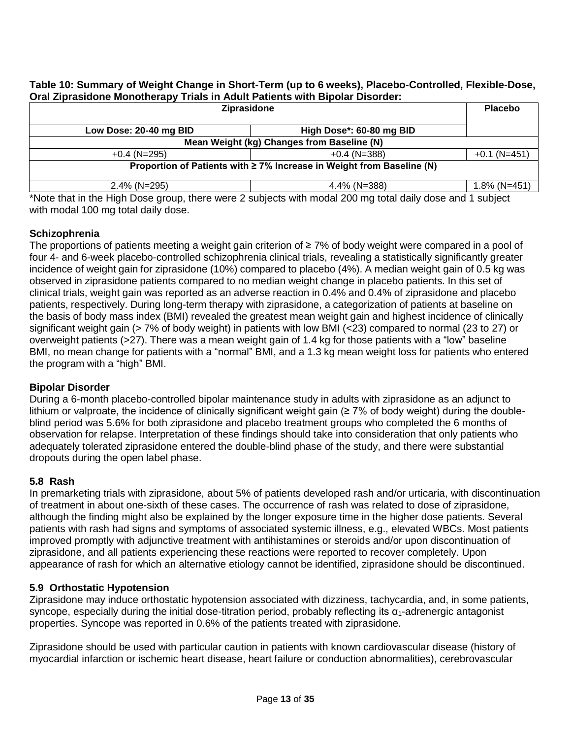**Table 10: Summary of Weight Change in Short-Term (up to 6 weeks), Placebo-Controlled, Flexible-Dose, Oral Ziprasidone Monotherapy Trials in Adult Patients with Bipolar Disorder:**

| Ziprasidone | | Placebo |
|---|---|---|
| Low Dose: 20-40 mg BID | High Dose*: 60-80 mg BID | |
| **Mean Weight (kg) Changes from Baseline (N)** | | |
| +0.4 (N=295) | +0.4 (N=388) | +0.1 (N=451) |
| **Proportion of Patients with ≥ 7% Increase in Weight from Baseline (N)** | | |
| 2.4% (N=295) | 4.4% (N=388) | 1.8% (N=451) |

*Note that in the High Dose group, there were 2 subjects with modal 200 mg total daily dose and 1 subject with modal 100 mg total daily dose.

### Schizophrenia

The proportions of patients meeting a weight gain criterion of ≥ 7% of body weight were compared in a pool of four 4- and 6-week placebo-controlled schizophrenia clinical trials, revealing a statistically significantly greater incidence of weight gain for ziprasidone (10%) compared to placebo (4%). A median weight gain of 0.5 kg was observed in ziprasidone patients compared to no median weight change in placebo patients. In this set of clinical trials, weight gain was reported as an adverse reaction in 0.4% and 0.4% of ziprasidone and placebo patients, respectively. During long-term therapy with ziprasidone, a categorization of patients at baseline on the basis of body mass index (BMI) revealed the greatest mean weight gain and highest incidence of clinically significant weight gain (> 7% of body weight) in patients with low BMI (<23) compared to normal (23 to 27) or overweight patients (>27). There was a mean weight gain of 1.4 kg for those patients with a "low" baseline BMI, no mean change for patients with a "normal" BMI, and a 1.3 kg mean weight loss for patients who entered the program with a "high" BMI.

### Bipolar Disorder

During a 6-month placebo-controlled bipolar maintenance study in adults with ziprasidone as an adjunct to lithium or valproate, the incidence of clinically significant weight gain (≥ 7% of body weight) during the double-blind period was 5.6% for both ziprasidone and placebo treatment groups who completed the 6 months of observation for relapse. Interpretation of these findings should take into consideration that only patients who adequately tolerated ziprasidone entered the double-blind phase of the study, and there were substantial dropouts during the open label phase.

### 5.8 Rash

In premarketing trials with ziprasidone, about 5% of patients developed rash and/or urticaria, with discontinuation of treatment in about one-sixth of these cases. The occurrence of rash was related to dose of ziprasidone, although the finding might also be explained by the longer exposure time in the higher dose patients. Several patients with rash had signs and symptoms of associated systemic illness, e.g., elevated WBCs. Most patients improved promptly with adjunctive treatment with antihistamines or steroids and/or upon discontinuation of ziprasidone, and all patients experiencing these reactions were reported to recover completely. Upon appearance of rash for which an alternative etiology cannot be identified, ziprasidone should be discontinued.

### 5.9 Orthostatic Hypotension

Ziprasidone may induce orthostatic hypotension associated with dizziness, tachycardia, and, in some patients, syncope, especially during the initial dose-titration period, probably reflecting its $\alpha_1$-adrenergic antagonist properties. Syncope was reported in 0.6% of the patients treated with ziprasidone.

Ziprasidone should be used with particular caution in patients with known cardiovascular disease (history of myocardial infarction or ischemic heart disease, heart failure or conduction abnormalities), cerebrovascular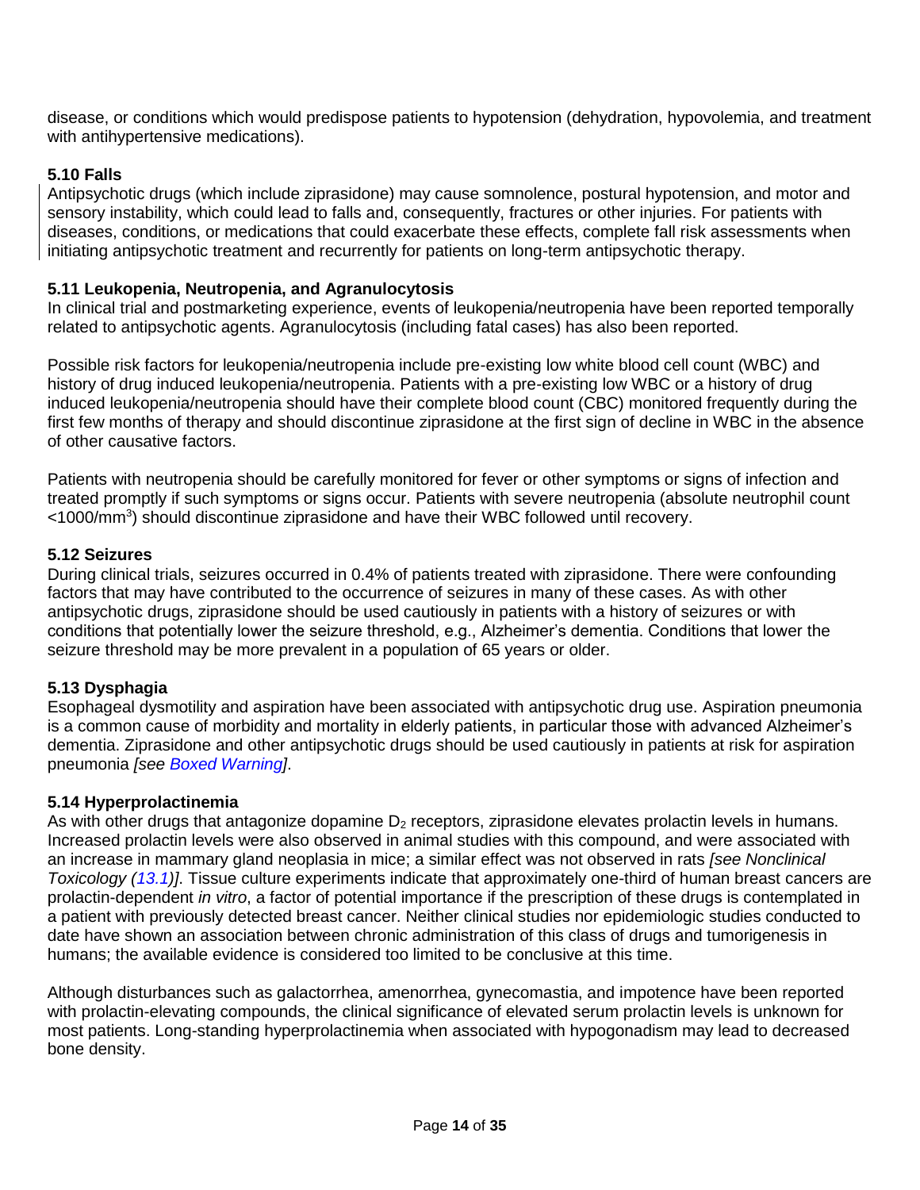disease, or conditions which would predispose patients to hypotension (dehydration, hypovolemia, and treatment with antihypertensive medications).

### 5.10 Falls

Antipsychotic drugs (which include ziprasidone) may cause somnolence, postural hypotension, and motor and sensory instability, which could lead to falls and, consequently, fractures or other injuries. For patients with diseases, conditions, or medications that could exacerbate these effects, complete fall risk assessments when initiating antipsychotic treatment and recurrently for patients on long-term antipsychotic therapy.

### 5.11 Leukopenia, Neutropenia, and Agranulocytosis

In clinical trial and postmarketing experience, events of leukopenia/neutropenia have been reported temporally related to antipsychotic agents. Agranulocytosis (including fatal cases) has also been reported.

Possible risk factors for leukopenia/neutropenia include pre-existing low white blood cell count (WBC) and history of drug induced leukopenia/neutropenia. Patients with a pre-existing low WBC or a history of drug induced leukopenia/neutropenia should have their complete blood count (CBC) monitored frequently during the first few months of therapy and should discontinue ziprasidone at the first sign of decline in WBC in the absence of other causative factors.

Patients with neutropenia should be carefully monitored for fever or other symptoms or signs of infection and treated promptly if such symptoms or signs occur. Patients with severe neutropenia (absolute neutrophil count <1000/$mm^3$) should discontinue ziprasidone and have their WBC followed until recovery.

### 5.12 Seizures

During clinical trials, seizures occurred in 0.4% of patients treated with ziprasidone. There were confounding factors that may have contributed to the occurrence of seizures in many of these cases. As with other antipsychotic drugs, ziprasidone should be used cautiously in patients with a history of seizures or with conditions that potentially lower the seizure threshold, e.g., Alzheimer's dementia. Conditions that lower the seizure threshold may be more prevalent in a population of 65 years or older.

### 5.13 Dysphagia

Esophageal dysmotility and aspiration have been associated with antipsychotic drug use. Aspiration pneumonia is a common cause of morbidity and mortality in elderly patients, in particular those with advanced Alzheimer's dementia. Ziprasidone and other antipsychotic drugs should be used cautiously in patients at risk for aspiration pneumonia *[see Boxed Warning]*.

### 5.14 Hyperprolactinemia

As with other drugs that antagonize dopamine $D_2$ receptors, ziprasidone elevates prolactin levels in humans. Increased prolactin levels were also observed in animal studies with this compound, and were associated with an increase in mammary gland neoplasia in mice; a similar effect was not observed in rats *[see Nonclinical Toxicology (13.1)]*. Tissue culture experiments indicate that approximately one-third of human breast cancers are prolactin-dependent *in vitro*, a factor of potential importance if the prescription of these drugs is contemplated in a patient with previously detected breast cancer. Neither clinical studies nor epidemiologic studies conducted to date have shown an association between chronic administration of this class of drugs and tumorigenesis in humans; the available evidence is considered too limited to be conclusive at this time.

Although disturbances such as galactorrhea, amenorrhea, gynecomastia, and impotence have been reported with prolactin-elevating compounds, the clinical significance of elevated serum prolactin levels is unknown for most patients. Long-standing hyperprolactinemia when associated with hypogonadism may lead to decreased bone density.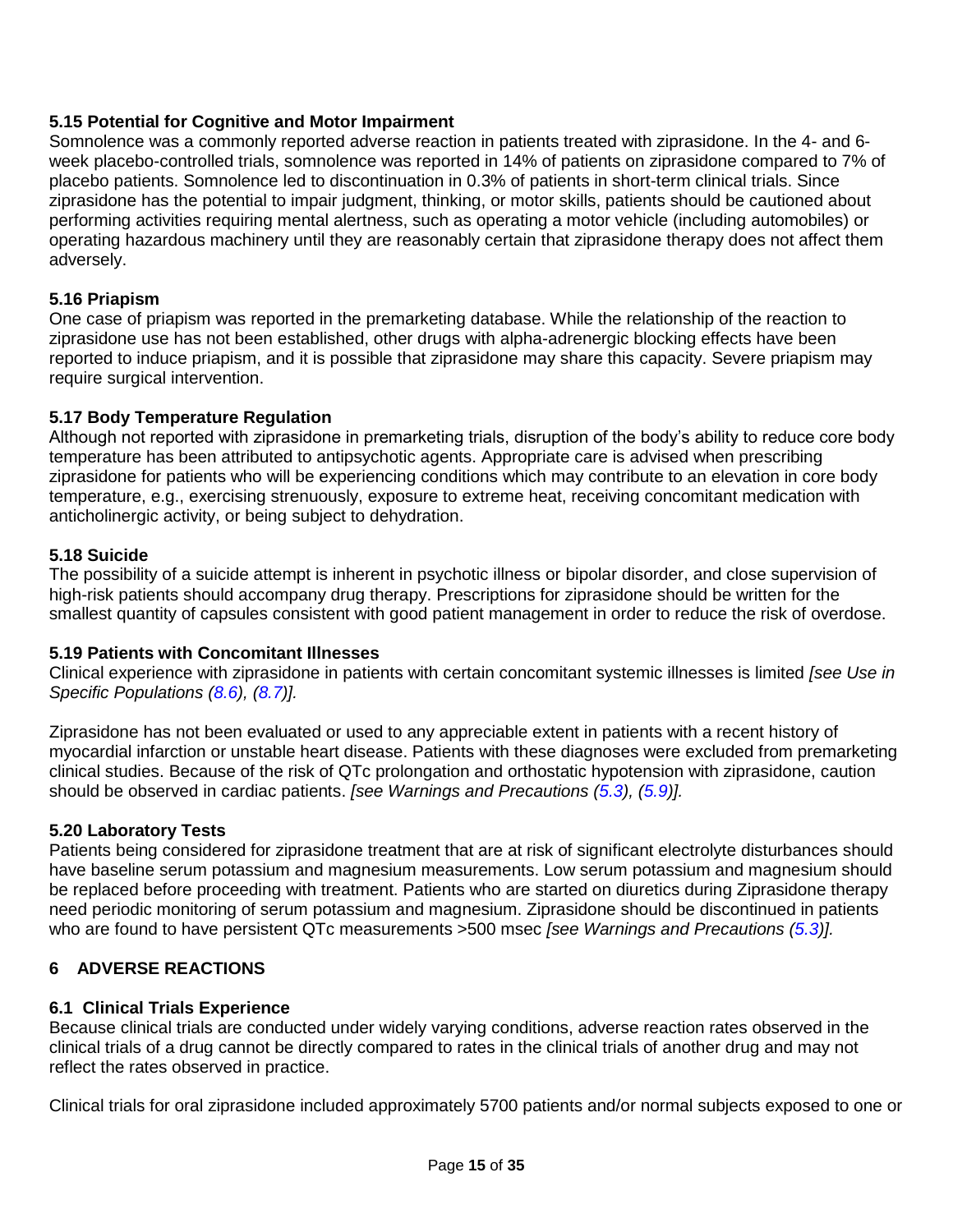### 5.15 Potential for Cognitive and Motor Impairment

Somnolence was a commonly reported adverse reaction in patients treated with ziprasidone. In the 4- and 6-week placebo-controlled trials, somnolence was reported in 14% of patients on ziprasidone compared to 7% of placebo patients. Somnolence led to discontinuation in 0.3% of patients in short-term clinical trials. Since ziprasidone has the potential to impair judgment, thinking, or motor skills, patients should be cautioned about performing activities requiring mental alertness, such as operating a motor vehicle (including automobiles) or operating hazardous machinery until they are reasonably certain that ziprasidone therapy does not affect them adversely.

### 5.16 Priapism

One case of priapism was reported in the premarketing database. While the relationship of the reaction to ziprasidone use has not been established, other drugs with alpha-adrenergic blocking effects have been reported to induce priapism, and it is possible that ziprasidone may share this capacity. Severe priapism may require surgical intervention.

### 5.17 Body Temperature Regulation

Although not reported with ziprasidone in premarketing trials, disruption of the body's ability to reduce core body temperature has been attributed to antipsychotic agents. Appropriate care is advised when prescribing ziprasidone for patients who will be experiencing conditions which may contribute to an elevation in core body temperature, e.g., exercising strenuously, exposure to extreme heat, receiving concomitant medication with anticholinergic activity, or being subject to dehydration.

### 5.18 Suicide

The possibility of a suicide attempt is inherent in psychotic illness or bipolar disorder, and close supervision of high-risk patients should accompany drug therapy. Prescriptions for ziprasidone should be written for the smallest quantity of capsules consistent with good patient management in order to reduce the risk of overdose.

### 5.19 Patients with Concomitant Illnesses

Clinical experience with ziprasidone in patients with certain concomitant systemic illnesses is limited *[see Use in Specific Populations (8.6), (8.7)].*

Ziprasidone has not been evaluated or used to any appreciable extent in patients with a recent history of myocardial infarction or unstable heart disease. Patients with these diagnoses were excluded from premarketing clinical studies. Because of the risk of QTc prolongation and orthostatic hypotension with ziprasidone, caution should be observed in cardiac patients. *[see Warnings and Precautions (5.3), (5.9)].*

### 5.20 Laboratory Tests

Patients being considered for ziprasidone treatment that are at risk of significant electrolyte disturbances should have baseline serum potassium and magnesium measurements. Low serum potassium and magnesium should be replaced before proceeding with treatment. Patients who are started on diuretics during Ziprasidone therapy need periodic monitoring of serum potassium and magnesium. Ziprasidone should be discontinued in patients who are found to have persistent QTc measurements >500 msec *[see Warnings and Precautions (5.3)].*

## 6 ADVERSE REACTIONS

### 6.1 Clinical Trials Experience

Because clinical trials are conducted under widely varying conditions, adverse reaction rates observed in the clinical trials of a drug cannot be directly compared to rates in the clinical trials of another drug and may not reflect the rates observed in practice.

Clinical trials for oral ziprasidone included approximately 5700 patients and/or normal subjects exposed to one or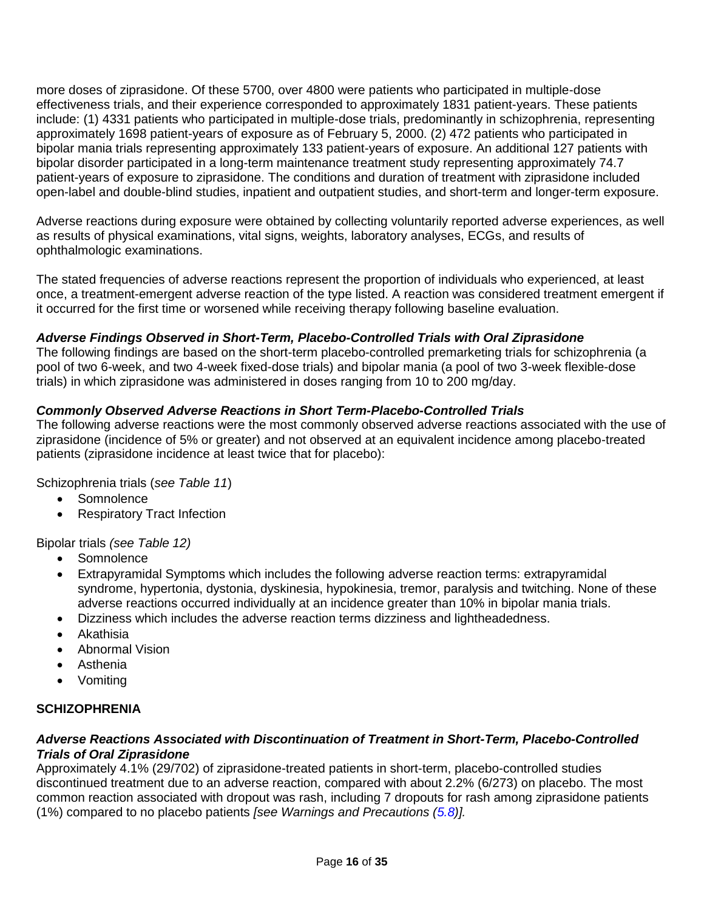more doses of ziprasidone. Of these 5700, over 4800 were patients who participated in multiple-dose effectiveness trials, and their experience corresponded to approximately 1831 patient-years. These patients include: (1) 4331 patients who participated in multiple-dose trials, predominantly in schizophrenia, representing approximately 1698 patient-years of exposure as of February 5, 2000. (2) 472 patients who participated in bipolar mania trials representing approximately 133 patient-years of exposure. An additional 127 patients with bipolar disorder participated in a long-term maintenance treatment study representing approximately 74.7 patient-years of exposure to ziprasidone. The conditions and duration of treatment with ziprasidone included open-label and double-blind studies, inpatient and outpatient studies, and short-term and longer-term exposure.

Adverse reactions during exposure were obtained by collecting voluntarily reported adverse experiences, as well as results of physical examinations, vital signs, weights, laboratory analyses, ECGs, and results of ophthalmologic examinations.

The stated frequencies of adverse reactions represent the proportion of individuals who experienced, at least once, a treatment-emergent adverse reaction of the type listed. A reaction was considered treatment emergent if it occurred for the first time or worsened while receiving therapy following baseline evaluation.

***Adverse Findings Observed in Short-Term, Placebo-Controlled Trials with Oral Ziprasidone***

The following findings are based on the short-term placebo-controlled premarketing trials for schizophrenia (a pool of two 6-week, and two 4-week fixed-dose trials) and bipolar mania (a pool of two 3-week flexible-dose trials) in which ziprasidone was administered in doses ranging from 10 to 200 mg/day.

***Commonly Observed Adverse Reactions in Short Term-Placebo-Controlled Trials***

The following adverse reactions were the most commonly observed adverse reactions associated with the use of ziprasidone (incidence of 5% or greater) and not observed at an equivalent incidence among placebo-treated patients (ziprasidone incidence at least twice that for placebo):

Schizophrenia trials (*see Table 11*)

- Somnolence
- Respiratory Tract Infection

Bipolar trials *(see Table 12)*

- Somnolence
- Extrapyramidal Symptoms which includes the following adverse reaction terms: extrapyramidal syndrome, hypertonia, dystonia, dyskinesia, hypokinesia, tremor, paralysis and twitching. None of these adverse reactions occurred individually at an incidence greater than 10% in bipolar mania trials.
- Dizziness which includes the adverse reaction terms dizziness and lightheadedness.
- Akathisia
- Abnormal Vision
- Asthenia
- Vomiting

**SCHIZOPHRENIA**

***Adverse Reactions Associated with Discontinuation of Treatment in Short-Term, Placebo-Controlled Trials of Oral Ziprasidone***

Approximately 4.1% (29/702) of ziprasidone-treated patients in short-term, placebo-controlled studies discontinued treatment due to an adverse reaction, compared with about 2.2% (6/273) on placebo. The most common reaction associated with dropout was rash, including 7 dropouts for rash among ziprasidone patients (1%) compared to no placebo patients *[see Warnings and Precautions (5.8)].*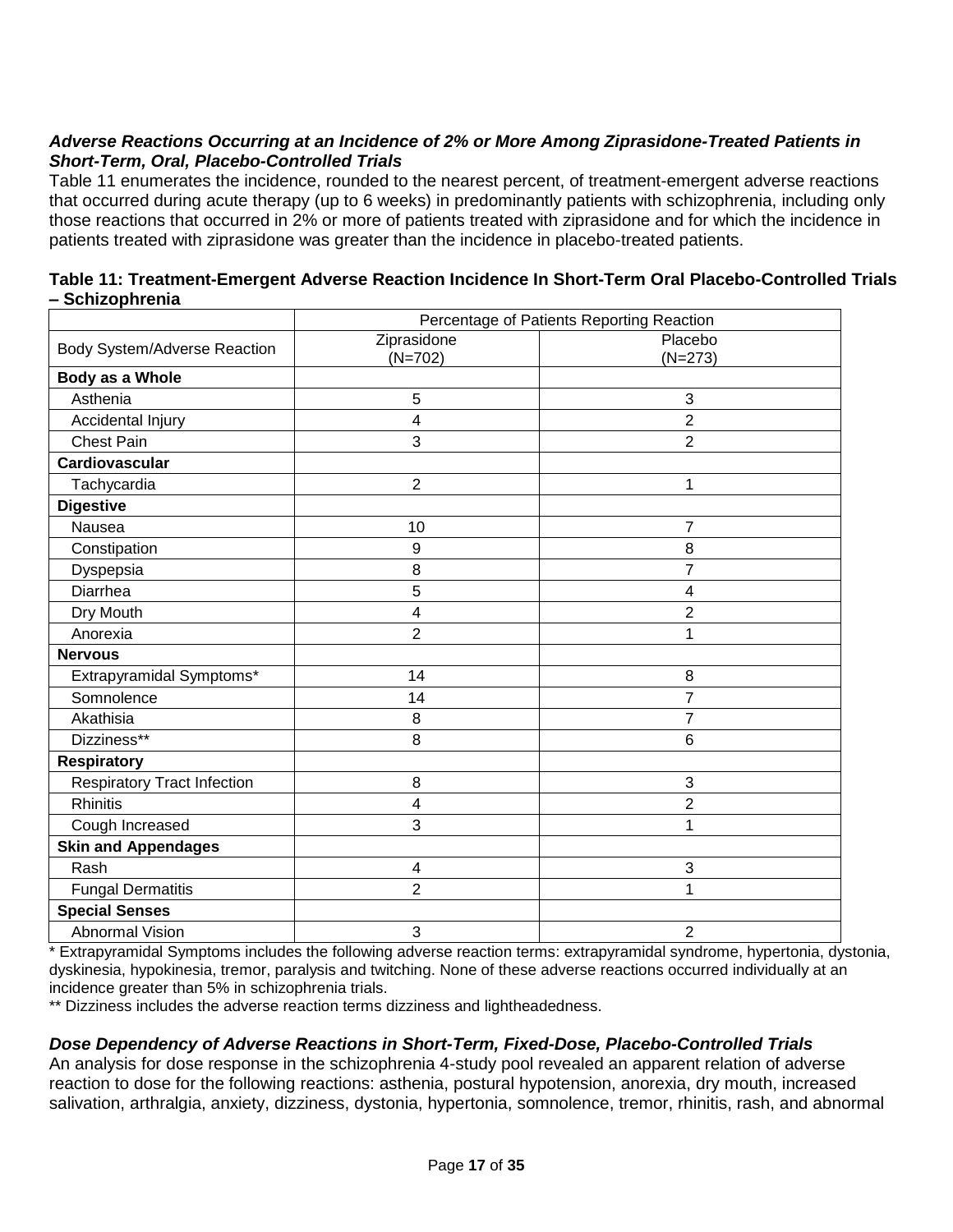***Adverse Reactions Occurring at an Incidence of 2% or More Among Ziprasidone-Treated Patients in Short-Term, Oral, Placebo-Controlled Trials***

Table 11 enumerates the incidence, rounded to the nearest percent, of treatment-emergent adverse reactions that occurred during acute therapy (up to 6 weeks) in predominantly patients with schizophrenia, including only those reactions that occurred in 2% or more of patients treated with ziprasidone and for which the incidence in patients treated with ziprasidone was greater than the incidence in placebo-treated patients.

**Table 11: Treatment-Emergent Adverse Reaction Incidence In Short-Term Oral Placebo-Controlled Trials – Schizophrenia**

| | Percentage of Patients Reporting Reaction | |
|---|---|---|
| Body System/Adverse Reaction | Ziprasidone (N=702) | Placebo (N=273) |
| **Body as a Whole** | | |
| Asthenia | 5 | 3 |
| Accidental Injury | 4 | 2 |
| Chest Pain | 3 | 2 |
| **Cardiovascular** | | |
| Tachycardia | 2 | 1 |
| **Digestive** | | |
| Nausea | 10 | 7 |
| Constipation | 9 | 8 |
| Dyspepsia | 8 | 7 |
| Diarrhea | 5 | 4 |
| Dry Mouth | 4 | 2 |
| Anorexia | 2 | 1 |
| **Nervous** | | |
| Extrapyramidal Symptoms* | 14 | 8 |
| Somnolence | 14 | 7 |
| Akathisia | 8 | 7 |
| Dizziness** | 8 | 6 |
| **Respiratory** | | |
| Respiratory Tract Infection | 8 | 3 |
| Rhinitis | 4 | 2 |
| Cough Increased | 3 | 1 |
| **Skin and Appendages** | | |
| Rash | 4 | 3 |
| Fungal Dermatitis | 2 | 1 |
| **Special Senses** | | |
| Abnormal Vision | 3 | 2 |

\* Extrapyramidal Symptoms includes the following adverse reaction terms: extrapyramidal syndrome, hypertonia, dystonia, dyskinesia, hypokinesia, tremor, paralysis and twitching. None of these adverse reactions occurred individually at an incidence greater than 5% in schizophrenia trials.

** Dizziness includes the adverse reaction terms dizziness and lightheadedness.

***Dose Dependency of Adverse Reactions in Short-Term, Fixed-Dose, Placebo-Controlled Trials***

An analysis for dose response in the schizophrenia 4-study pool revealed an apparent relation of adverse reaction to dose for the following reactions: asthenia, postural hypotension, anorexia, dry mouth, increased salivation, arthralgia, anxiety, dizziness, dystonia, hypertonia, somnolence, tremor, rhinitis, rash, and abnormal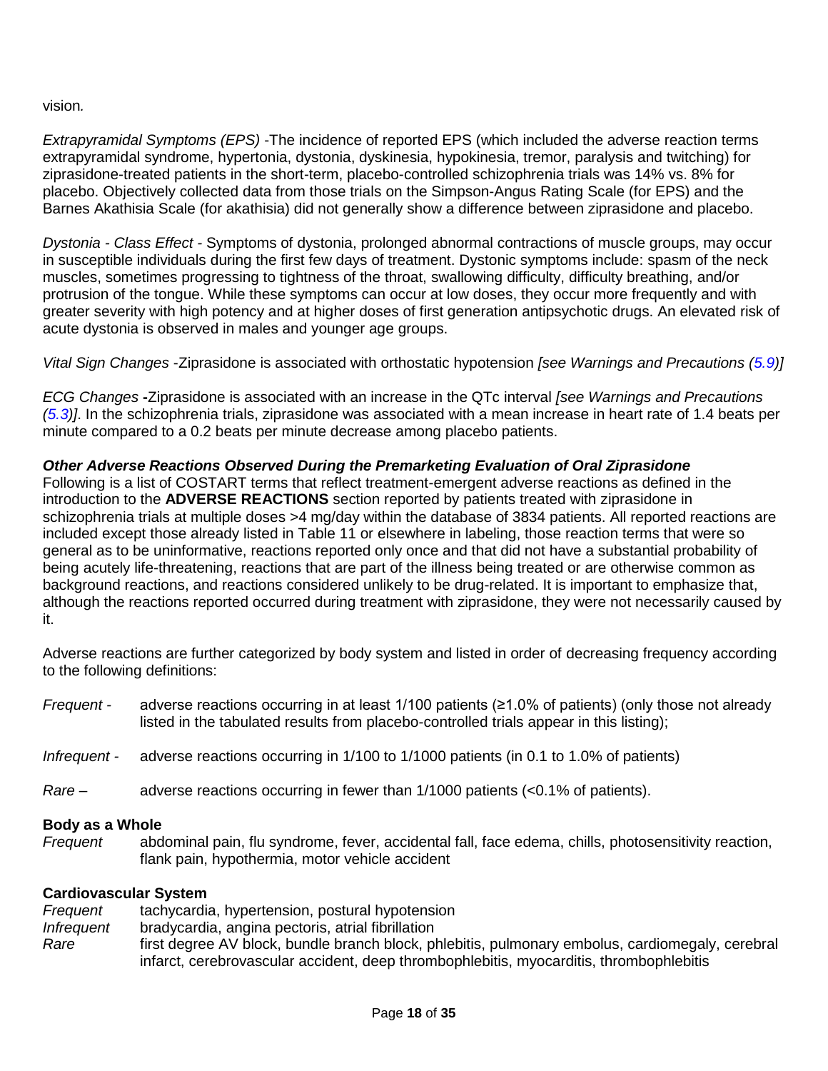vision*.*

*Extrapyramidal Symptoms (EPS)* -The incidence of reported EPS (which included the adverse reaction terms extrapyramidal syndrome, hypertonia, dystonia, dyskinesia, hypokinesia, tremor, paralysis and twitching) for ziprasidone-treated patients in the short-term, placebo-controlled schizophrenia trials was 14% vs. 8% for placebo. Objectively collected data from those trials on the Simpson-Angus Rating Scale (for EPS) and the Barnes Akathisia Scale (for akathisia) did not generally show a difference between ziprasidone and placebo.

*Dystonia - Class Effect* - Symptoms of dystonia, prolonged abnormal contractions of muscle groups, may occur in susceptible individuals during the first few days of treatment. Dystonic symptoms include: spasm of the neck muscles, sometimes progressing to tightness of the throat, swallowing difficulty, difficulty breathing, and/or protrusion of the tongue. While these symptoms can occur at low doses, they occur more frequently and with greater severity with high potency and at higher doses of first generation antipsychotic drugs. An elevated risk of acute dystonia is observed in males and younger age groups.

*Vital Sign Changes* -Ziprasidone is associated with orthostatic hypotension *[see Warnings and Precautions (5.9)]*

*ECG Changes* **-**Ziprasidone is associated with an increase in the QTc interval *[see Warnings and Precautions (5.3)]*. In the schizophrenia trials, ziprasidone was associated with a mean increase in heart rate of 1.4 beats per minute compared to a 0.2 beats per minute decrease among placebo patients.

***Other Adverse Reactions Observed During the Premarketing Evaluation of Oral Ziprasidone***

Following is a list of COSTART terms that reflect treatment-emergent adverse reactions as defined in the introduction to the **ADVERSE REACTIONS** section reported by patients treated with ziprasidone in schizophrenia trials at multiple doses >4 mg/day within the database of 3834 patients. All reported reactions are included except those already listed in Table 11 or elsewhere in labeling, those reaction terms that were so general as to be uninformative, reactions reported only once and that did not have a substantial probability of being acutely life-threatening, reactions that are part of the illness being treated or are otherwise common as background reactions, and reactions considered unlikely to be drug-related. It is important to emphasize that, although the reactions reported occurred during treatment with ziprasidone, they were not necessarily caused by it.

Adverse reactions are further categorized by body system and listed in order of decreasing frequency according to the following definitions:

*Frequent -* adverse reactions occurring in at least 1/100 patients (≥1.0% of patients) (only those not already listed in the tabulated results from placebo-controlled trials appear in this listing);

*Infrequent -* adverse reactions occurring in 1/100 to 1/1000 patients (in 0.1 to 1.0% of patients)

*Rare –* adverse reactions occurring in fewer than 1/1000 patients (<0.1% of patients).

**Body as a Whole**

*Frequent* abdominal pain, flu syndrome, fever, accidental fall, face edema, chills, photosensitivity reaction, flank pain, hypothermia, motor vehicle accident

**Cardiovascular System**

*Frequent* tachycardia, hypertension, postural hypotension

*Infrequent* bradycardia, angina pectoris, atrial fibrillation

*Rare* first degree AV block, bundle branch block, phlebitis, pulmonary embolus, cardiomegaly, cerebral infarct, cerebrovascular accident, deep thrombophlebitis, myocarditis, thrombophlebitis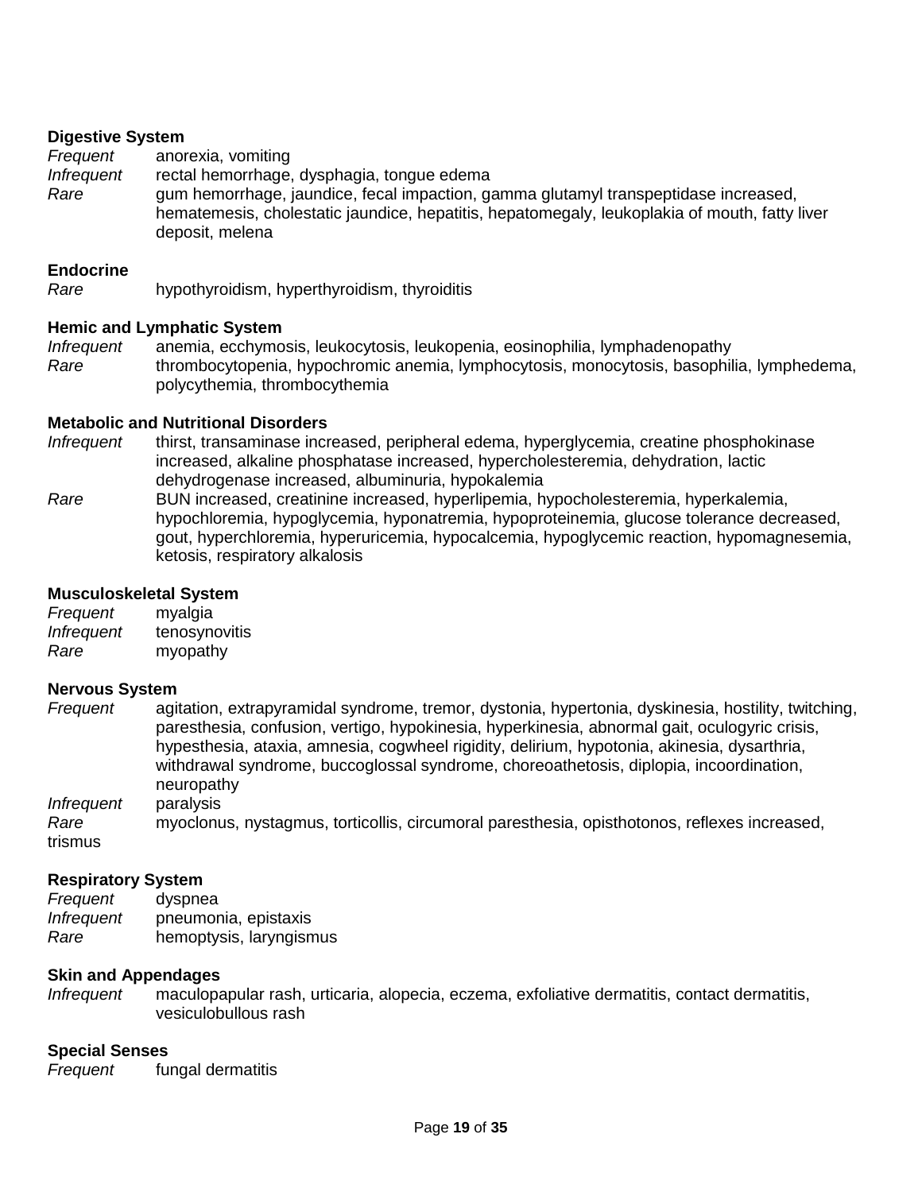**Digestive System**

*Frequent* anorexia, vomiting

*Infrequent* rectal hemorrhage, dysphagia, tongue edema

*Rare* gum hemorrhage, jaundice, fecal impaction, gamma glutamyl transpeptidase increased, hematemesis, cholestatic jaundice, hepatitis, hepatomegaly, leukoplakia of mouth, fatty liver deposit, melena

**Endocrine**

*Rare* hypothyroidism, hyperthyroidism, thyroiditis

**Hemic and Lymphatic System**

*Infrequent* anemia, ecchymosis, leukocytosis, leukopenia, eosinophilia, lymphadenopathy

*Rare* thrombocytopenia, hypochromic anemia, lymphocytosis, monocytosis, basophilia, lymphedema, polycythemia, thrombocythemia

**Metabolic and Nutritional Disorders**

*Infrequent* thirst, transaminase increased, peripheral edema, hyperglycemia, creatine phosphokinase increased, alkaline phosphatase increased, hypercholesteremia, dehydration, lactic dehydrogenase increased, albuminuria, hypokalemia

*Rare* BUN increased, creatinine increased, hyperlipemia, hypocholesteremia, hyperkalemia, hypochloremia, hypoglycemia, hyponatremia, hypoproteinemia, glucose tolerance decreased, gout, hyperchloremia, hyperuricemia, hypocalcemia, hypoglycemic reaction, hypomagnesemia, ketosis, respiratory alkalosis

**Musculoskeletal System**

*Frequent* myalgia

*Infrequent* tenosynovitis

*Rare* myopathy

**Nervous System**

*Frequent* agitation, extrapyramidal syndrome, tremor, dystonia, hypertonia, dyskinesia, hostility, twitching, paresthesia, confusion, vertigo, hypokinesia, hyperkinesia, abnormal gait, oculogyric crisis, hypesthesia, ataxia, amnesia, cogwheel rigidity, delirium, hypotonia, akinesia, dysarthria, withdrawal syndrome, buccoglossal syndrome, choreoathetosis, diplopia, incoordination, neuropathy

*Infrequent* paralysis

*Rare* myoclonus, nystagmus, torticollis, circumoral paresthesia, opisthotonos, reflexes increased, trismus

**Respiratory System**

*Frequent* dyspnea

*Infrequent* pneumonia, epistaxis

*Rare* hemoptysis, laryngismus

**Skin and Appendages**

*Infrequent* maculopapular rash, urticaria, alopecia, eczema, exfoliative dermatitis, contact dermatitis, vesiculobullous rash

**Special Senses**

*Frequent* fungal dermatitis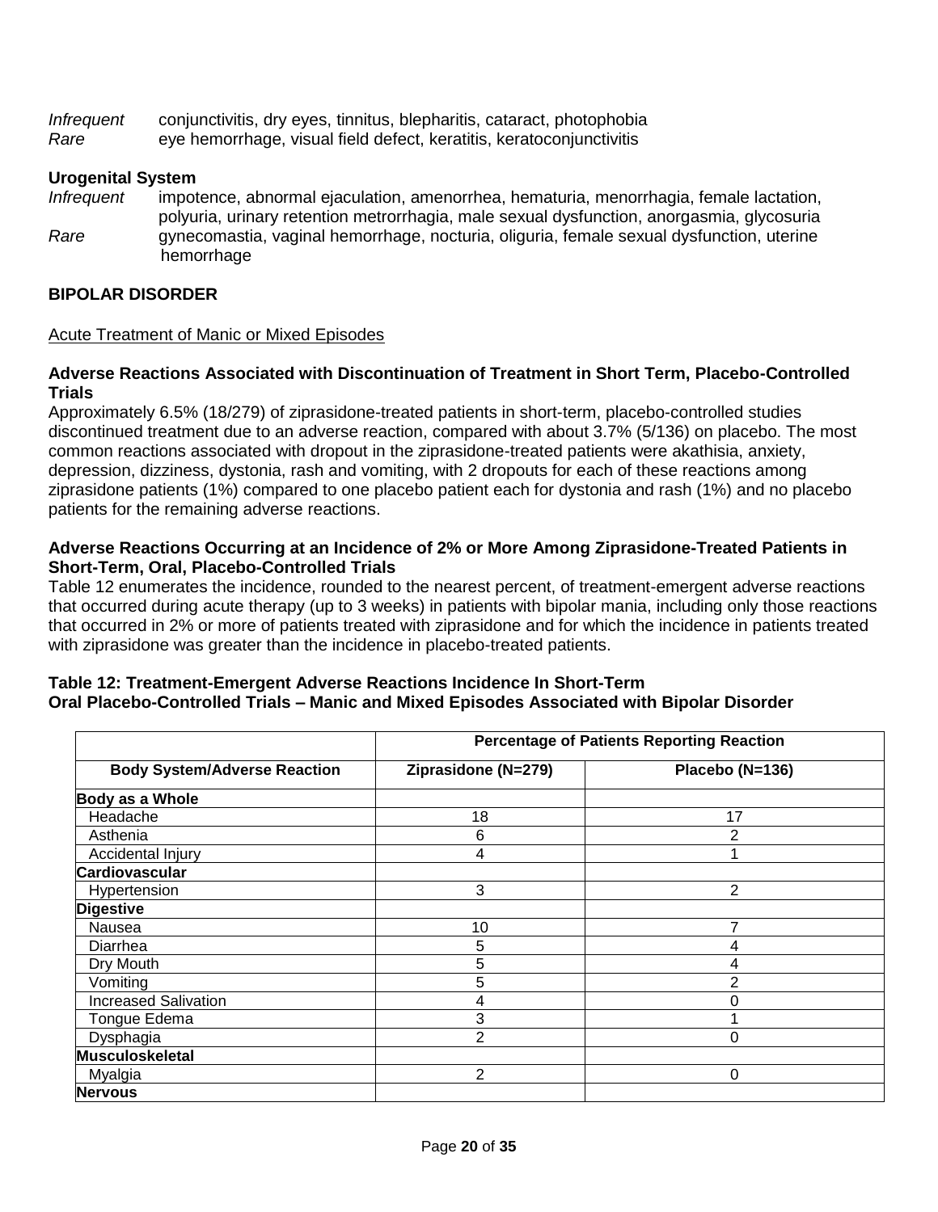*Infrequent* conjunctivitis, dry eyes, tinnitus, blepharitis, cataract, photophobia
*Rare* eye hemorrhage, visual field defect, keratitis, keratoconjunctivitis

**Urogenital System**
*Infrequent* impotence, abnormal ejaculation, amenorrhea, hematuria, menorrhagia, female lactation, polyuria, urinary retention metrorrhagia, male sexual dysfunction, anorgasmia, glycosuria
*Rare* gynecomastia, vaginal hemorrhage, nocturia, oliguria, female sexual dysfunction, uterine hemorrhage

## BIPOLAR DISORDER

Acute Treatment of Manic or Mixed Episodes

### Adverse Reactions Associated with Discontinuation of Treatment in Short Term, Placebo-Controlled Trials

Approximately 6.5% (18/279) of ziprasidone-treated patients in short-term, placebo-controlled studies discontinued treatment due to an adverse reaction, compared with about 3.7% (5/136) on placebo. The most common reactions associated with dropout in the ziprasidone-treated patients were akathisia, anxiety, depression, dizziness, dystonia, rash and vomiting, with 2 dropouts for each of these reactions among ziprasidone patients (1%) compared to one placebo patient each for dystonia and rash (1%) and no placebo patients for the remaining adverse reactions.

### Adverse Reactions Occurring at an Incidence of 2% or More Among Ziprasidone-Treated Patients in Short-Term, Oral, Placebo-Controlled Trials

Table 12 enumerates the incidence, rounded to the nearest percent, of treatment-emergent adverse reactions that occurred during acute therapy (up to 3 weeks) in patients with bipolar mania, including only those reactions that occurred in 2% or more of patients treated with ziprasidone and for which the incidence in patients treated with ziprasidone was greater than the incidence in placebo-treated patients.

**Table 12: Treatment-Emergent Adverse Reactions Incidence In Short-Term Oral Placebo-Controlled Trials – Manic and Mixed Episodes Associated with Bipolar Disorder**

| | Percentage of Patients Reporting Reaction | |
|---|---|---|
| **Body System/Adverse Reaction** | **Ziprasidone (N=279)** | **Placebo (N=136)** |
| **Body as a Whole** | | |
| Headache | 18 | 17 |
| Asthenia | 6 | 2 |
| Accidental Injury | 4 | 1 |
| **Cardiovascular** | | |
| Hypertension | 3 | 2 |
| **Digestive** | | |
| Nausea | 10 | 7 |
| Diarrhea | 5 | 4 |
| Dry Mouth | 5 | 4 |
| Vomiting | 5 | 2 |
| Increased Salivation | 4 | 0 |
| Tongue Edema | 3 | 1 |
| Dysphagia | 2 | 0 |
| **Musculoskeletal** | | |
| Myalgia | 2 | 0 |
| **Nervous** | | |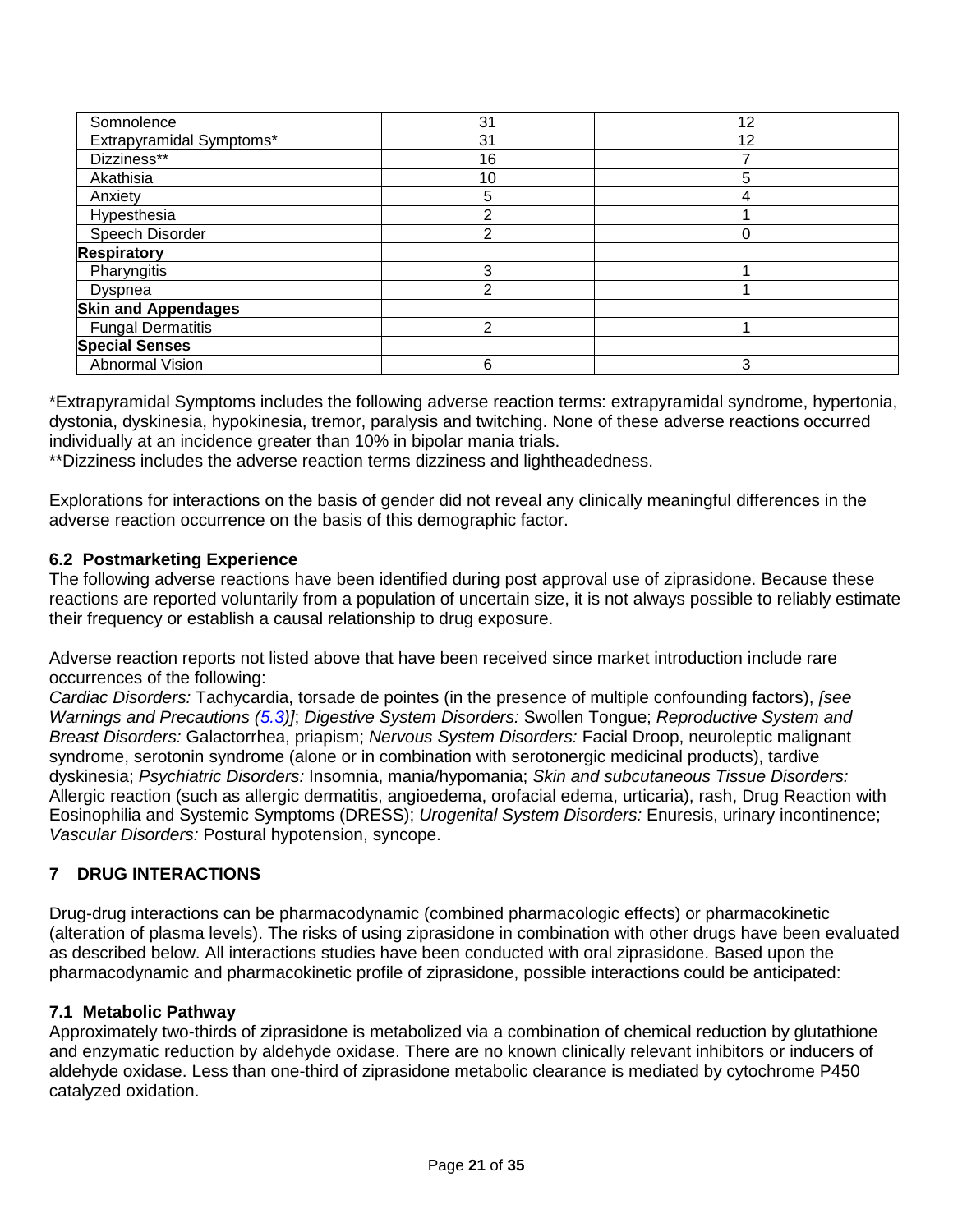| | | |
|---|---|---|
| Somnolence | 31 | 12 |
| Extrapyramidal Symptoms* | 31 | 12 |
| Dizziness** | 16 | 7 |
| Akathisia | 10 | 5 |
| Anxiety | 5 | 4 |
| Hypesthesia | 2 | 1 |
| Speech Disorder | 2 | 0 |
| **Respiratory** | | |
| Pharyngitis | 3 | 1 |
| Dyspnea | 2 | 1 |
| **Skin and Appendages** | | |
| Fungal Dermatitis | 2 | 1 |
| **Special Senses** | | |
| Abnormal Vision | 6 | 3 |

*Extrapyramidal Symptoms includes the following adverse reaction terms: extrapyramidal syndrome, hypertonia, dystonia, dyskinesia, hypokinesia, tremor, paralysis and twitching. None of these adverse reactions occurred individually at an incidence greater than 10% in bipolar mania trials.
**Dizziness includes the adverse reaction terms dizziness and lightheadedness.

Explorations for interactions on the basis of gender did not reveal any clinically meaningful differences in the adverse reaction occurrence on the basis of this demographic factor.

### 6.2 Postmarketing Experience

The following adverse reactions have been identified during post approval use of ziprasidone. Because these reactions are reported voluntarily from a population of uncertain size, it is not always possible to reliably estimate their frequency or establish a causal relationship to drug exposure.

Adverse reaction reports not listed above that have been received since market introduction include rare occurrences of the following:
*Cardiac Disorders:* Tachycardia, torsade de pointes (in the presence of multiple confounding factors), *[see Warnings and Precautions (5.3)]*; *Digestive System Disorders:* Swollen Tongue; *Reproductive System and Breast Disorders:* Galactorrhea, priapism; *Nervous System Disorders:* Facial Droop, neuroleptic malignant syndrome, serotonin syndrome (alone or in combination with serotonergic medicinal products), tardive dyskinesia; *Psychiatric Disorders:* Insomnia, mania/hypomania; *Skin and subcutaneous Tissue Disorders:* Allergic reaction (such as allergic dermatitis, angioedema, orofacial edema, urticaria), rash, Drug Reaction with Eosinophilia and Systemic Symptoms (DRESS); *Urogenital System Disorders:* Enuresis, urinary incontinence; *Vascular Disorders:* Postural hypotension, syncope.

## 7 DRUG INTERACTIONS

Drug-drug interactions can be pharmacodynamic (combined pharmacologic effects) or pharmacokinetic (alteration of plasma levels). The risks of using ziprasidone in combination with other drugs have been evaluated as described below. All interactions studies have been conducted with oral ziprasidone. Based upon the pharmacodynamic and pharmacokinetic profile of ziprasidone, possible interactions could be anticipated:

### 7.1 Metabolic Pathway

Approximately two-thirds of ziprasidone is metabolized via a combination of chemical reduction by glutathione and enzymatic reduction by aldehyde oxidase. There are no known clinically relevant inhibitors or inducers of aldehyde oxidase. Less than one-third of ziprasidone metabolic clearance is mediated by cytochrome P450 catalyzed oxidation.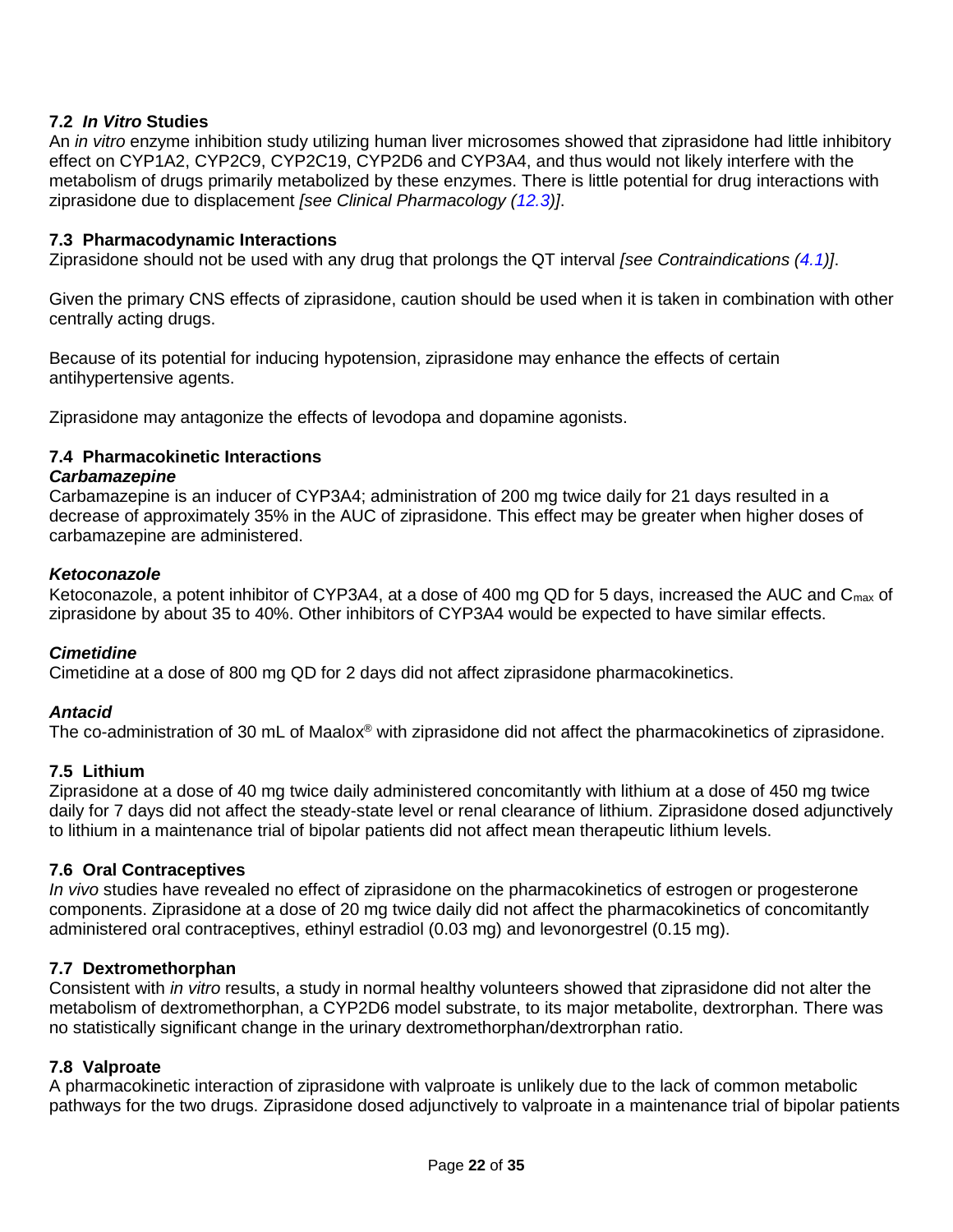### 7.2 *In Vitro* Studies

An *in vitro* enzyme inhibition study utilizing human liver microsomes showed that ziprasidone had little inhibitory effect on CYP1A2, CYP2C9, CYP2C19, CYP2D6 and CYP3A4, and thus would not likely interfere with the metabolism of drugs primarily metabolized by these enzymes. There is little potential for drug interactions with ziprasidone due to displacement *[see Clinical Pharmacology (12.3)]*.

### 7.3 Pharmacodynamic Interactions

Ziprasidone should not be used with any drug that prolongs the QT interval *[see Contraindications (4.1)]*.

Given the primary CNS effects of ziprasidone, caution should be used when it is taken in combination with other centrally acting drugs.

Because of its potential for inducing hypotension, ziprasidone may enhance the effects of certain antihypertensive agents.

Ziprasidone may antagonize the effects of levodopa and dopamine agonists.

### 7.4 Pharmacokinetic Interactions

***Carbamazepine***

Carbamazepine is an inducer of CYP3A4; administration of 200 mg twice daily for 21 days resulted in a decrease of approximately 35% in the AUC of ziprasidone. This effect may be greater when higher doses of carbamazepine are administered.

***Ketoconazole***

Ketoconazole, a potent inhibitor of CYP3A4, at a dose of 400 mg QD for 5 days, increased the AUC and $C_{max}$ of ziprasidone by about 35 to 40%. Other inhibitors of CYP3A4 would be expected to have similar effects.

***Cimetidine***

Cimetidine at a dose of 800 mg QD for 2 days did not affect ziprasidone pharmacokinetics.

***Antacid***

The co-administration of 30 mL of Maalox® with ziprasidone did not affect the pharmacokinetics of ziprasidone.

### 7.5 Lithium

Ziprasidone at a dose of 40 mg twice daily administered concomitantly with lithium at a dose of 450 mg twice daily for 7 days did not affect the steady-state level or renal clearance of lithium. Ziprasidone dosed adjunctively to lithium in a maintenance trial of bipolar patients did not affect mean therapeutic lithium levels.

### 7.6 Oral Contraceptives

*In vivo* studies have revealed no effect of ziprasidone on the pharmacokinetics of estrogen or progesterone components. Ziprasidone at a dose of 20 mg twice daily did not affect the pharmacokinetics of concomitantly administered oral contraceptives, ethinyl estradiol (0.03 mg) and levonorgestrel (0.15 mg).

### 7.7 Dextromethorphan

Consistent with *in vitro* results, a study in normal healthy volunteers showed that ziprasidone did not alter the metabolism of dextromethorphan, a CYP2D6 model substrate, to its major metabolite, dextrorphan. There was no statistically significant change in the urinary dextromethorphan/dextrorphan ratio.

### 7.8 Valproate

A pharmacokinetic interaction of ziprasidone with valproate is unlikely due to the lack of common metabolic pathways for the two drugs. Ziprasidone dosed adjunctively to valproate in a maintenance trial of bipolar patients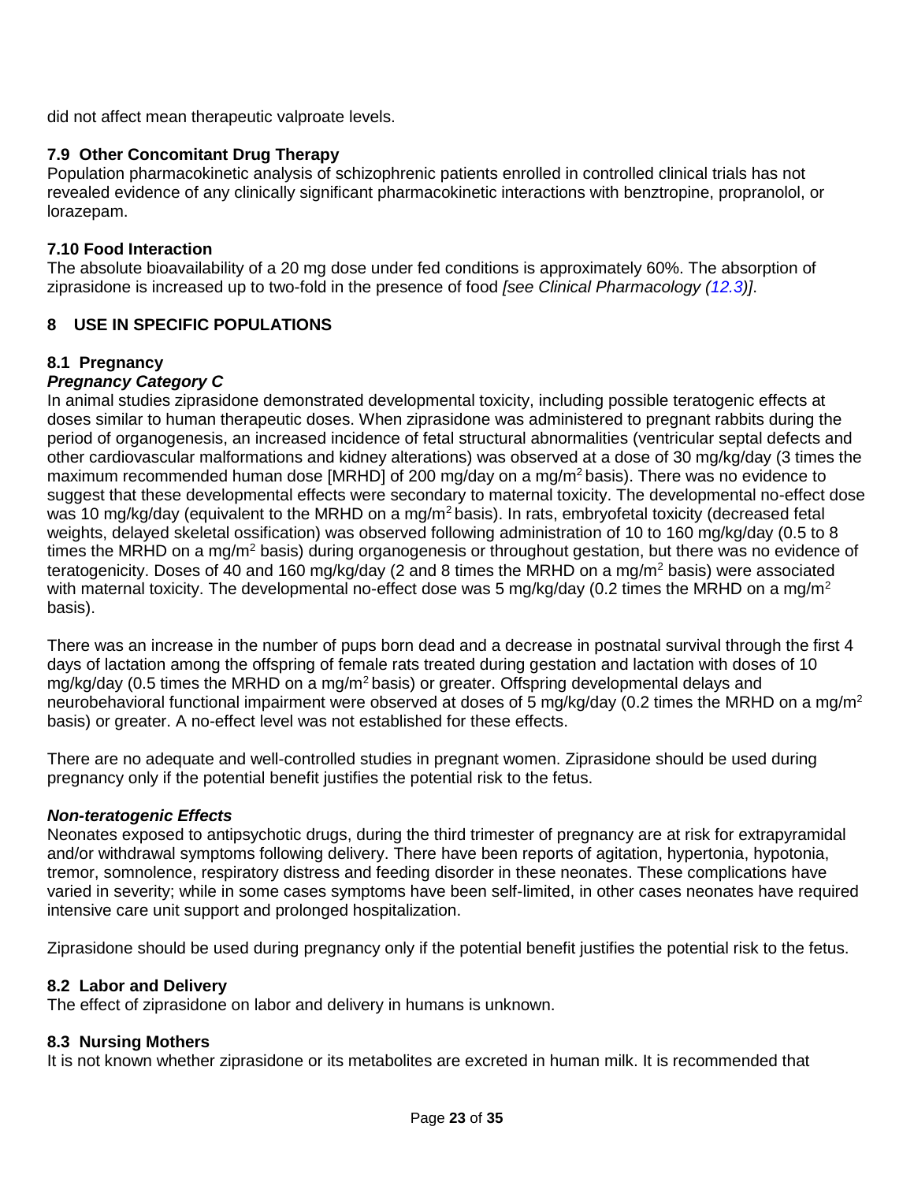did not affect mean therapeutic valproate levels.

### 7.9 Other Concomitant Drug Therapy

Population pharmacokinetic analysis of schizophrenic patients enrolled in controlled clinical trials has not revealed evidence of any clinically significant pharmacokinetic interactions with benztropine, propranolol, or lorazepam.

### 7.10 Food Interaction

The absolute bioavailability of a 20 mg dose under fed conditions is approximately 60%. The absorption of ziprasidone is increased up to two-fold in the presence of food *[see Clinical Pharmacology (12.3)]*.

## 8 USE IN SPECIFIC POPULATIONS

### 8.1 Pregnancy

***Pregnancy Category C***

In animal studies ziprasidone demonstrated developmental toxicity, including possible teratogenic effects at doses similar to human therapeutic doses. When ziprasidone was administered to pregnant rabbits during the period of organogenesis, an increased incidence of fetal structural abnormalities (ventricular septal defects and other cardiovascular malformations and kidney alterations) was observed at a dose of 30 mg/kg/day (3 times the maximum recommended human dose [MRHD] of 200 mg/day on a mg/m$^2$ basis). There was no evidence to suggest that these developmental effects were secondary to maternal toxicity. The developmental no-effect dose was 10 mg/kg/day (equivalent to the MRHD on a mg/m$^2$ basis). In rats, embryofetal toxicity (decreased fetal weights, delayed skeletal ossification) was observed following administration of 10 to 160 mg/kg/day (0.5 to 8 times the MRHD on a mg/m$^2$ basis) during organogenesis or throughout gestation, but there was no evidence of teratogenicity. Doses of 40 and 160 mg/kg/day (2 and 8 times the MRHD on a mg/m$^2$ basis) were associated with maternal toxicity. The developmental no-effect dose was 5 mg/kg/day (0.2 times the MRHD on a mg/m$^2$ basis).

There was an increase in the number of pups born dead and a decrease in postnatal survival through the first 4 days of lactation among the offspring of female rats treated during gestation and lactation with doses of 10 mg/kg/day (0.5 times the MRHD on a mg/m$^2$ basis) or greater. Offspring developmental delays and neurobehavioral functional impairment were observed at doses of 5 mg/kg/day (0.2 times the MRHD on a mg/m$^2$ basis) or greater. A no-effect level was not established for these effects.

There are no adequate and well-controlled studies in pregnant women. Ziprasidone should be used during pregnancy only if the potential benefit justifies the potential risk to the fetus.

***Non-teratogenic Effects***

Neonates exposed to antipsychotic drugs, during the third trimester of pregnancy are at risk for extrapyramidal and/or withdrawal symptoms following delivery. There have been reports of agitation, hypertonia, hypotonia, tremor, somnolence, respiratory distress and feeding disorder in these neonates. These complications have varied in severity; while in some cases symptoms have been self-limited, in other cases neonates have required intensive care unit support and prolonged hospitalization.

Ziprasidone should be used during pregnancy only if the potential benefit justifies the potential risk to the fetus.

### 8.2 Labor and Delivery

The effect of ziprasidone on labor and delivery in humans is unknown.

### 8.3 Nursing Mothers

It is not known whether ziprasidone or its metabolites are excreted in human milk. It is recommended that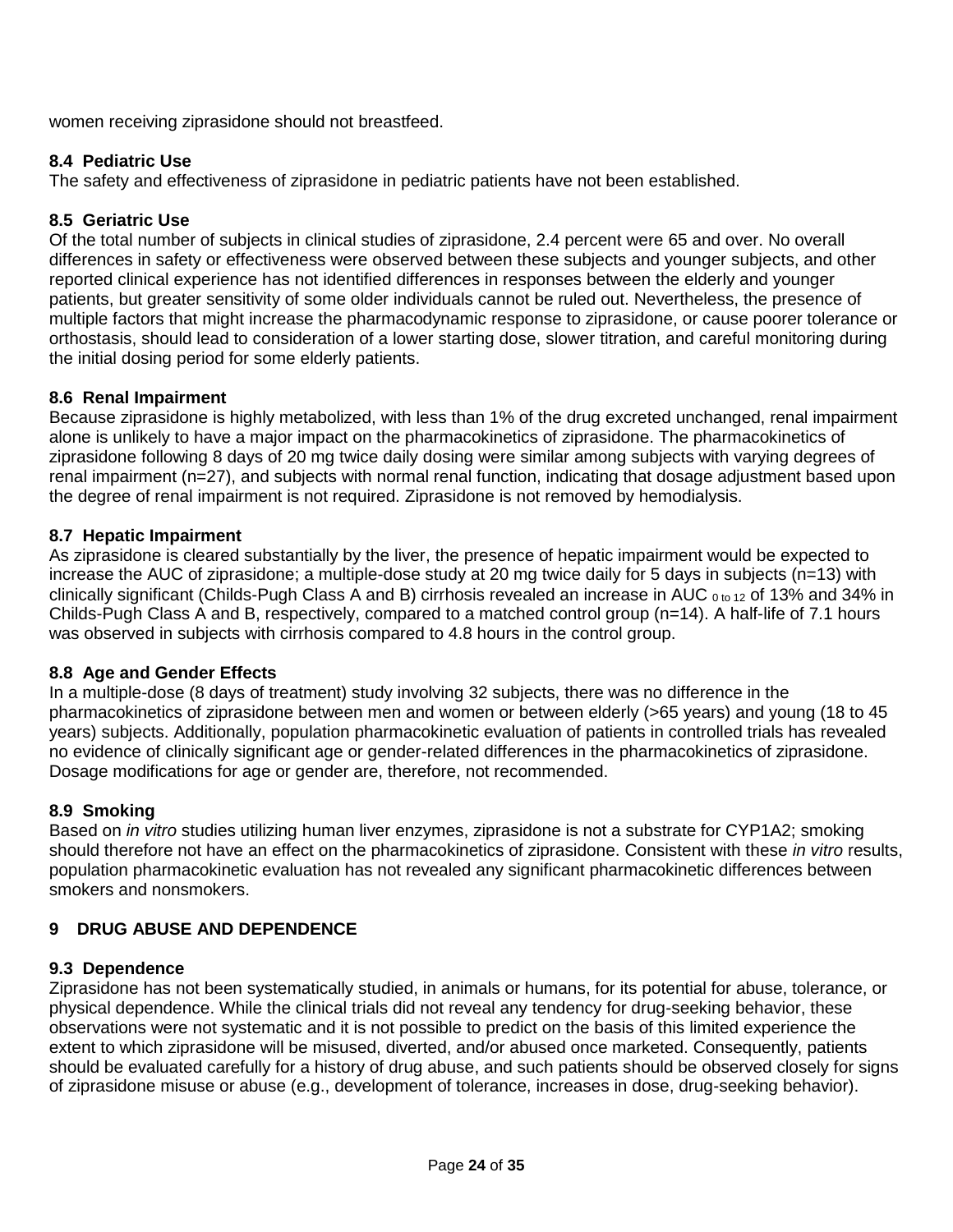women receiving ziprasidone should not breastfeed.

### 8.4 Pediatric Use

The safety and effectiveness of ziprasidone in pediatric patients have not been established.

### 8.5 Geriatric Use

Of the total number of subjects in clinical studies of ziprasidone, 2.4 percent were 65 and over. No overall differences in safety or effectiveness were observed between these subjects and younger subjects, and other reported clinical experience has not identified differences in responses between the elderly and younger patients, but greater sensitivity of some older individuals cannot be ruled out. Nevertheless, the presence of multiple factors that might increase the pharmacodynamic response to ziprasidone, or cause poorer tolerance or orthostasis, should lead to consideration of a lower starting dose, slower titration, and careful monitoring during the initial dosing period for some elderly patients.

### 8.6 Renal Impairment

Because ziprasidone is highly metabolized, with less than 1% of the drug excreted unchanged, renal impairment alone is unlikely to have a major impact on the pharmacokinetics of ziprasidone. The pharmacokinetics of ziprasidone following 8 days of 20 mg twice daily dosing were similar among subjects with varying degrees of renal impairment (n=27), and subjects with normal renal function, indicating that dosage adjustment based upon the degree of renal impairment is not required. Ziprasidone is not removed by hemodialysis.

### 8.7 Hepatic Impairment

As ziprasidone is cleared substantially by the liver, the presence of hepatic impairment would be expected to increase the AUC of ziprasidone; a multiple-dose study at 20 mg twice daily for 5 days in subjects (n=13) with clinically significant (Childs-Pugh Class A and B) cirrhosis revealed an increase in $AUC_{0 \text{ to } 12}$ of 13% and 34% in Childs-Pugh Class A and B, respectively, compared to a matched control group (n=14). A half-life of 7.1 hours was observed in subjects with cirrhosis compared to 4.8 hours in the control group.

### 8.8 Age and Gender Effects

In a multiple-dose (8 days of treatment) study involving 32 subjects, there was no difference in the pharmacokinetics of ziprasidone between men and women or between elderly (>65 years) and young (18 to 45 years) subjects. Additionally, population pharmacokinetic evaluation of patients in controlled trials has revealed no evidence of clinically significant age or gender-related differences in the pharmacokinetics of ziprasidone. Dosage modifications for age or gender are, therefore, not recommended.

### 8.9 Smoking

Based on *in vitro* studies utilizing human liver enzymes, ziprasidone is not a substrate for CYP1A2; smoking should therefore not have an effect on the pharmacokinetics of ziprasidone. Consistent with these *in vitro* results, population pharmacokinetic evaluation has not revealed any significant pharmacokinetic differences between smokers and nonsmokers.

## 9 DRUG ABUSE AND DEPENDENCE

### 9.3 Dependence

Ziprasidone has not been systematically studied, in animals or humans, for its potential for abuse, tolerance, or physical dependence. While the clinical trials did not reveal any tendency for drug-seeking behavior, these observations were not systematic and it is not possible to predict on the basis of this limited experience the extent to which ziprasidone will be misused, diverted, and/or abused once marketed. Consequently, patients should be evaluated carefully for a history of drug abuse, and such patients should be observed closely for signs of ziprasidone misuse or abuse (e.g., development of tolerance, increases in dose, drug-seeking behavior).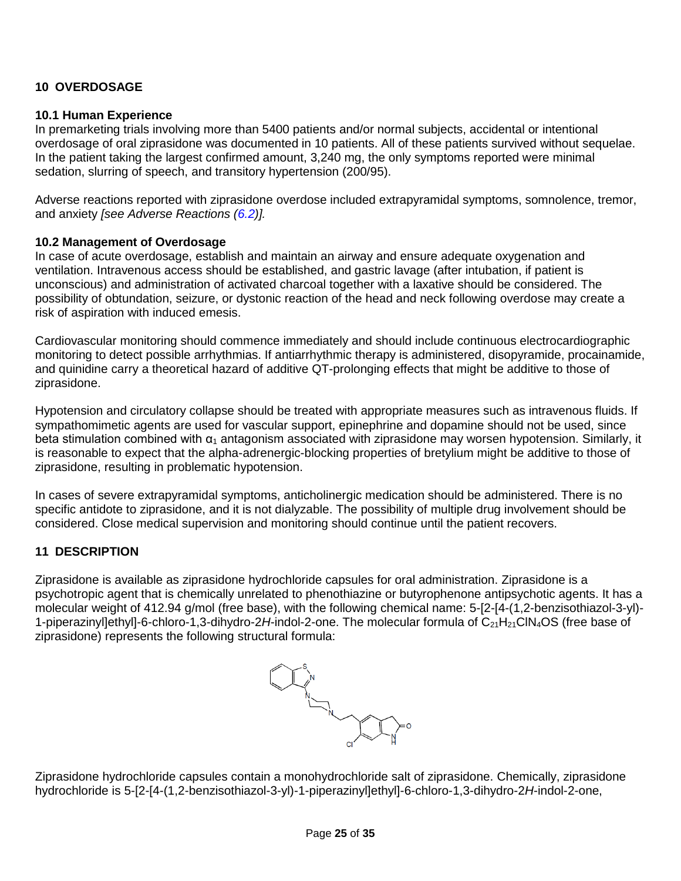## 10 OVERDOSAGE

### 10.1 Human Experience

In premarketing trials involving more than 5400 patients and/or normal subjects, accidental or intentional overdosage of oral ziprasidone was documented in 10 patients. All of these patients survived without sequelae. In the patient taking the largest confirmed amount, 3,240 mg, the only symptoms reported were minimal sedation, slurring of speech, and transitory hypertension (200/95).

Adverse reactions reported with ziprasidone overdose included extrapyramidal symptoms, somnolence, tremor, and anxiety *[see Adverse Reactions (6.2)].*

### 10.2 Management of Overdosage

In case of acute overdosage, establish and maintain an airway and ensure adequate oxygenation and ventilation. Intravenous access should be established, and gastric lavage (after intubation, if patient is unconscious) and administration of activated charcoal together with a laxative should be considered. The possibility of obtundation, seizure, or dystonic reaction of the head and neck following overdose may create a risk of aspiration with induced emesis.

Cardiovascular monitoring should commence immediately and should include continuous electrocardiographic monitoring to detect possible arrhythmias. If antiarrhythmic therapy is administered, disopyramide, procainamide, and quinidine carry a theoretical hazard of additive QT-prolonging effects that might be additive to those of ziprasidone.

Hypotension and circulatory collapse should be treated with appropriate measures such as intravenous fluids. If sympathomimetic agents are used for vascular support, epinephrine and dopamine should not be used, since beta stimulation combined with $\alpha_1$ antagonism associated with ziprasidone may worsen hypotension. Similarly, it is reasonable to expect that the alpha-adrenergic-blocking properties of bretylium might be additive to those of ziprasidone, resulting in problematic hypotension.

In cases of severe extrapyramidal symptoms, anticholinergic medication should be administered. There is no specific antidote to ziprasidone, and it is not dialyzable. The possibility of multiple drug involvement should be considered. Close medical supervision and monitoring should continue until the patient recovers.

## 11 DESCRIPTION

Ziprasidone is available as ziprasidone hydrochloride capsules for oral administration. Ziprasidone is a psychotropic agent that is chemically unrelated to phenothiazine or butyrophenone antipsychotic agents. It has a molecular weight of 412.94 g/mol (free base), with the following chemical name: 5-[2-[4-(1,2-benzisothiazol-3-yl)-1-piperazinyl]ethyl]-6-chloro-1,3-dihydro-2*H*-indol-2-one. The molecular formula of $C_{21}H_{21}ClN_4OS$ (free base of ziprasidone) represents the following structural formula:

Ziprasidone hydrochloride capsules contain a monohydrochloride salt of ziprasidone. Chemically, ziprasidone hydrochloride is 5-[2-[4-(1,2-benzisothiazol-3-yl)-1-piperazinyl]ethyl]-6-chloro-1,3-dihydro-2*H*-indol-2-one,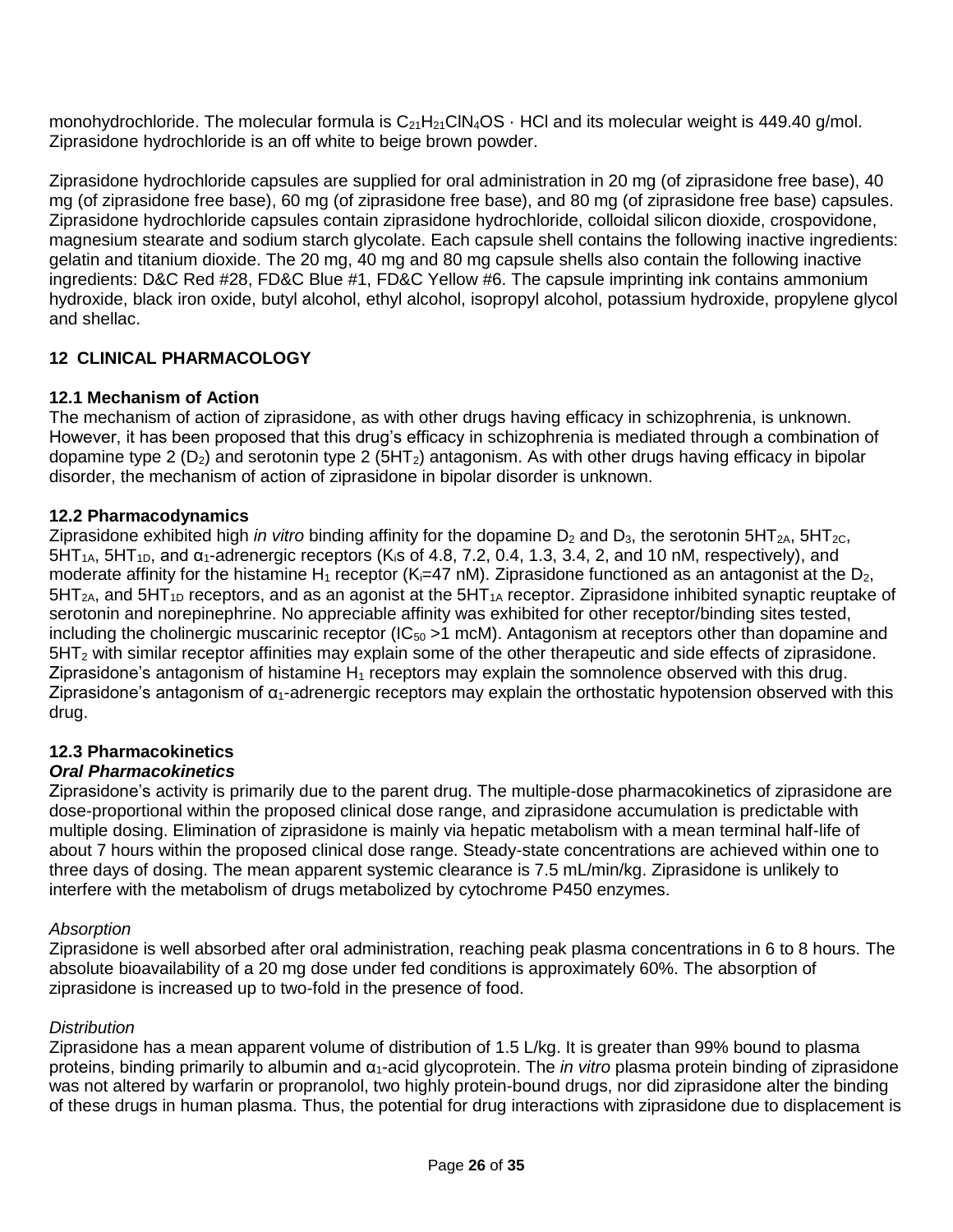monohydrochloride. The molecular formula is $C_{21}H_{21}ClN_4OS \cdot HCl$ and its molecular weight is 449.40 g/mol. Ziprasidone hydrochloride is an off white to beige brown powder.

Ziprasidone hydrochloride capsules are supplied for oral administration in 20 mg (of ziprasidone free base), 40 mg (of ziprasidone free base), 60 mg (of ziprasidone free base), and 80 mg (of ziprasidone free base) capsules. Ziprasidone hydrochloride capsules contain ziprasidone hydrochloride, colloidal silicon dioxide, crospovidone, magnesium stearate and sodium starch glycolate. Each capsule shell contains the following inactive ingredients: gelatin and titanium dioxide. The 20 mg, 40 mg and 80 mg capsule shells also contain the following inactive ingredients: D&C Red #28, FD&C Blue #1, FD&C Yellow #6. The capsule imprinting ink contains ammonium hydroxide, black iron oxide, butyl alcohol, ethyl alcohol, isopropyl alcohol, potassium hydroxide, propylene glycol and shellac.

## 12 CLINICAL PHARMACOLOGY

### 12.1 Mechanism of Action

The mechanism of action of ziprasidone, as with other drugs having efficacy in schizophrenia, is unknown. However, it has been proposed that this drug's efficacy in schizophrenia is mediated through a combination of dopamine type 2 ($D_2$) and serotonin type 2 ($5HT_2$) antagonism. As with other drugs having efficacy in bipolar disorder, the mechanism of action of ziprasidone in bipolar disorder is unknown.

### 12.2 Pharmacodynamics

Ziprasidone exhibited high *in vitro* binding affinity for the dopamine $D_2$ and $D_3$, the serotonin $5HT_{2A}$, $5HT_{2C}$, $5HT_{1A}$, $5HT_{1D}$, and $\alpha_1$-adrenergic receptors ($K_i$s of 4.8, 7.2, 0.4, 1.3, 3.4, 2, and 10 nM, respectively), and moderate affinity for the histamine $H_1$ receptor ($K_i$=47 nM). Ziprasidone functioned as an antagonist at the $D_2$, $5HT_{2A}$, and $5HT_{1D}$ receptors, and as an agonist at the $5HT_{1A}$ receptor. Ziprasidone inhibited synaptic reuptake of serotonin and norepinephrine. No appreciable affinity was exhibited for other receptor/binding sites tested, including the cholinergic muscarinic receptor ($IC_{50}$ >1 mcM). Antagonism at receptors other than dopamine and $5HT_2$ with similar receptor affinities may explain some of the other therapeutic and side effects of ziprasidone. Ziprasidone's antagonism of histamine $H_1$ receptors may explain the somnolence observed with this drug. Ziprasidone's antagonism of $\alpha_1$-adrenergic receptors may explain the orthostatic hypotension observed with this drug.

### 12.3 Pharmacokinetics

***Oral Pharmacokinetics***

Ziprasidone's activity is primarily due to the parent drug. The multiple-dose pharmacokinetics of ziprasidone are dose-proportional within the proposed clinical dose range, and ziprasidone accumulation is predictable with multiple dosing. Elimination of ziprasidone is mainly via hepatic metabolism with a mean terminal half-life of about 7 hours within the proposed clinical dose range. Steady-state concentrations are achieved within one to three days of dosing. The mean apparent systemic clearance is 7.5 mL/min/kg. Ziprasidone is unlikely to interfere with the metabolism of drugs metabolized by cytochrome P450 enzymes.

*Absorption*

Ziprasidone is well absorbed after oral administration, reaching peak plasma concentrations in 6 to 8 hours. The absolute bioavailability of a 20 mg dose under fed conditions is approximately 60%. The absorption of ziprasidone is increased up to two-fold in the presence of food.

*Distribution*

Ziprasidone has a mean apparent volume of distribution of 1.5 L/kg. It is greater than 99% bound to plasma proteins, binding primarily to albumin and $\alpha_1$-acid glycoprotein. The *in vitro* plasma protein binding of ziprasidone was not altered by warfarin or propranolol, two highly protein-bound drugs, nor did ziprasidone alter the binding of these drugs in human plasma. Thus, the potential for drug interactions with ziprasidone due to displacement is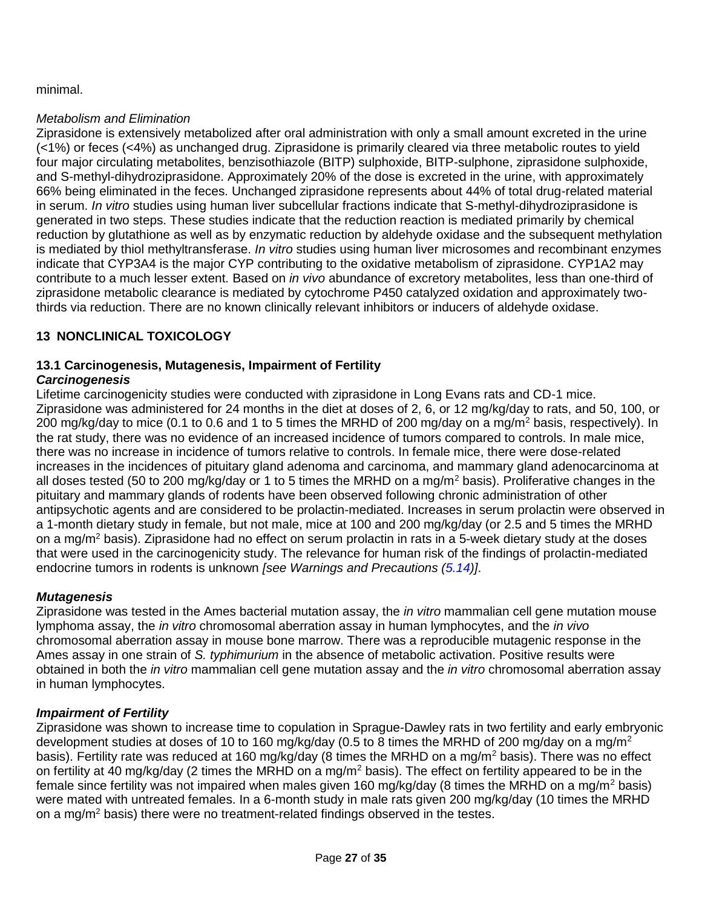minimal.

*Metabolism and Elimination*

Ziprasidone is extensively metabolized after oral administration with only a small amount excreted in the urine (<1%) or feces (<4%) as unchanged drug. Ziprasidone is primarily cleared via three metabolic routes to yield four major circulating metabolites, benzisothiazole (BITP) sulphoxide, BITP-sulphone, ziprasidone sulphoxide, and S-methyl-dihydroziprasidone. Approximately 20% of the dose is excreted in the urine, with approximately 66% being eliminated in the feces. Unchanged ziprasidone represents about 44% of total drug-related material in serum. *In vitro* studies using human liver subcellular fractions indicate that S-methyl-dihydroziprasidone is generated in two steps. These studies indicate that the reduction reaction is mediated primarily by chemical reduction by glutathione as well as by enzymatic reduction by aldehyde oxidase and the subsequent methylation is mediated by thiol methyltransferase. *In vitro* studies using human liver microsomes and recombinant enzymes indicate that CYP3A4 is the major CYP contributing to the oxidative metabolism of ziprasidone. CYP1A2 may contribute to a much lesser extent. Based on *in vivo* abundance of excretory metabolites, less than one-third of ziprasidone metabolic clearance is mediated by cytochrome P450 catalyzed oxidation and approximately two-thirds via reduction. There are no known clinically relevant inhibitors or inducers of aldehyde oxidase.

## 13 NONCLINICAL TOXICOLOGY

### 13.1 Carcinogenesis, Mutagenesis, Impairment of Fertility

***Carcinogenesis***

Lifetime carcinogenicity studies were conducted with ziprasidone in Long Evans rats and CD-1 mice. Ziprasidone was administered for 24 months in the diet at doses of 2, 6, or 12 mg/kg/day to rats, and 50, 100, or 200 mg/kg/day to mice (0.1 to 0.6 and 1 to 5 times the MRHD of 200 mg/day on a mg/m$^2$ basis, respectively). In the rat study, there was no evidence of an increased incidence of tumors compared to controls. In male mice, there was no increase in incidence of tumors relative to controls. In female mice, there were dose-related increases in the incidences of pituitary gland adenoma and carcinoma, and mammary gland adenocarcinoma at all doses tested (50 to 200 mg/kg/day or 1 to 5 times the MRHD on a mg/m$^2$ basis). Proliferative changes in the pituitary and mammary glands of rodents have been observed following chronic administration of other antipsychotic agents and are considered to be prolactin-mediated. Increases in serum prolactin were observed in a 1-month dietary study in female, but not male, mice at 100 and 200 mg/kg/day (or 2.5 and 5 times the MRHD on a mg/m$^2$ basis). Ziprasidone had no effect on serum prolactin in rats in a 5-week dietary study at the doses that were used in the carcinogenicity study. The relevance for human risk of the findings of prolactin-mediated endocrine tumors in rodents is unknown *[see Warnings and Precautions (5.14)]*.

***Mutagenesis***

Ziprasidone was tested in the Ames bacterial mutation assay, the *in vitro* mammalian cell gene mutation mouse lymphoma assay, the *in vitro* chromosomal aberration assay in human lymphocytes, and the *in vivo* chromosomal aberration assay in mouse bone marrow. There was a reproducible mutagenic response in the Ames assay in one strain of *S. typhimurium* in the absence of metabolic activation. Positive results were obtained in both the *in vitro* mammalian cell gene mutation assay and the *in vitro* chromosomal aberration assay in human lymphocytes.

***Impairment of Fertility***

Ziprasidone was shown to increase time to copulation in Sprague-Dawley rats in two fertility and early embryonic development studies at doses of 10 to 160 mg/kg/day (0.5 to 8 times the MRHD of 200 mg/day on a mg/m$^2$ basis). Fertility rate was reduced at 160 mg/kg/day (8 times the MRHD on a mg/m$^2$ basis). There was no effect on fertility at 40 mg/kg/day (2 times the MRHD on a mg/m$^2$ basis). The effect on fertility appeared to be in the female since fertility was not impaired when males given 160 mg/kg/day (8 times the MRHD on a mg/m$^2$ basis) were mated with untreated females. In a 6-month study in male rats given 200 mg/kg/day (10 times the MRHD on a mg/m$^2$ basis) there were no treatment-related findings observed in the testes.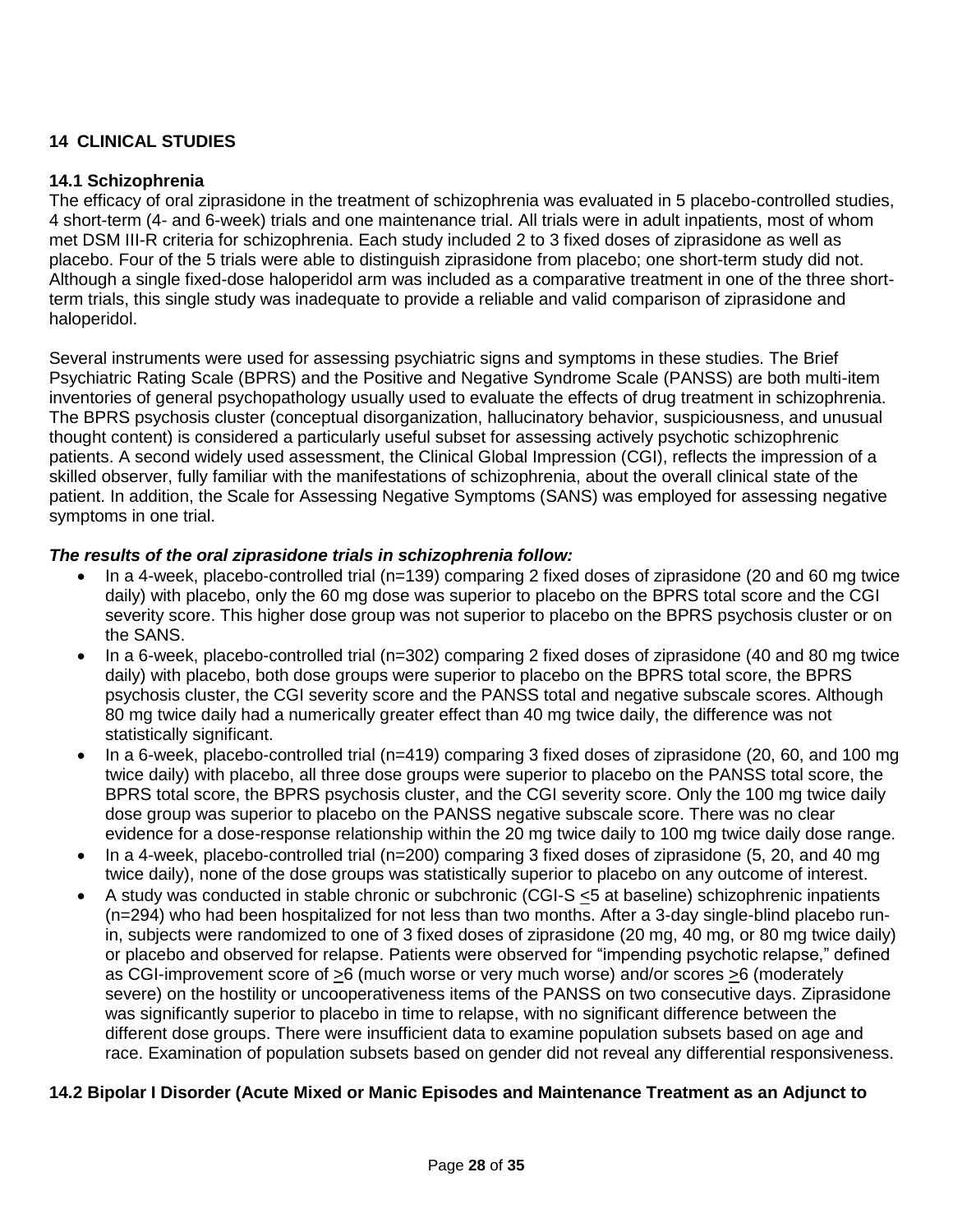## 14 CLINICAL STUDIES

### 14.1 Schizophrenia

The efficacy of oral ziprasidone in the treatment of schizophrenia was evaluated in 5 placebo-controlled studies, 4 short-term (4- and 6-week) trials and one maintenance trial. All trials were in adult inpatients, most of whom met DSM III-R criteria for schizophrenia. Each study included 2 to 3 fixed doses of ziprasidone as well as placebo. Four of the 5 trials were able to distinguish ziprasidone from placebo; one short-term study did not. Although a single fixed-dose haloperidol arm was included as a comparative treatment in one of the three short-term trials, this single study was inadequate to provide a reliable and valid comparison of ziprasidone and haloperidol.

Several instruments were used for assessing psychiatric signs and symptoms in these studies. The Brief Psychiatric Rating Scale (BPRS) and the Positive and Negative Syndrome Scale (PANSS) are both multi-item inventories of general psychopathology usually used to evaluate the effects of drug treatment in schizophrenia. The BPRS psychosis cluster (conceptual disorganization, hallucinatory behavior, suspiciousness, and unusual thought content) is considered a particularly useful subset for assessing actively psychotic schizophrenic patients. A second widely used assessment, the Clinical Global Impression (CGI), reflects the impression of a skilled observer, fully familiar with the manifestations of schizophrenia, about the overall clinical state of the patient. In addition, the Scale for Assessing Negative Symptoms (SANS) was employed for assessing negative symptoms in one trial.

***The results of the oral ziprasidone trials in schizophrenia follow:***

- In a 4-week, placebo-controlled trial (n=139) comparing 2 fixed doses of ziprasidone (20 and 60 mg twice daily) with placebo, only the 60 mg dose was superior to placebo on the BPRS total score and the CGI severity score. This higher dose group was not superior to placebo on the BPRS psychosis cluster or on the SANS.
- In a 6-week, placebo-controlled trial (n=302) comparing 2 fixed doses of ziprasidone (40 and 80 mg twice daily) with placebo, both dose groups were superior to placebo on the BPRS total score, the BPRS psychosis cluster, the CGI severity score and the PANSS total and negative subscale scores. Although 80 mg twice daily had a numerically greater effect than 40 mg twice daily, the difference was not statistically significant.
- In a 6-week, placebo-controlled trial (n=419) comparing 3 fixed doses of ziprasidone (20, 60, and 100 mg twice daily) with placebo, all three dose groups were superior to placebo on the PANSS total score, the BPRS total score, the BPRS psychosis cluster, and the CGI severity score. Only the 100 mg twice daily dose group was superior to placebo on the PANSS negative subscale score. There was no clear evidence for a dose-response relationship within the 20 mg twice daily to 100 mg twice daily dose range.
- In a 4-week, placebo-controlled trial (n=200) comparing 3 fixed doses of ziprasidone (5, 20, and 40 mg twice daily), none of the dose groups was statistically superior to placebo on any outcome of interest.
- A study was conducted in stable chronic or subchronic (CGI-S ≤5 at baseline) schizophrenic inpatients (n=294) who had been hospitalized for not less than two months. After a 3-day single-blind placebo run-in, subjects were randomized to one of 3 fixed doses of ziprasidone (20 mg, 40 mg, or 80 mg twice daily) or placebo and observed for relapse. Patients were observed for "impending psychotic relapse," defined as CGI-improvement score of ≥6 (much worse or very much worse) and/or scores ≥6 (moderately severe) on the hostility or uncooperativeness items of the PANSS on two consecutive days. Ziprasidone was significantly superior to placebo in time to relapse, with no significant difference between the different dose groups. There were insufficient data to examine population subsets based on age and race. Examination of population subsets based on gender did not reveal any differential responsiveness.

### 14.2 Bipolar I Disorder (Acute Mixed or Manic Episodes and Maintenance Treatment as an Adjunct to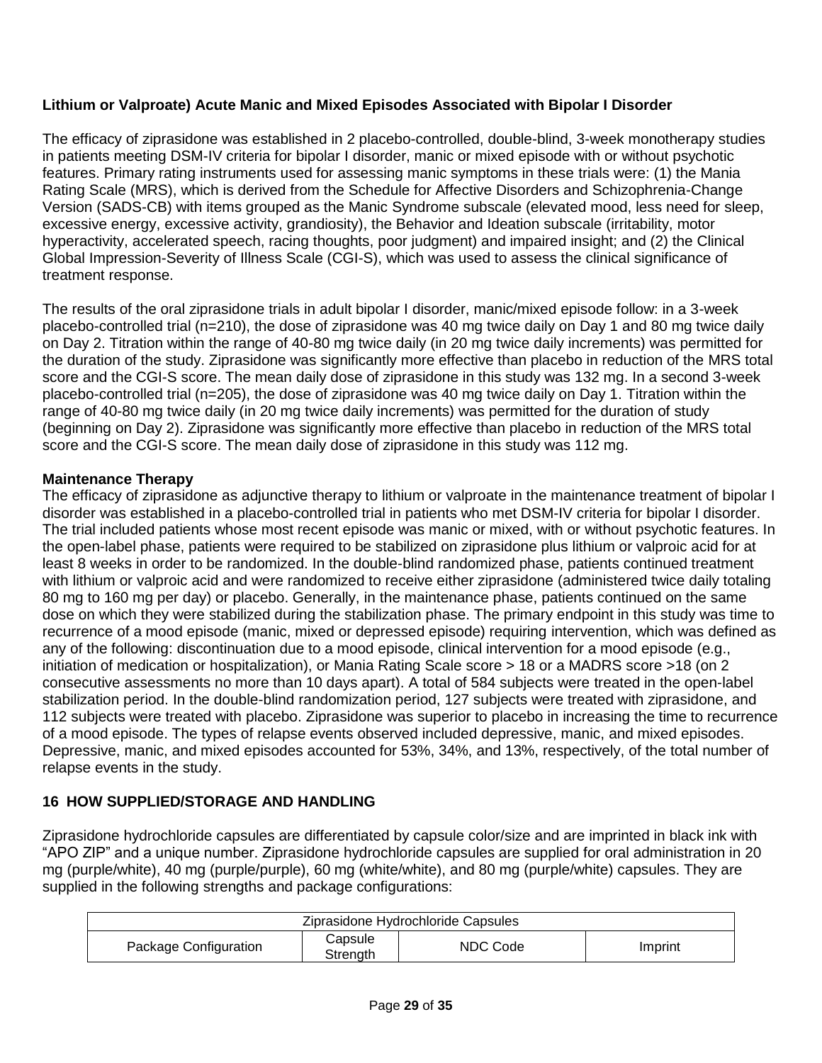**Lithium or Valproate) Acute Manic and Mixed Episodes Associated with Bipolar I Disorder**

The efficacy of ziprasidone was established in 2 placebo-controlled, double-blind, 3-week monotherapy studies in patients meeting DSM-IV criteria for bipolar I disorder, manic or mixed episode with or without psychotic features. Primary rating instruments used for assessing manic symptoms in these trials were: (1) the Mania Rating Scale (MRS), which is derived from the Schedule for Affective Disorders and Schizophrenia-Change Version (SADS-CB) with items grouped as the Manic Syndrome subscale (elevated mood, less need for sleep, excessive energy, excessive activity, grandiosity), the Behavior and Ideation subscale (irritability, motor hyperactivity, accelerated speech, racing thoughts, poor judgment) and impaired insight; and (2) the Clinical Global Impression-Severity of Illness Scale (CGI-S), which was used to assess the clinical significance of treatment response.

The results of the oral ziprasidone trials in adult bipolar I disorder, manic/mixed episode follow: in a 3-week placebo-controlled trial (n=210), the dose of ziprasidone was 40 mg twice daily on Day 1 and 80 mg twice daily on Day 2. Titration within the range of 40-80 mg twice daily (in 20 mg twice daily increments) was permitted for the duration of the study. Ziprasidone was significantly more effective than placebo in reduction of the MRS total score and the CGI-S score. The mean daily dose of ziprasidone in this study was 132 mg. In a second 3-week placebo-controlled trial (n=205), the dose of ziprasidone was 40 mg twice daily on Day 1. Titration within the range of 40-80 mg twice daily (in 20 mg twice daily increments) was permitted for the duration of study (beginning on Day 2). Ziprasidone was significantly more effective than placebo in reduction of the MRS total score and the CGI-S score. The mean daily dose of ziprasidone in this study was 112 mg.

**Maintenance Therapy**

The efficacy of ziprasidone as adjunctive therapy to lithium or valproate in the maintenance treatment of bipolar I disorder was established in a placebo-controlled trial in patients who met DSM-IV criteria for bipolar I disorder. The trial included patients whose most recent episode was manic or mixed, with or without psychotic features. In the open-label phase, patients were required to be stabilized on ziprasidone plus lithium or valproic acid for at least 8 weeks in order to be randomized. In the double-blind randomized phase, patients continued treatment with lithium or valproic acid and were randomized to receive either ziprasidone (administered twice daily totaling 80 mg to 160 mg per day) or placebo. Generally, in the maintenance phase, patients continued on the same dose on which they were stabilized during the stabilization phase. The primary endpoint in this study was time to recurrence of a mood episode (manic, mixed or depressed episode) requiring intervention, which was defined as any of the following: discontinuation due to a mood episode, clinical intervention for a mood episode (e.g., initiation of medication or hospitalization), or Mania Rating Scale score > 18 or a MADRS score >18 (on 2 consecutive assessments no more than 10 days apart). A total of 584 subjects were treated in the open-label stabilization period. In the double-blind randomization period, 127 subjects were treated with ziprasidone, and 112 subjects were treated with placebo. Ziprasidone was superior to placebo in increasing the time to recurrence of a mood episode. The types of relapse events observed included depressive, manic, and mixed episodes. Depressive, manic, and mixed episodes accounted for 53%, 34%, and 13%, respectively, of the total number of relapse events in the study.

## 16 HOW SUPPLIED/STORAGE AND HANDLING

Ziprasidone hydrochloride capsules are differentiated by capsule color/size and are imprinted in black ink with “APO ZIP” and a unique number. Ziprasidone hydrochloride capsules are supplied for oral administration in 20 mg (purple/white), 40 mg (purple/purple), 60 mg (white/white), and 80 mg (purple/white) capsules. They are supplied in the following strengths and package configurations:

| Ziprasidone Hydrochloride Capsules | | | |
|---|---|---|---|
| Package Configuration | Capsule Strength | NDC Code | Imprint |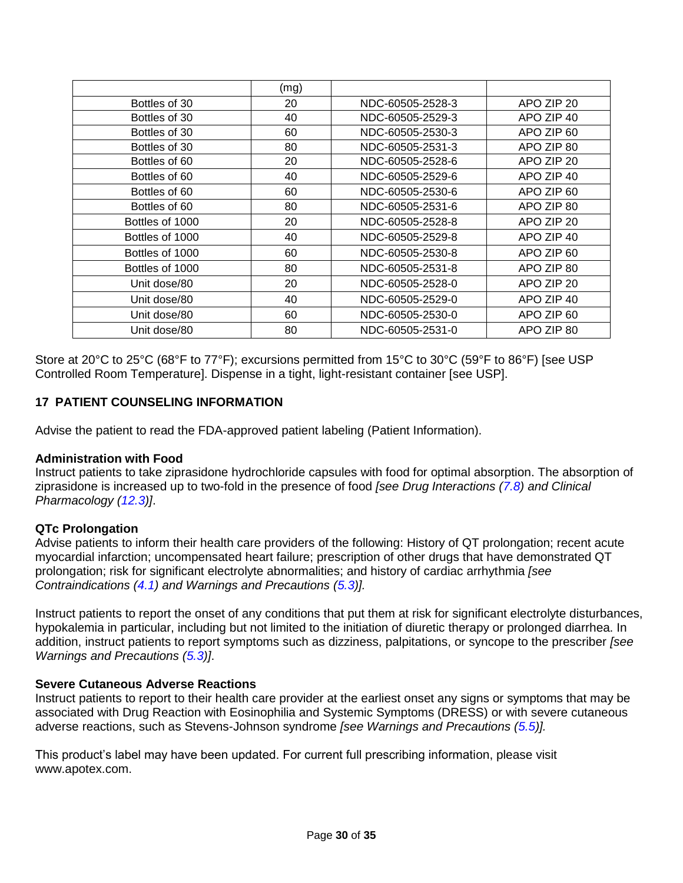| | (mg) | | |
|---|---|---|---|
| Bottles of 30 | 20 | NDC-60505-2528-3 | APO ZIP 20 |
| Bottles of 30 | 40 | NDC-60505-2529-3 | APO ZIP 40 |
| Bottles of 30 | 60 | NDC-60505-2530-3 | APO ZIP 60 |
| Bottles of 30 | 80 | NDC-60505-2531-3 | APO ZIP 80 |
| Bottles of 60 | 20 | NDC-60505-2528-6 | APO ZIP 20 |
| Bottles of 60 | 40 | NDC-60505-2529-6 | APO ZIP 40 |
| Bottles of 60 | 60 | NDC-60505-2530-6 | APO ZIP 60 |
| Bottles of 60 | 80 | NDC-60505-2531-6 | APO ZIP 80 |
| Bottles of 1000 | 20 | NDC-60505-2528-8 | APO ZIP 20 |
| Bottles of 1000 | 40 | NDC-60505-2529-8 | APO ZIP 40 |
| Bottles of 1000 | 60 | NDC-60505-2530-8 | APO ZIP 60 |
| Bottles of 1000 | 80 | NDC-60505-2531-8 | APO ZIP 80 |
| Unit dose/80 | 20 | NDC-60505-2528-0 | APO ZIP 20 |
| Unit dose/80 | 40 | NDC-60505-2529-0 | APO ZIP 40 |
| Unit dose/80 | 60 | NDC-60505-2530-0 | APO ZIP 60 |
| Unit dose/80 | 80 | NDC-60505-2531-0 | APO ZIP 80 |

Store at 20°C to 25°C (68°F to 77°F); excursions permitted from 15°C to 30°C (59°F to 86°F) [see USP Controlled Room Temperature]. Dispense in a tight, light-resistant container [see USP].

## 17 PATIENT COUNSELING INFORMATION

Advise the patient to read the FDA-approved patient labeling (Patient Information).

**Administration with Food**

Instruct patients to take ziprasidone hydrochloride capsules with food for optimal absorption. The absorption of ziprasidone is increased up to two-fold in the presence of food *[see Drug Interactions (7.8) and Clinical Pharmacology (12.3)]*.

**QTc Prolongation**

Advise patients to inform their health care providers of the following: History of QT prolongation; recent acute myocardial infarction; uncompensated heart failure; prescription of other drugs that have demonstrated QT prolongation; risk for significant electrolyte abnormalities; and history of cardiac arrhythmia *[see Contraindications (4.1) and Warnings and Precautions (5.3)].*

Instruct patients to report the onset of any conditions that put them at risk for significant electrolyte disturbances, hypokalemia in particular, including but not limited to the initiation of diuretic therapy or prolonged diarrhea. In addition, instruct patients to report symptoms such as dizziness, palpitations, or syncope to the prescriber *[see Warnings and Precautions (5.3)]*.

**Severe Cutaneous Adverse Reactions**

Instruct patients to report to their health care provider at the earliest onset any signs or symptoms that may be associated with Drug Reaction with Eosinophilia and Systemic Symptoms (DRESS) or with severe cutaneous adverse reactions, such as Stevens-Johnson syndrome *[see Warnings and Precautions (5.5)].*

This product's label may have been updated. For current full prescribing information, please visit www.apotex.com.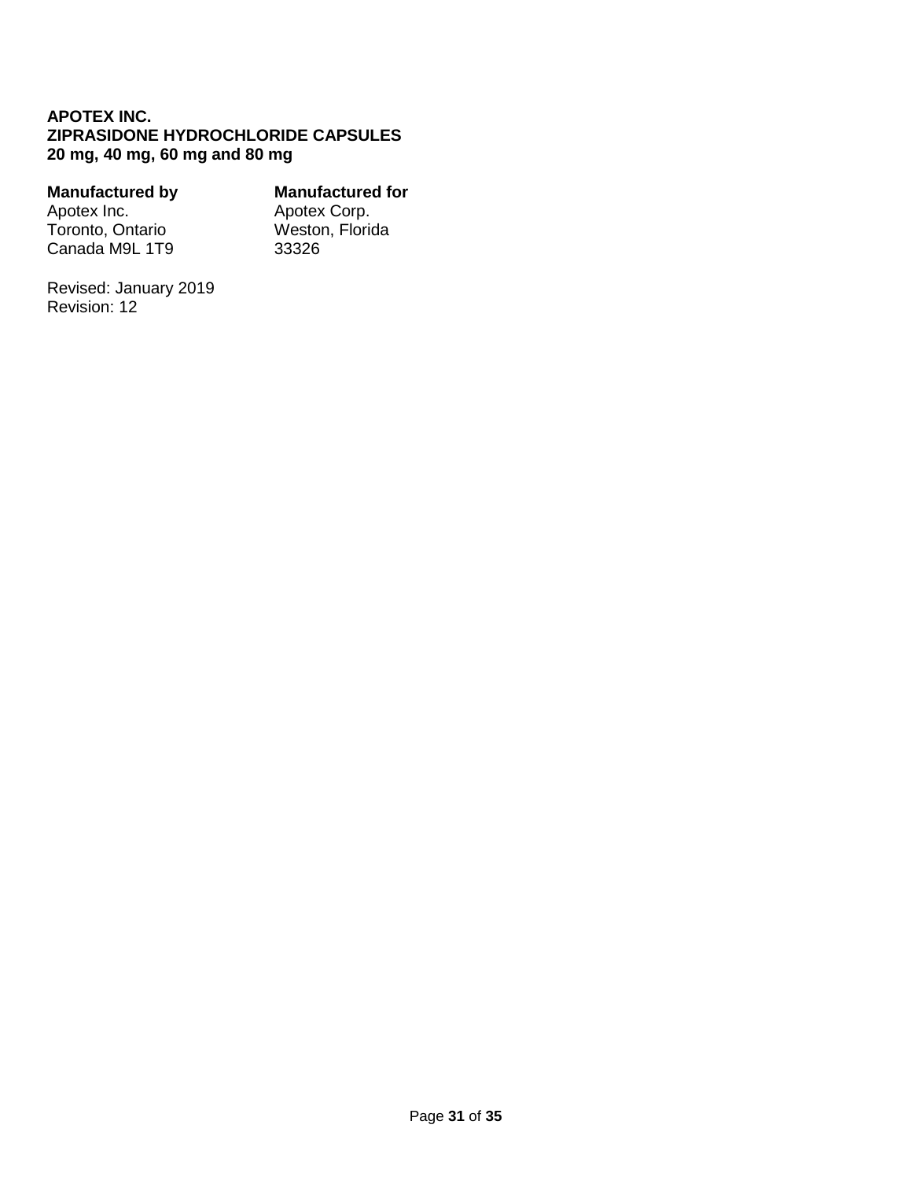**APOTEX INC.**
**ZIPRASIDONE HYDROCHLORIDE CAPSULES**
**20 mg, 40 mg, 60 mg and 80 mg**

**Manufactured by**
Apotex Inc.
Toronto, Ontario
Canada M9L 1T9

**Manufactured for**
Apotex Corp.
Weston, Florida
33326

Revised: January 2019
Revision: 12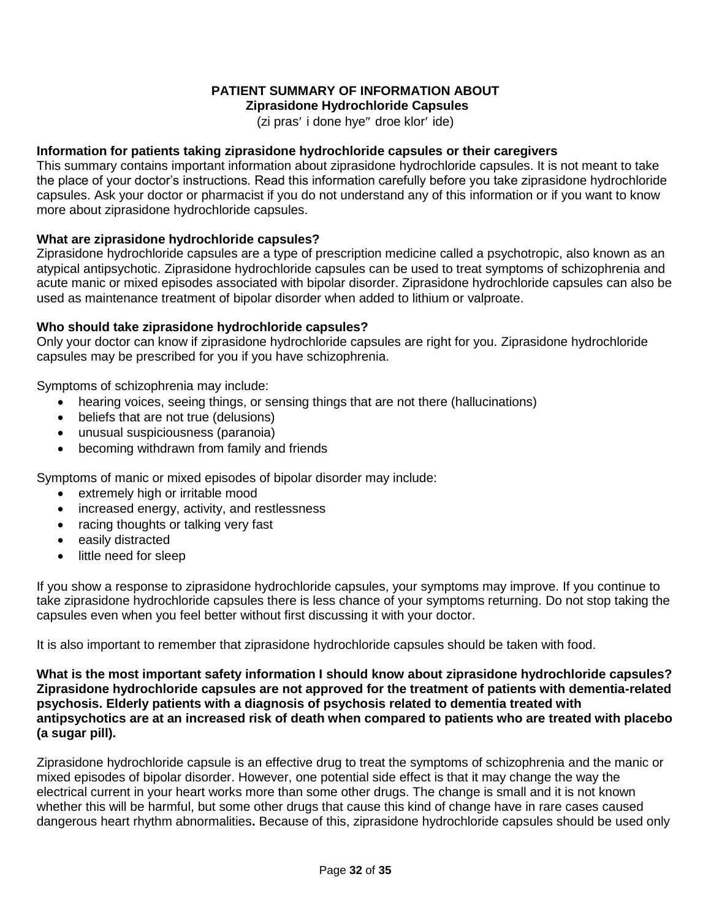# PATIENT SUMMARY OF INFORMATION ABOUT
## Ziprasidone Hydrochloride Capsules

(zi pras′ i done hye″ droe klor′ ide)

**Information for patients taking ziprasidone hydrochloride capsules or their caregivers**

This summary contains important information about ziprasidone hydrochloride capsules. It is not meant to take the place of your doctor's instructions. Read this information carefully before you take ziprasidone hydrochloride capsules. Ask your doctor or pharmacist if you do not understand any of this information or if you want to know more about ziprasidone hydrochloride capsules.

**What are ziprasidone hydrochloride capsules?**

Ziprasidone hydrochloride capsules are a type of prescription medicine called a psychotropic, also known as an atypical antipsychotic. Ziprasidone hydrochloride capsules can be used to treat symptoms of schizophrenia and acute manic or mixed episodes associated with bipolar disorder. Ziprasidone hydrochloride capsules can also be used as maintenance treatment of bipolar disorder when added to lithium or valproate.

**Who should take ziprasidone hydrochloride capsules?**

Only your doctor can know if ziprasidone hydrochloride capsules are right for you. Ziprasidone hydrochloride capsules may be prescribed for you if you have schizophrenia.

Symptoms of schizophrenia may include:

- hearing voices, seeing things, or sensing things that are not there (hallucinations)
- beliefs that are not true (delusions)
- unusual suspiciousness (paranoia)
- becoming withdrawn from family and friends

Symptoms of manic or mixed episodes of bipolar disorder may include:

- extremely high or irritable mood
- increased energy, activity, and restlessness
- racing thoughts or talking very fast
- easily distracted
- little need for sleep

If you show a response to ziprasidone hydrochloride capsules, your symptoms may improve. If you continue to take ziprasidone hydrochloride capsules there is less chance of your symptoms returning. Do not stop taking the capsules even when you feel better without first discussing it with your doctor.

It is also important to remember that ziprasidone hydrochloride capsules should be taken with food.

**What is the most important safety information I should know about ziprasidone hydrochloride capsules? Ziprasidone hydrochloride capsules are not approved for the treatment of patients with dementia-related psychosis. Elderly patients with a diagnosis of psychosis related to dementia treated with antipsychotics are at an increased risk of death when compared to patients who are treated with placebo (a sugar pill).**

Ziprasidone hydrochloride capsule is an effective drug to treat the symptoms of schizophrenia and the manic or mixed episodes of bipolar disorder. However, one potential side effect is that it may change the way the electrical current in your heart works more than some other drugs. The change is small and it is not known whether this will be harmful, but some other drugs that cause this kind of change have in rare cases caused dangerous heart rhythm abnormalities**.** Because of this, ziprasidone hydrochloride capsules should be used only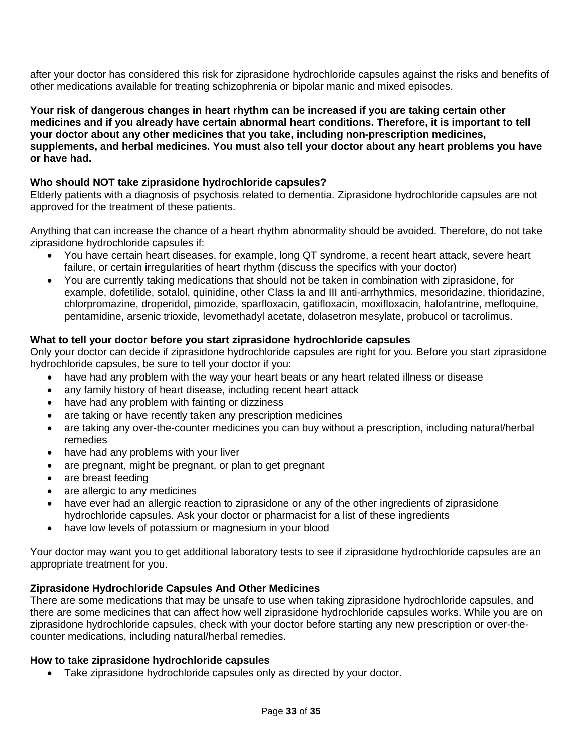after your doctor has considered this risk for ziprasidone hydrochloride capsules against the risks and benefits of other medications available for treating schizophrenia or bipolar manic and mixed episodes.

**Your risk of dangerous changes in heart rhythm can be increased if you are taking certain other medicines and if you already have certain abnormal heart conditions. Therefore, it is important to tell your doctor about any other medicines that you take, including non-prescription medicines, supplements, and herbal medicines. You must also tell your doctor about any heart problems you have or have had.**

**Who should NOT take ziprasidone hydrochloride capsules?**

Elderly patients with a diagnosis of psychosis related to dementia. Ziprasidone hydrochloride capsules are not approved for the treatment of these patients.

Anything that can increase the chance of a heart rhythm abnormality should be avoided. Therefore, do not take ziprasidone hydrochloride capsules if:

- You have certain heart diseases, for example, long QT syndrome, a recent heart attack, severe heart failure, or certain irregularities of heart rhythm (discuss the specifics with your doctor)
- You are currently taking medications that should not be taken in combination with ziprasidone, for example, dofetilide, sotalol, quinidine, other Class Ia and III anti-arrhythmics, mesoridazine, thioridazine, chlorpromazine, droperidol, pimozide, sparfloxacin, gatifloxacin, moxifloxacin, halofantrine, mefloquine, pentamidine, arsenic trioxide, levomethadyl acetate, dolasetron mesylate, probucol or tacrolimus.

**What to tell your doctor before you start ziprasidone hydrochloride capsules**

Only your doctor can decide if ziprasidone hydrochloride capsules are right for you. Before you start ziprasidone hydrochloride capsules, be sure to tell your doctor if you:

- have had any problem with the way your heart beats or any heart related illness or disease
- any family history of heart disease, including recent heart attack
- have had any problem with fainting or dizziness
- are taking or have recently taken any prescription medicines
- are taking any over-the-counter medicines you can buy without a prescription, including natural/herbal remedies
- have had any problems with your liver
- are pregnant, might be pregnant, or plan to get pregnant
- are breast feeding
- are allergic to any medicines
- have ever had an allergic reaction to ziprasidone or any of the other ingredients of ziprasidone hydrochloride capsules. Ask your doctor or pharmacist for a list of these ingredients
- have low levels of potassium or magnesium in your blood

Your doctor may want you to get additional laboratory tests to see if ziprasidone hydrochloride capsules are an appropriate treatment for you.

**Ziprasidone Hydrochloride Capsules And Other Medicines**

There are some medications that may be unsafe to use when taking ziprasidone hydrochloride capsules, and there are some medicines that can affect how well ziprasidone hydrochloride capsules works. While you are on ziprasidone hydrochloride capsules, check with your doctor before starting any new prescription or over-the-counter medications, including natural/herbal remedies.

**How to take ziprasidone hydrochloride capsules**

- Take ziprasidone hydrochloride capsules only as directed by your doctor.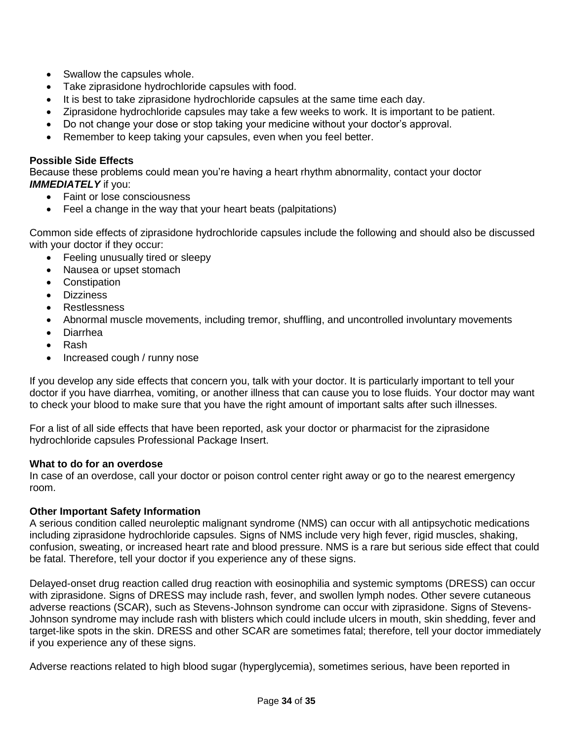- Swallow the capsules whole.
- Take ziprasidone hydrochloride capsules with food.
- It is best to take ziprasidone hydrochloride capsules at the same time each day.
- Ziprasidone hydrochloride capsules may take a few weeks to work. It is important to be patient.
- Do not change your dose or stop taking your medicine without your doctor's approval.
- Remember to keep taking your capsules, even when you feel better.

**Possible Side Effects**

Because these problems could mean you're having a heart rhythm abnormality, contact your doctor ***IMMEDIATELY*** if you:

- Faint or lose consciousness
- Feel a change in the way that your heart beats (palpitations)

Common side effects of ziprasidone hydrochloride capsules include the following and should also be discussed with your doctor if they occur:

- Feeling unusually tired or sleepy
- Nausea or upset stomach
- Constipation
- Dizziness
- Restlessness
- Abnormal muscle movements, including tremor, shuffling, and uncontrolled involuntary movements
- Diarrhea
- Rash
- Increased cough / runny nose

If you develop any side effects that concern you, talk with your doctor. It is particularly important to tell your doctor if you have diarrhea, vomiting, or another illness that can cause you to lose fluids. Your doctor may want to check your blood to make sure that you have the right amount of important salts after such illnesses.

For a list of all side effects that have been reported, ask your doctor or pharmacist for the ziprasidone hydrochloride capsules Professional Package Insert.

**What to do for an overdose**

In case of an overdose, call your doctor or poison control center right away or go to the nearest emergency room.

**Other Important Safety Information**

A serious condition called neuroleptic malignant syndrome (NMS) can occur with all antipsychotic medications including ziprasidone hydrochloride capsules. Signs of NMS include very high fever, rigid muscles, shaking, confusion, sweating, or increased heart rate and blood pressure. NMS is a rare but serious side effect that could be fatal. Therefore, tell your doctor if you experience any of these signs.

Delayed-onset drug reaction called drug reaction with eosinophilia and systemic symptoms (DRESS) can occur with ziprasidone. Signs of DRESS may include rash, fever, and swollen lymph nodes. Other severe cutaneous adverse reactions (SCAR), such as Stevens-Johnson syndrome can occur with ziprasidone. Signs of Stevens-Johnson syndrome may include rash with blisters which could include ulcers in mouth, skin shedding, fever and target-like spots in the skin. DRESS and other SCAR are sometimes fatal; therefore, tell your doctor immediately if you experience any of these signs.

Adverse reactions related to high blood sugar (hyperglycemia), sometimes serious, have been reported in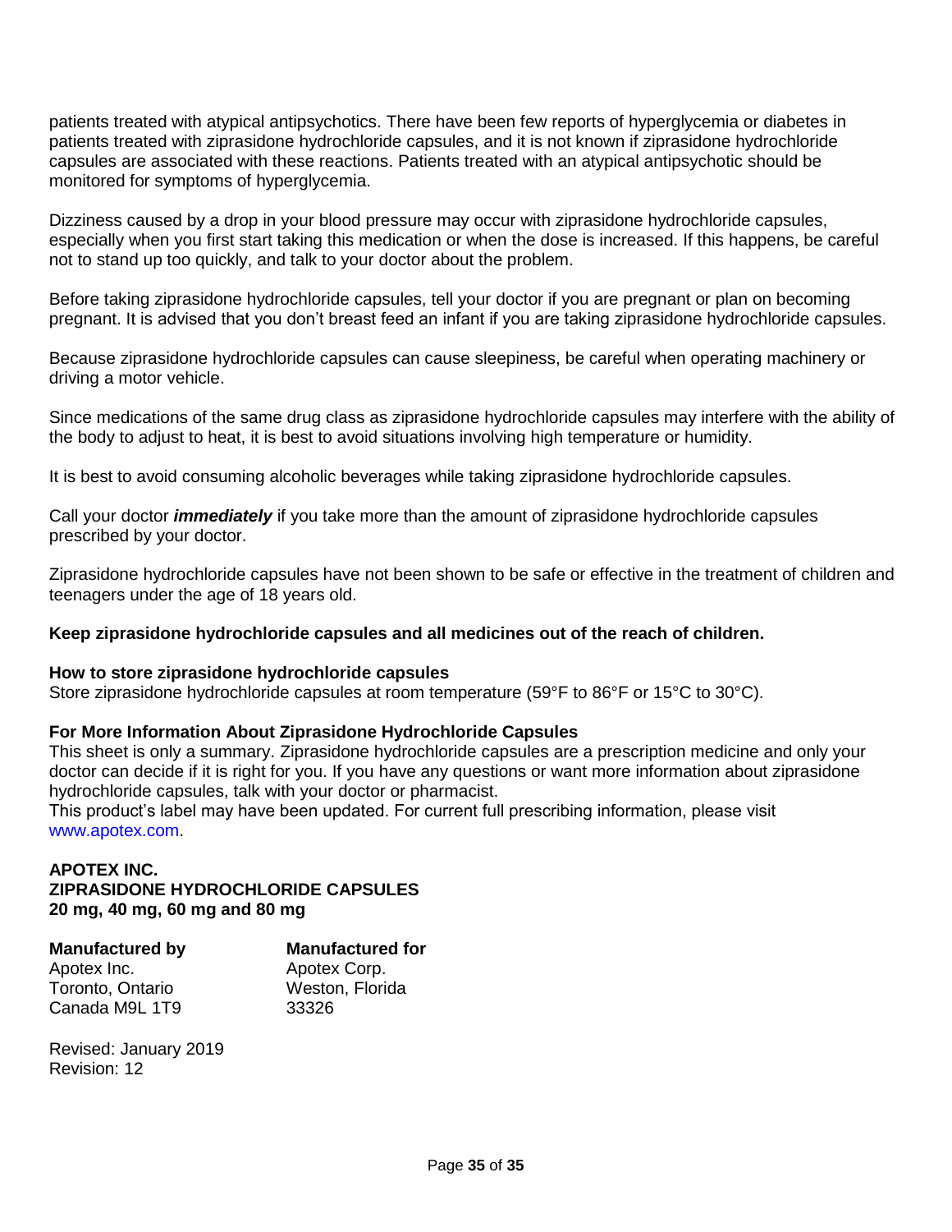patients treated with atypical antipsychotics. There have been few reports of hyperglycemia or diabetes in patients treated with ziprasidone hydrochloride capsules, and it is not known if ziprasidone hydrochloride capsules are associated with these reactions. Patients treated with an atypical antipsychotic should be monitored for symptoms of hyperglycemia.

Dizziness caused by a drop in your blood pressure may occur with ziprasidone hydrochloride capsules, especially when you first start taking this medication or when the dose is increased. If this happens, be careful not to stand up too quickly, and talk to your doctor about the problem.

Before taking ziprasidone hydrochloride capsules, tell your doctor if you are pregnant or plan on becoming pregnant. It is advised that you don't breast feed an infant if you are taking ziprasidone hydrochloride capsules.

Because ziprasidone hydrochloride capsules can cause sleepiness, be careful when operating machinery or driving a motor vehicle.

Since medications of the same drug class as ziprasidone hydrochloride capsules may interfere with the ability of the body to adjust to heat, it is best to avoid situations involving high temperature or humidity.

It is best to avoid consuming alcoholic beverages while taking ziprasidone hydrochloride capsules.

Call your doctor ***immediately*** if you take more than the amount of ziprasidone hydrochloride capsules prescribed by your doctor.

Ziprasidone hydrochloride capsules have not been shown to be safe or effective in the treatment of children and teenagers under the age of 18 years old.

**Keep ziprasidone hydrochloride capsules and all medicines out of the reach of children.**

**How to store ziprasidone hydrochloride capsules**

Store ziprasidone hydrochloride capsules at room temperature (59°F to 86°F or 15°C to 30°C).

**For More Information About Ziprasidone Hydrochloride Capsules**

This sheet is only a summary. Ziprasidone hydrochloride capsules are a prescription medicine and only your doctor can decide if it is right for you. If you have any questions or want more information about ziprasidone hydrochloride capsules, talk with your doctor or pharmacist.

This product's label may have been updated. For current full prescribing information, please visit www.apotex.com.

**APOTEX INC.**
**ZIPRASIDONE HYDROCHLORIDE CAPSULES**
**20 mg, 40 mg, 60 mg and 80 mg**

| **Manufactured by** | **Manufactured for** |
| --- | --- |
| Apotex Inc. | Apotex Corp. |
| Toronto, Ontario | Weston, Florida |
| Canada M9L 1T9 | 33326 |

Revised: January 2019
Revision: 12